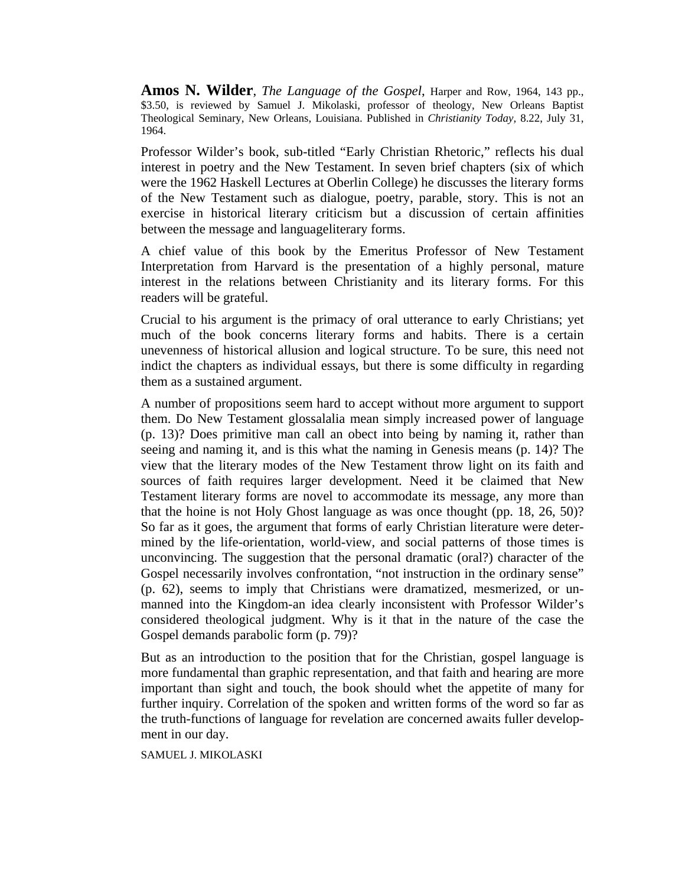**Amos N. Wilder**, *The Language of the Gospel*, Harper and Row, 1964, 143 pp., $3.50, is reviewed by Samuel J. Mikolaski, professor of theology, New Orleans Baptist Theological Seminary, New Orleans, Louisiana. Published in *Christianity Today,* 8.22, July 31, 1964.

Professor Wilder's book, sub-titled "Early Christian Rhetoric," reflects his dual interest in poetry and the New Testament. In seven brief chapters (six of which were the 1962 Haskell Lectures at Oberlin College) he discusses the literary forms of the New Testament such as dialogue, poetry, parable, story. This is not an exercise in historical literary criticism but a discussion of certain affinities between the message and languageliterary forms.

A chief value of this book by the Emeritus Professor of New Testament Interpretation from Harvard is the presentation of a highly personal, mature interest in the relations between Christianity and its literary forms. For this readers will be grateful.

Crucial to his argument is the primacy of oral utterance to early Christians; yet much of the book concerns literary forms and habits. There is a certain unevenness of historical allusion and logical structure. To be sure, this need not indict the chapters as individual essays, but there is some difficulty in regarding them as a sustained argument.

A number of propositions seem hard to accept without more argument to support them. Do New Testament glossalalia mean simply increased power of language (p. 13)? Does primitive man call an obect into being by naming it, rather than seeing and naming it, and is this what the naming in Genesis means (p. 14)? The view that the literary modes of the New Testament throw light on its faith and sources of faith requires larger development. Need it be claimed that New Testament literary forms are novel to accommodate its message, any more than that the hoine is not Holy Ghost language as was once thought (pp. 18, 26, 50)? So far as it goes, the argument that forms of early Christian literature were determined by the life-orientation, world-view, and social patterns of those times is unconvincing. The suggestion that the personal dramatic (oral?) character of the Gospel necessarily involves confrontation, "not instruction in the ordinary sense" (p. 62), seems to imply that Christians were dramatized, mesmerized, or unmanned into the Kingdom-an idea clearly inconsistent with Professor Wilder's considered theological judgment. Why is it that in the nature of the case the Gospel demands parabolic form (p. 79)?

But as an introduction to the position that for the Christian, gospel language is more fundamental than graphic representation, and that faith and hearing are more important than sight and touch, the book should whet the appetite of many for further inquiry. Correlation of the spoken and written forms of the word so far as the truth-functions of language for revelation are concerned awaits fuller development in our day.

SAMUEL J. MIKOLASKI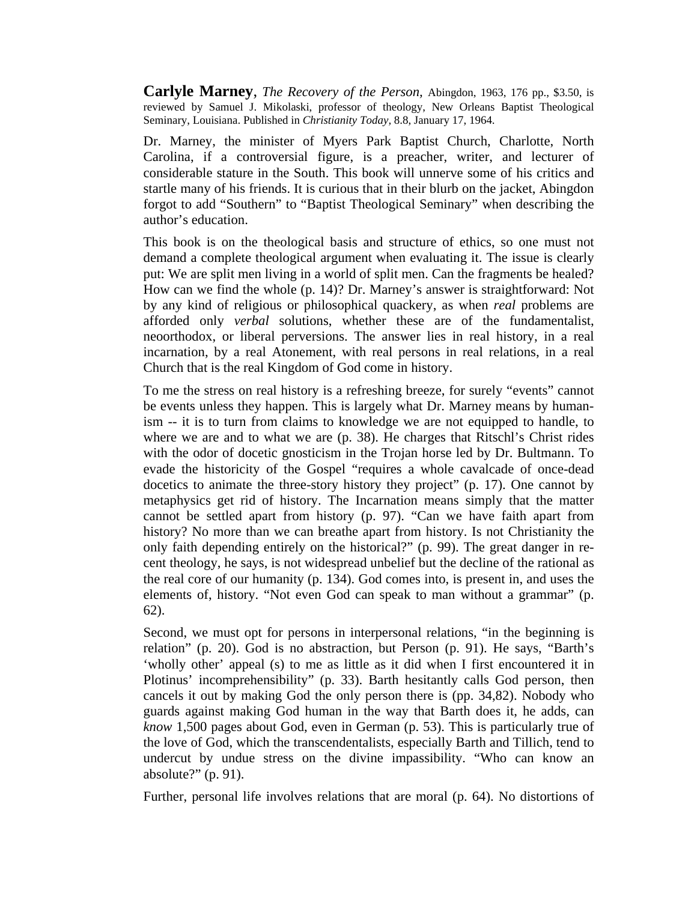**Carlyle Marney**, *The Recovery of the Person,* Abingdon, 1963, 176 pp., $3.50, is reviewed by Samuel J. Mikolaski, professor of theology, New Orleans Baptist Theological Seminary, Louisiana. Published in *Christianity Today,* 8.8, January 17, 1964.

Dr. Marney, the minister of Myers Park Baptist Church, Charlotte, North Carolina, if a controversial figure, is a preacher, writer, and lecturer of considerable stature in the South. This book will unnerve some of his critics and startle many of his friends. It is curious that in their blurb on the jacket, Abingdon forgot to add "Southern" to "Baptist Theological Seminary" when describing the author's education.

This book is on the theological basis and structure of ethics, so one must not demand a complete theological argument when evaluating it. The issue is clearly put: We are split men living in a world of split men. Can the fragments be healed? How can we find the whole (p. 14)? Dr. Marney's answer is straightforward: Not by any kind of religious or philosophical quackery, as when *real* problems are afforded only *verbal* solutions, whether these are of the fundamentalist, neoorthodox, or liberal perversions. The answer lies in real history, in a real incarnation, by a real Atonement, with real persons in real relations, in a real Church that is the real Kingdom of God come in history.

To me the stress on real history is a refreshing breeze, for surely "events" cannot be events unless they happen. This is largely what Dr. Marney means by humanism -- it is to turn from claims to knowledge we are not equipped to handle, to where we are and to what we are (p. 38). He charges that Ritschl's Christ rides with the odor of docetic gnosticism in the Trojan horse led by Dr. Bultmann. To evade the historicity of the Gospel "requires a whole cavalcade of once-dead docetics to animate the three-story history they project" (p. 17). One cannot by metaphysics get rid of history. The Incarnation means simply that the matter cannot be settled apart from history (p. 97). "Can we have faith apart from history? No more than we can breathe apart from history. Is not Christianity the only faith depending entirely on the historical?" (p. 99). The great danger in recent theology, he says, is not widespread unbelief but the decline of the rational as the real core of our humanity (p. 134). God comes into, is present in, and uses the elements of, history. "Not even God can speak to man without a grammar" (p. 62).

Second, we must opt for persons in interpersonal relations, "in the beginning is relation" (p. 20). God is no abstraction, but Person (p. 91). He says, "Barth's 'wholly other' appeal (s) to me as little as it did when I first encountered it in Plotinus' incomprehensibility" (p. 33). Barth hesitantly calls God person, then cancels it out by making God the only person there is (pp. 34,82). Nobody who guards against making God human in the way that Barth does it, he adds, can *know* 1,500 pages about God, even in German (p. 53). This is particularly true of the love of God, which the transcendentalists, especially Barth and Tillich, tend to undercut by undue stress on the divine impassibility. "Who can know an absolute?" (p. 91).

Further, personal life involves relations that are moral (p. 64). No distortions of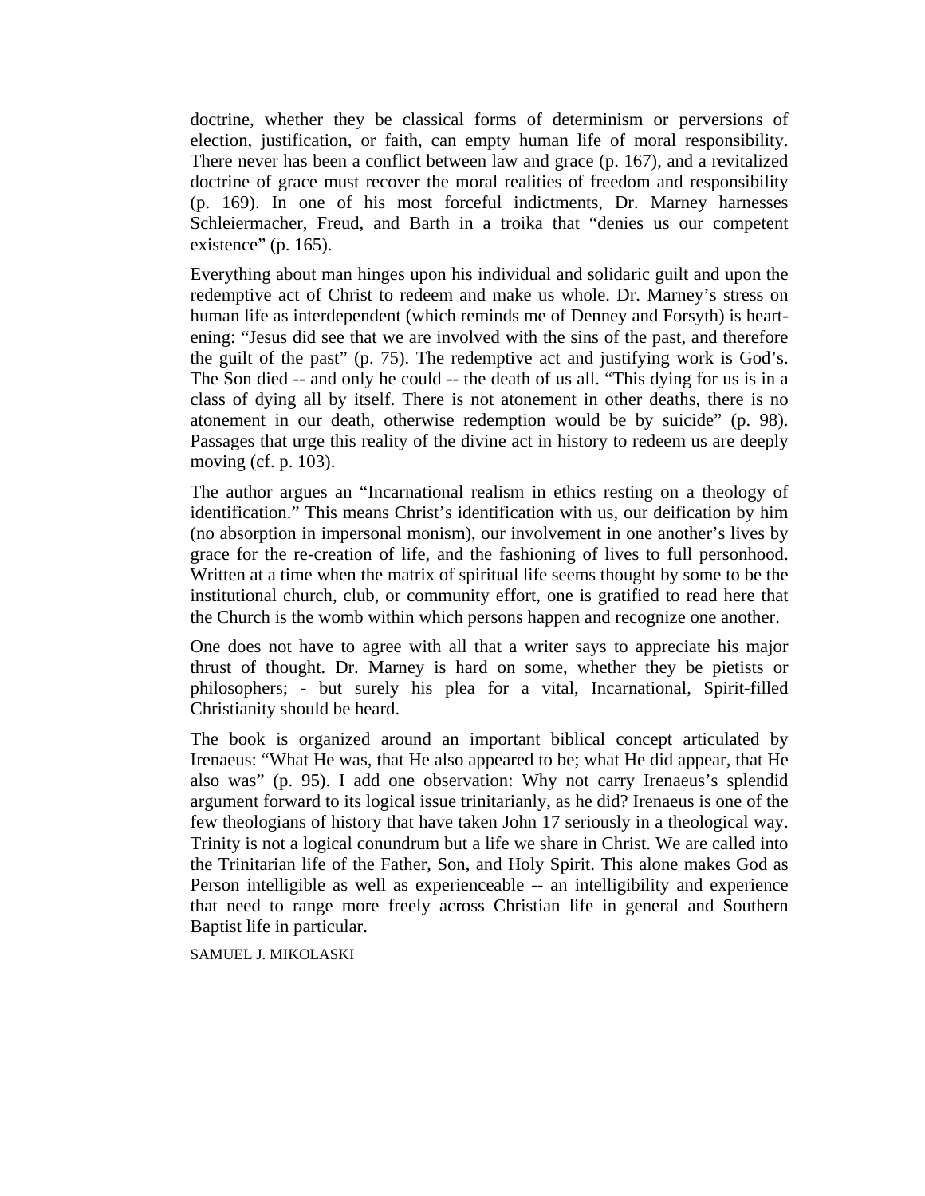doctrine, whether they be classical forms of determinism or perversions of election, justification, or faith, can empty human life of moral responsibility. There never has been a conflict between law and grace (p. 167), and a revitalized doctrine of grace must recover the moral realities of freedom and responsibility (p. 169). In one of his most forceful indictments, Dr. Marney harnesses Schleiermacher, Freud, and Barth in a troika that "denies us our competent existence" (p. 165).

Everything about man hinges upon his individual and solidaric guilt and upon the redemptive act of Christ to redeem and make us whole. Dr. Marney's stress on human life as interdependent (which reminds me of Denney and Forsyth) is heartening: "Jesus did see that we are involved with the sins of the past, and therefore the guilt of the past" (p. 75). The redemptive act and justifying work is God's. The Son died -- and only he could -- the death of us all. "This dying for us is in a class of dying all by itself. There is not atonement in other deaths, there is no atonement in our death, otherwise redemption would be by suicide" (p. 98). Passages that urge this reality of the divine act in history to redeem us are deeply moving (cf. p. 103).

The author argues an "Incarnational realism in ethics resting on a theology of identification." This means Christ's identification with us, our deification by him (no absorption in impersonal monism), our involvement in one another's lives by grace for the re-creation of life, and the fashioning of lives to full personhood. Written at a time when the matrix of spiritual life seems thought by some to be the institutional church, club, or community effort, one is gratified to read here that the Church is the womb within which persons happen and recognize one another.

One does not have to agree with all that a writer says to appreciate his major thrust of thought. Dr. Marney is hard on some, whether they be pietists or philosophers; - but surely his plea for a vital, Incarnational, Spirit-filled Christianity should be heard.

The book is organized around an important biblical concept articulated by Irenaeus: "What He was, that He also appeared to be; what He did appear, that He also was" (p. 95). I add one observation: Why not carry Irenaeus's splendid argument forward to its logical issue trinitarianly, as he did? Irenaeus is one of the few theologians of history that have taken John 17 seriously in a theological way. Trinity is not a logical conundrum but a life we share in Christ. We are called into the Trinitarian life of the Father, Son, and Holy Spirit. This alone makes God as Person intelligible as well as experienceable -- an intelligibility and experience that need to range more freely across Christian life in general and Southern Baptist life in particular.

SAMUEL J. MIKOLASKI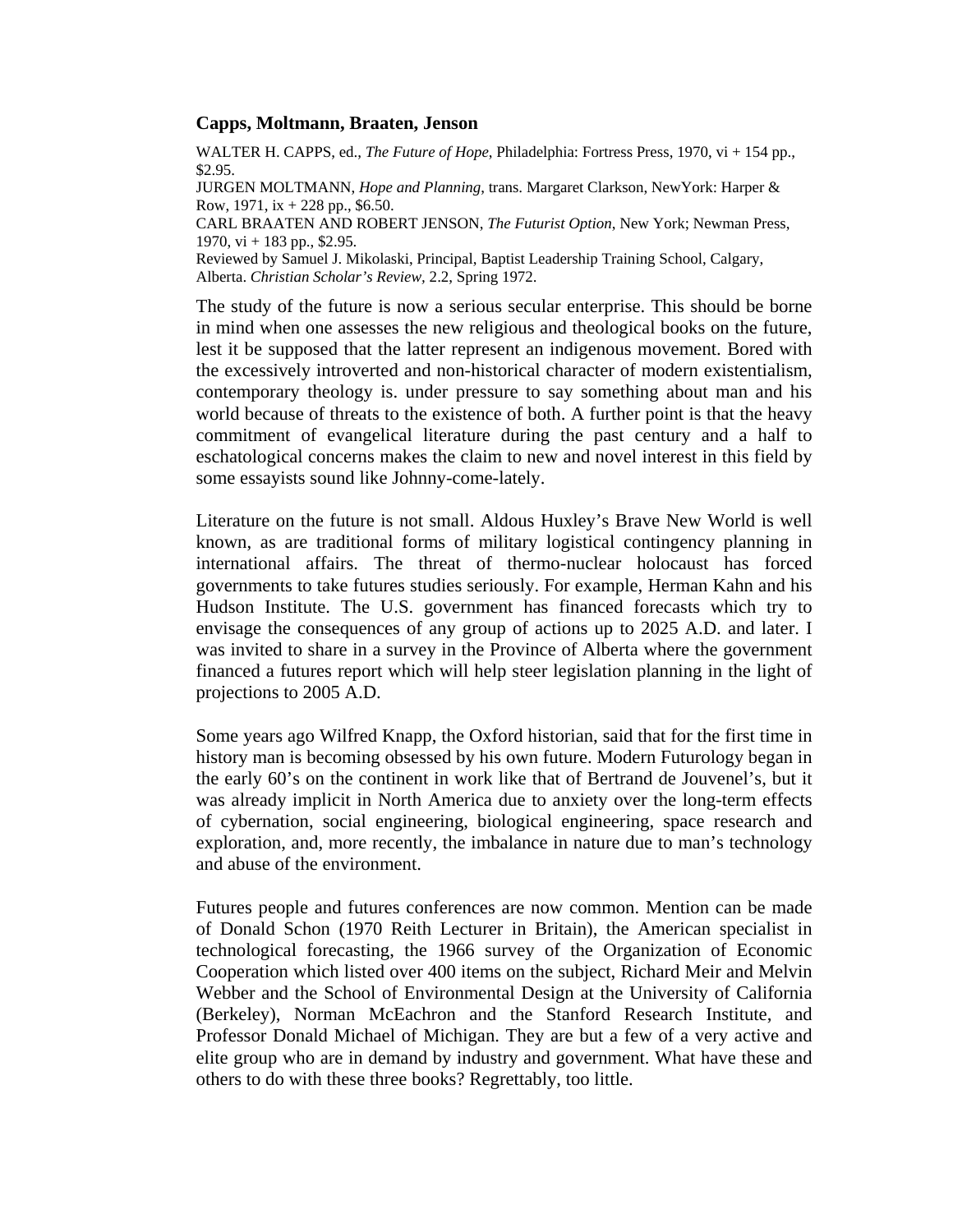## Capps, Moltmann, Braaten, Jenson

WALTER H. CAPPS, ed., *The Future of Hope*, Philadelphia: Fortress Press, 1970, vi + 154 pp., $2.95.
JURGEN MOLTMANN, *Hope and Planning*, trans. Margaret Clarkson, NewYork: Harper & Row, 1971, ix + 228 pp., $6.50.
CARL BRAATEN AND ROBERT JENSON, *The Futurist Option*, New York; Newman Press, 1970, vi + 183 pp., $2.95.
Reviewed by Samuel J. Mikolaski, Principal, Baptist Leadership Training School, Calgary, Alberta. *Christian Scholar's Review*, 2.2, Spring 1972.

The study of the future is now a serious secular enterprise. This should be borne in mind when one assesses the new religious and theological books on the future, lest it be supposed that the latter represent an indigenous movement. Bored with the excessively introverted and non-historical character of modern existentialism, contemporary theology is. under pressure to say something about man and his world because of threats to the existence of both. A further point is that the heavy commitment of evangelical literature during the past century and a half to eschatological concerns makes the claim to new and novel interest in this field by some essayists sound like Johnny-come-lately.

Literature on the future is not small. Aldous Huxley's Brave New World is well known, as are traditional forms of military logistical contingency planning in international affairs. The threat of thermo-nuclear holocaust has forced governments to take futures studies seriously. For example, Herman Kahn and his Hudson Institute. The U.S. government has financed forecasts which try to envisage the consequences of any group of actions up to 2025 A.D. and later. I was invited to share in a survey in the Province of Alberta where the government financed a futures report which will help steer legislation planning in the light of projections to 2005 A.D.

Some years ago Wilfred Knapp, the Oxford historian, said that for the first time in history man is becoming obsessed by his own future. Modern Futurology began in the early 60's on the continent in work like that of Bertrand de Jouvenel's, but it was already implicit in North America due to anxiety over the long-term effects of cybernation, social engineering, biological engineering, space research and exploration, and, more recently, the imbalance in nature due to man's technology and abuse of the environment.

Futures people and futures conferences are now common. Mention can be made of Donald Schon (1970 Reith Lecturer in Britain), the American specialist in technological forecasting, the 1966 survey of the Organization of Economic Cooperation which listed over 400 items on the subject, Richard Meir and Melvin Webber and the School of Environmental Design at the University of California (Berkeley), Norman McEachron and the Stanford Research Institute, and Professor Donald Michael of Michigan. They are but a few of a very active and elite group who are in demand by industry and government. What have these and others to do with these three books? Regrettably, too little.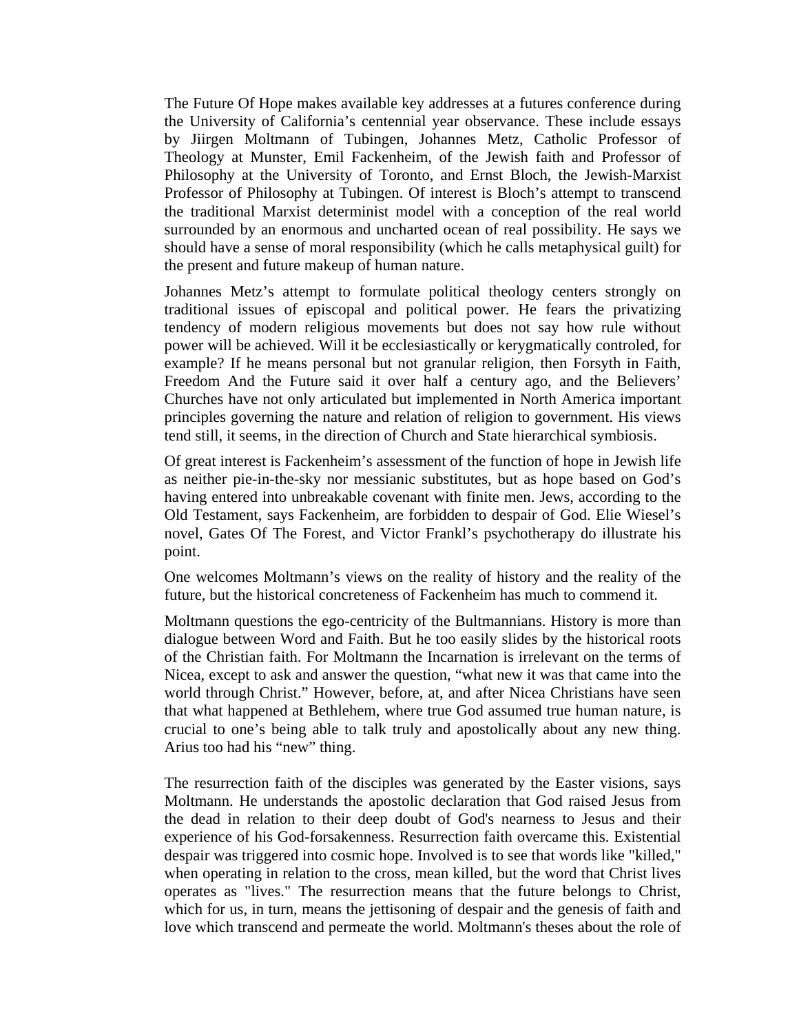The Future Of Hope makes available key addresses at a futures conference during the University of California's centennial year observance. These include essays by Jiirgen Moltmann of Tubingen, Johannes Metz, Catholic Professor of Theology at Munster, Emil Fackenheim, of the Jewish faith and Professor of Philosophy at the University of Toronto, and Ernst Bloch, the Jewish-Marxist Professor of Philosophy at Tubingen. Of interest is Bloch's attempt to transcend the traditional Marxist determinist model with a conception of the real world surrounded by an enormous and uncharted ocean of real possibility. He says we should have a sense of moral responsibility (which he calls metaphysical guilt) for the present and future makeup of human nature.

Johannes Metz's attempt to formulate political theology centers strongly on traditional issues of episcopal and political power. He fears the privatizing tendency of modern religious movements but does not say how rule without power will be achieved. Will it be ecclesiastically or kerygmatically controled, for example? If he means personal but not granular religion, then Forsyth in Faith, Freedom And the Future said it over half a century ago, and the Believers' Churches have not only articulated but implemented in North America important principles governing the nature and relation of religion to government. His views tend still, it seems, in the direction of Church and State hierarchical symbiosis.

Of great interest is Fackenheim's assessment of the function of hope in Jewish life as neither pie-in-the-sky nor messianic substitutes, but as hope based on God's having entered into unbreakable covenant with finite men. Jews, according to the Old Testament, says Fackenheim, are forbidden to despair of God. Elie Wiesel's novel, Gates Of The Forest, and Victor Frankl's psychotherapy do illustrate his point.

One welcomes Moltmann's views on the reality of history and the reality of the future, but the historical concreteness of Fackenheim has much to commend it.

Moltmann questions the ego-centricity of the Bultmannians. History is more than dialogue between Word and Faith. But he too easily slides by the historical roots of the Christian faith. For Moltmann the Incarnation is irrelevant on the terms of Nicea, except to ask and answer the question, "what new it was that came into the world through Christ." However, before, at, and after Nicea Christians have seen that what happened at Bethlehem, where true God assumed true human nature, is crucial to one's being able to talk truly and apostolically about any new thing. Arius too had his "new" thing.

The resurrection faith of the disciples was generated by the Easter visions, says Moltmann. He understands the apostolic declaration that God raised Jesus from the dead in relation to their deep doubt of God's nearness to Jesus and their experience of his God-forsakenness. Resurrection faith overcame this. Existential despair was triggered into cosmic hope. Involved is to see that words like "killed," when operating in relation to the cross, mean killed, but the word that Christ lives operates as "lives." The resurrection means that the future belongs to Christ, which for us, in turn, means the jettisoning of despair and the genesis of faith and love which transcend and permeate the world. Moltmann's theses about the role of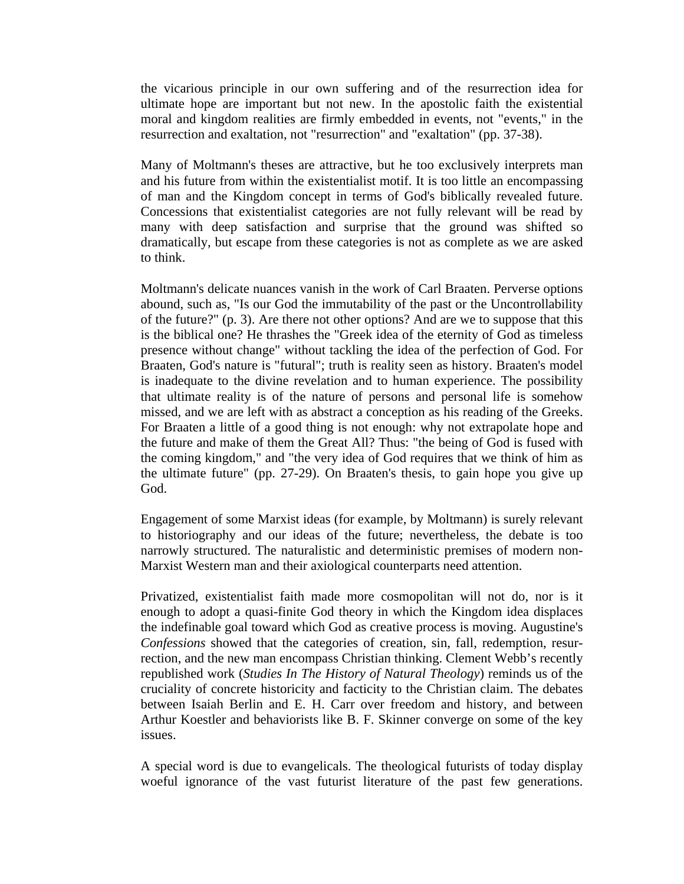the vicarious principle in our own suffering and of the resurrection idea for ultimate hope are important but not new. In the apostolic faith the existential moral and kingdom realities are firmly embedded in events, not "events," in the resurrection and exaltation, not "resurrection" and "exaltation" (pp. 37-38).

Many of Moltmann's theses are attractive, but he too exclusively interprets man and his future from within the existentialist motif. It is too little an encompassing of man and the Kingdom concept in terms of God's biblically revealed future. Concessions that existentialist categories are not fully relevant will be read by many with deep satisfaction and surprise that the ground was shifted so dramatically, but escape from these categories is not as complete as we are asked to think.

Moltmann's delicate nuances vanish in the work of Carl Braaten. Perverse options abound, such as, "Is our God the immutability of the past or the Uncontrollability of the future?" (p. 3). Are there not other options? And are we to suppose that this is the biblical one? He thrashes the "Greek idea of the eternity of God as timeless presence without change" without tackling the idea of the perfection of God. For Braaten, God's nature is "futural"; truth is reality seen as history. Braaten's model is inadequate to the divine revelation and to human experience. The possibility that ultimate reality is of the nature of persons and personal life is somehow missed, and we are left with as abstract a conception as his reading of the Greeks. For Braaten a little of a good thing is not enough: why not extrapolate hope and the future and make of them the Great All? Thus: "the being of God is fused with the coming kingdom," and "the very idea of God requires that we think of him as the ultimate future" (pp. 27-29). On Braaten's thesis, to gain hope you give up God.

Engagement of some Marxist ideas (for example, by Moltmann) is surely relevant to historiography and our ideas of the future; nevertheless, the debate is too narrowly structured. The naturalistic and deterministic premises of modern non-Marxist Western man and their axiological counterparts need attention.

Privatized, existentialist faith made more cosmopolitan will not do, nor is it enough to adopt a quasi-finite God theory in which the Kingdom idea displaces the indefinable goal toward which God as creative process is moving. Augustine's *Confessions* showed that the categories of creation, sin, fall, redemption, resurrection, and the new man encompass Christian thinking. Clement Webb's recently republished work (*Studies In The History of Natural Theology*) reminds us of the cruciality of concrete historicity and facticity to the Christian claim. The debates between Isaiah Berlin and E. H. Carr over freedom and history, and between Arthur Koestler and behaviorists like B. F. Skinner converge on some of the key issues.

A special word is due to evangelicals. The theological futurists of today display woeful ignorance of the vast futurist literature of the past few generations.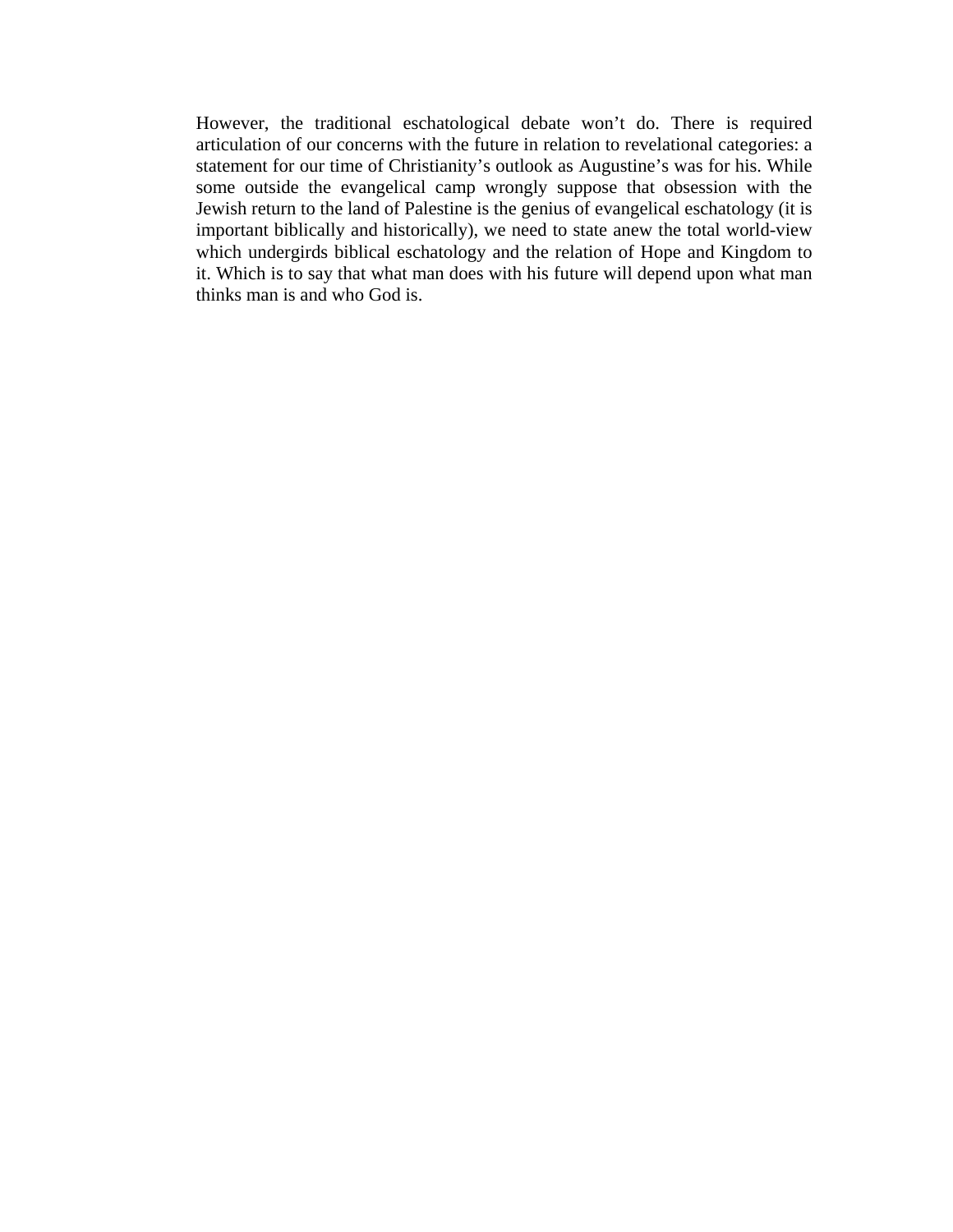However, the traditional eschatological debate won't do. There is required articulation of our concerns with the future in relation to revelational categories: a statement for our time of Christianity's outlook as Augustine's was for his. While some outside the evangelical camp wrongly suppose that obsession with the Jewish return to the land of Palestine is the genius of evangelical eschatology (it is important biblically and historically), we need to state anew the total world-view which undergirds biblical eschatology and the relation of Hope and Kingdom to it. Which is to say that what man does with his future will depend upon what man thinks man is and who God is.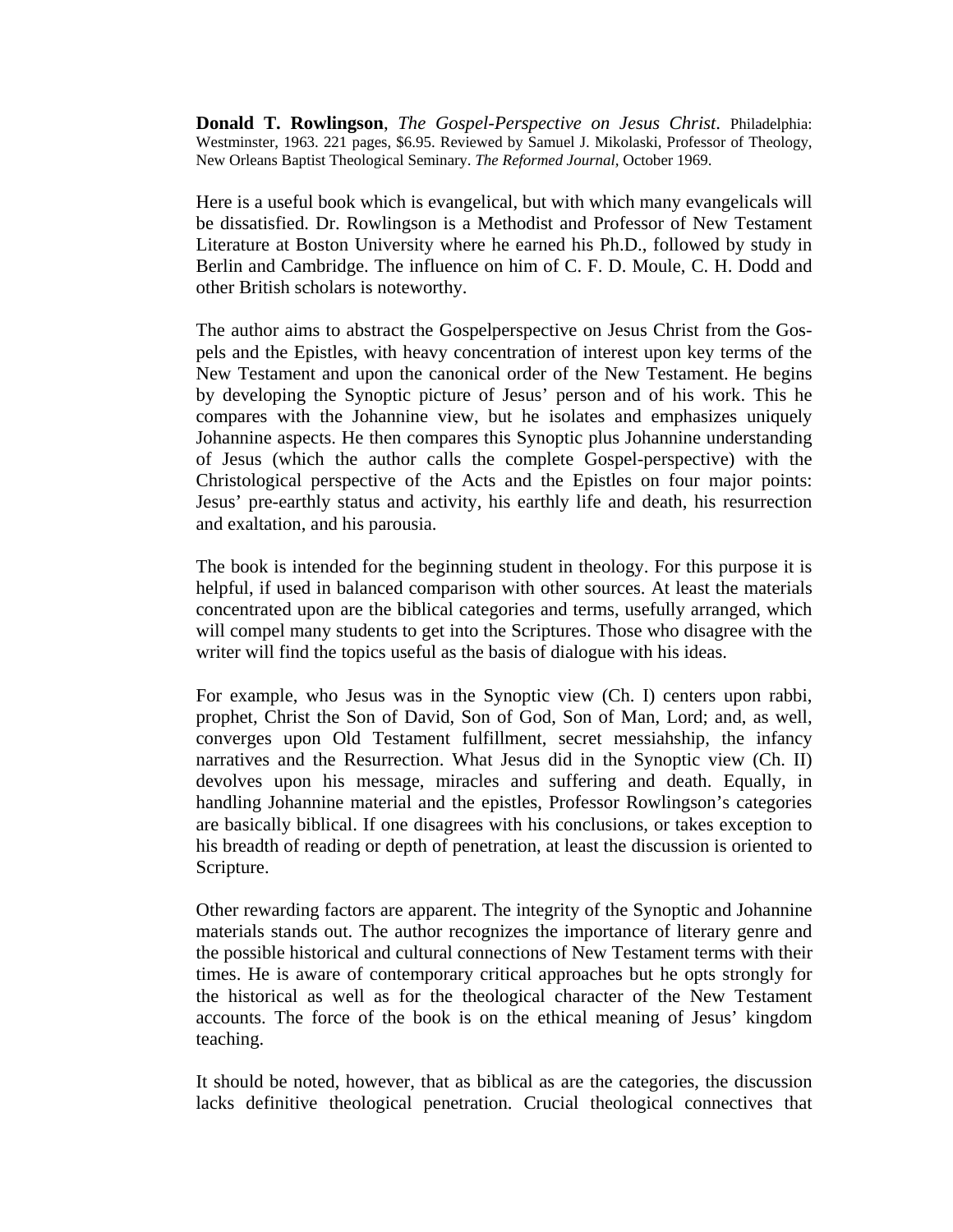**Donald T. Rowlingson**, *The Gospel-Perspective on Jesus Christ*. Philadelphia: Westminster, 1963. 221 pages, $6.95. Reviewed by Samuel J. Mikolaski, Professor of Theology, New Orleans Baptist Theological Seminary. *The Reformed Journal,* October 1969.

Here is a useful book which is evangelical, but with which many evangelicals will be dissatisfied. Dr. Rowlingson is a Methodist and Professor of New Testament Literature at Boston University where he earned his Ph.D., followed by study in Berlin and Cambridge. The influence on him of C. F. D. Moule, C. H. Dodd and other British scholars is noteworthy.

The author aims to abstract the Gospelperspective on Jesus Christ from the Gospels and the Epistles, with heavy concentration of interest upon key terms of the New Testament and upon the canonical order of the New Testament. He begins by developing the Synoptic picture of Jesus' person and of his work. This he compares with the Johannine view, but he isolates and emphasizes uniquely Johannine aspects. He then compares this Synoptic plus Johannine understanding of Jesus (which the author calls the complete Gospel-perspective) with the Christological perspective of the Acts and the Epistles on four major points: Jesus' pre-earthly status and activity, his earthly life and death, his resurrection and exaltation, and his parousia.

The book is intended for the beginning student in theology. For this purpose it is helpful, if used in balanced comparison with other sources. At least the materials concentrated upon are the biblical categories and terms, usefully arranged, which will compel many students to get into the Scriptures. Those who disagree with the writer will find the topics useful as the basis of dialogue with his ideas.

For example, who Jesus was in the Synoptic view (Ch. I) centers upon rabbi, prophet, Christ the Son of David, Son of God, Son of Man, Lord; and, as well, converges upon Old Testament fulfillment, secret messiahship, the infancy narratives and the Resurrection. What Jesus did in the Synoptic view (Ch. II) devolves upon his message, miracles and suffering and death. Equally, in handling Johannine material and the epistles, Professor Rowlingson's categories are basically biblical. If one disagrees with his conclusions, or takes exception to his breadth of reading or depth of penetration, at least the discussion is oriented to Scripture.

Other rewarding factors are apparent. The integrity of the Synoptic and Johannine materials stands out. The author recognizes the importance of literary genre and the possible historical and cultural connections of New Testament terms with their times. He is aware of contemporary critical approaches but he opts strongly for the historical as well as for the theological character of the New Testament accounts. The force of the book is on the ethical meaning of Jesus' kingdom teaching.

It should be noted, however, that as biblical as are the categories, the discussion lacks definitive theological penetration. Crucial theological connectives that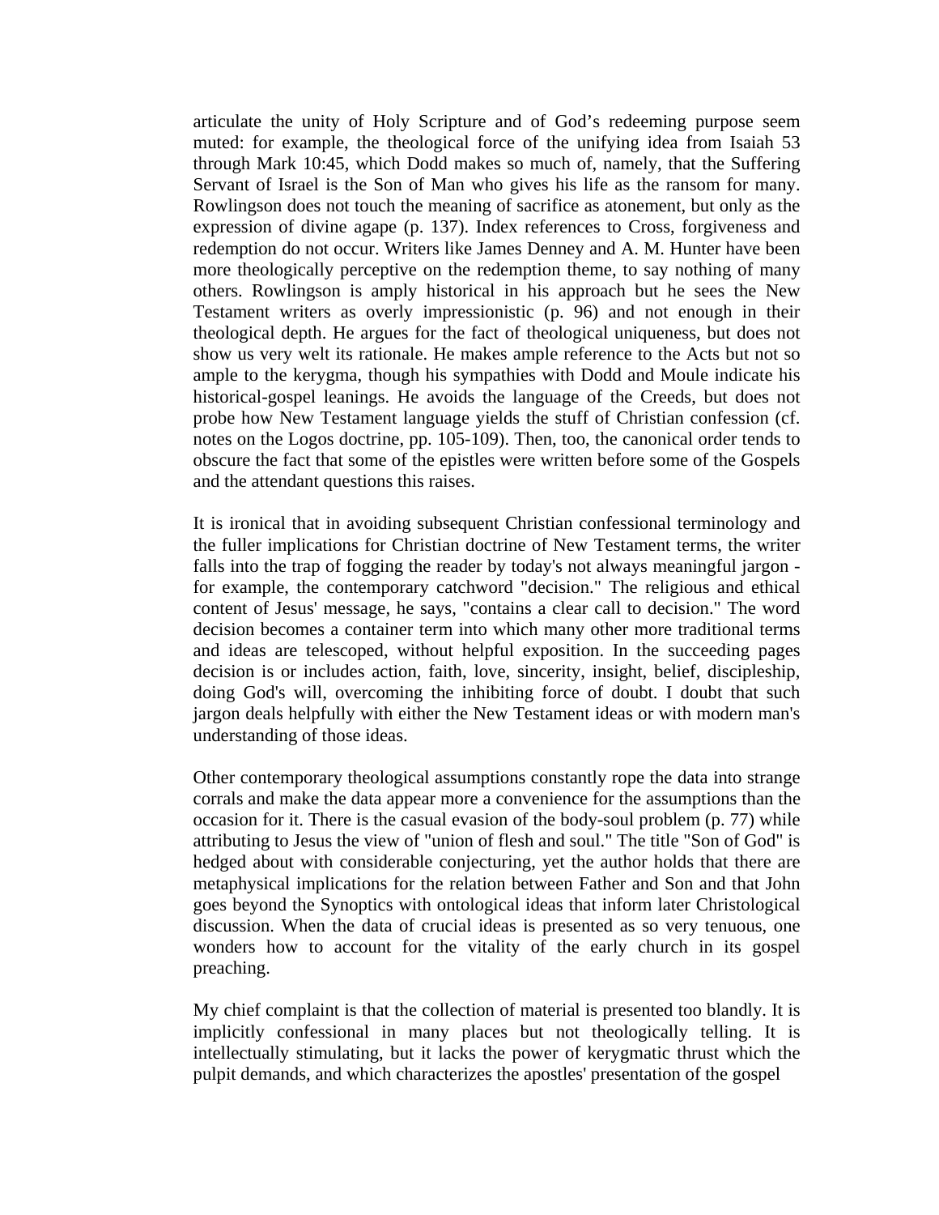articulate the unity of Holy Scripture and of God’s redeeming purpose seem muted: for example, the theological force of the unifying idea from Isaiah 53 through Mark 10:45, which Dodd makes so much of, namely, that the Suffering Servant of Israel is the Son of Man who gives his life as the ransom for many. Rowlingson does not touch the meaning of sacrifice as atonement, but only as the expression of divine agape (p. 137). Index references to Cross, forgiveness and redemption do not occur. Writers like James Denney and A. M. Hunter have been more theologically perceptive on the redemption theme, to say nothing of many others. Rowlingson is amply historical in his approach but he sees the New Testament writers as overly impressionistic (p. 96) and not enough in their theological depth. He argues for the fact of theological uniqueness, but does not show us very welt its rationale. He makes ample reference to the Acts but not so ample to the kerygma, though his sympathies with Dodd and Moule indicate his historical-gospel leanings. He avoids the language of the Creeds, but does not probe how New Testament language yields the stuff of Christian confession (cf. notes on the Logos doctrine, pp. 105-109). Then, too, the canonical order tends to obscure the fact that some of the epistles were written before some of the Gospels and the attendant questions this raises.

It is ironical that in avoiding subsequent Christian confessional terminology and the fuller implications for Christian doctrine of New Testament terms, the writer falls into the trap of fogging the reader by today's not always meaningful jargon - for example, the contemporary catchword "decision." The religious and ethical content of Jesus' message, he says, "contains a clear call to decision." The word decision becomes a container term into which many other more traditional terms and ideas are telescoped, without helpful exposition. In the succeeding pages decision is or includes action, faith, love, sincerity, insight, belief, discipleship, doing God's will, overcoming the inhibiting force of doubt. I doubt that such jargon deals helpfully with either the New Testament ideas or with modern man's understanding of those ideas.

Other contemporary theological assumptions constantly rope the data into strange corrals and make the data appear more a convenience for the assumptions than the occasion for it. There is the casual evasion of the body-soul problem (p. 77) while attributing to Jesus the view of "union of flesh and soul." The title "Son of God" is hedged about with considerable conjecturing, yet the author holds that there are metaphysical implications for the relation between Father and Son and that John goes beyond the Synoptics with ontological ideas that inform later Christological discussion. When the data of crucial ideas is presented as so very tenuous, one wonders how to account for the vitality of the early church in its gospel preaching.

My chief complaint is that the collection of material is presented too blandly. It is implicitly confessional in many places but not theologically telling. It is intellectually stimulating, but it lacks the power of kerygmatic thrust which the pulpit demands, and which characterizes the apostles' presentation of the gospel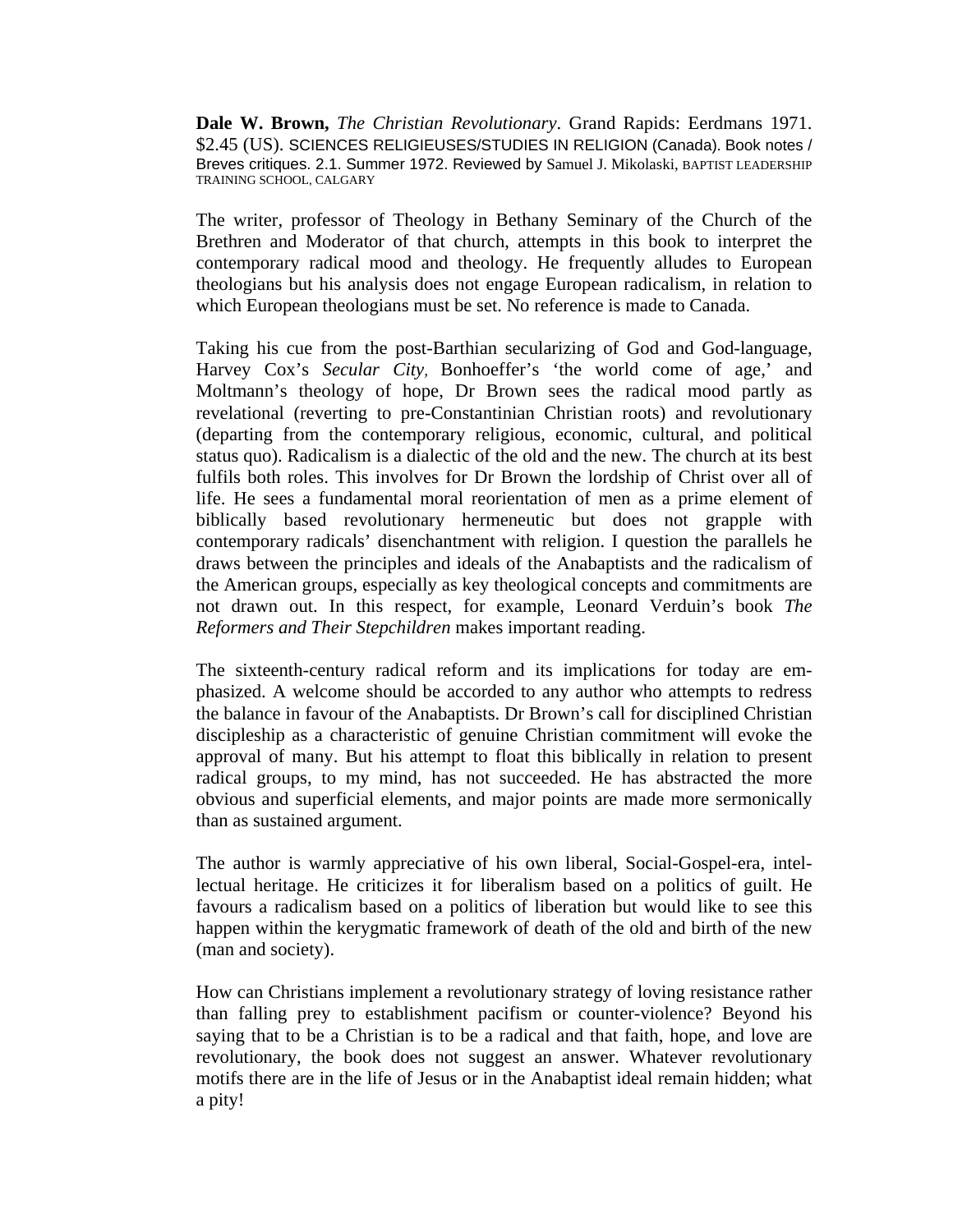**Dale W. Brown,** *The Christian Revolutionary*. Grand Rapids: Eerdmans 1971. $2.45 (US). SCIENCES RELIGIEUSES/STUDIES IN RELIGION (Canada). Book notes / Breves critiques. 2.1. Summer 1972. Reviewed by Samuel J. Mikolaski, BAPTIST LEADERSHIP TRAINING SCHOOL, CALGARY

The writer, professor of Theology in Bethany Seminary of the Church of the Brethren and Moderator of that church, attempts in this book to interpret the contemporary radical mood and theology. He frequently alludes to European theologians but his analysis does not engage European radicalism, in relation to which European theologians must be set. No reference is made to Canada.

Taking his cue from the post-Barthian secularizing of God and God-language, Harvey Cox's *Secular City,* Bonhoeffer's 'the world come of age,' and Moltmann's theology of hope, Dr Brown sees the radical mood partly as revelational (reverting to pre-Constantinian Christian roots) and revolutionary (departing from the contemporary religious, economic, cultural, and political status quo). Radicalism is a dialectic of the old and the new. The church at its best fulfils both roles. This involves for Dr Brown the lordship of Christ over all of life. He sees a fundamental moral reorientation of men as a prime element of biblically based revolutionary hermeneutic but does not grapple with contemporary radicals' disenchantment with religion. I question the parallels he draws between the principles and ideals of the Anabaptists and the radicalism of the American groups, especially as key theological concepts and commitments are not drawn out. In this respect, for example, Leonard Verduin's book *The Reformers and Their Stepchildren* makes important reading.

The sixteenth-century radical reform and its implications for today are emphasized. A welcome should be accorded to any author who attempts to redress the balance in favour of the Anabaptists. Dr Brown's call for disciplined Christian discipleship as a characteristic of genuine Christian commitment will evoke the approval of many. But his attempt to float this biblically in relation to present radical groups, to my mind, has not succeeded. He has abstracted the more obvious and superficial elements, and major points are made more sermonically than as sustained argument.

The author is warmly appreciative of his own liberal, Social-Gospel-era, intellectual heritage. He criticizes it for liberalism based on a politics of guilt. He favours a radicalism based on a politics of liberation but would like to see this happen within the kerygmatic framework of death of the old and birth of the new (man and society).

How can Christians implement a revolutionary strategy of loving resistance rather than falling prey to establishment pacifism or counter-violence? Beyond his saying that to be a Christian is to be a radical and that faith, hope, and love are revolutionary, the book does not suggest an answer. Whatever revolutionary motifs there are in the life of Jesus or in the Anabaptist ideal remain hidden; what a pity!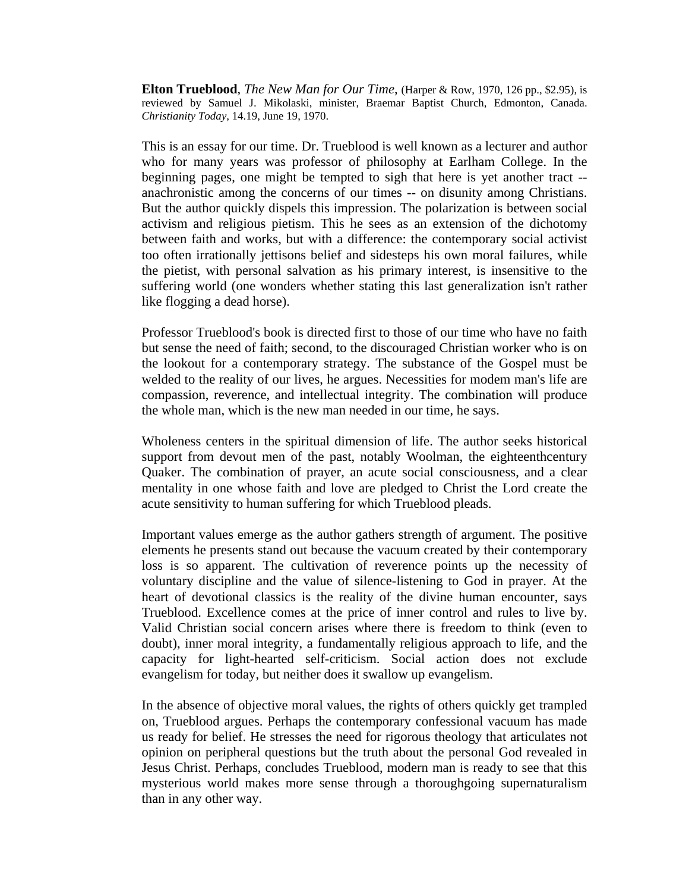**Elton Trueblood**, *The New Man for Our Time*, (Harper & Row, 1970, 126 pp., $2.95), is reviewed by Samuel J. Mikolaski, minister, Braemar Baptist Church, Edmonton, Canada. *Christianity Today,* 14.19, June 19, 1970.

This is an essay for our time. Dr. Trueblood is well known as a lecturer and author who for many years was professor of philosophy at Earlham College. In the beginning pages, one might be tempted to sigh that here is yet another tract -- anachronistic among the concerns of our times -- on disunity among Christians. But the author quickly dispels this impression. The polarization is between social activism and religious pietism. This he sees as an extension of the dichotomy between faith and works, but with a difference: the contemporary social activist too often irrationally jettisons belief and sidesteps his own moral failures, while the pietist, with personal salvation as his primary interest, is insensitive to the suffering world (one wonders whether stating this last generalization isn't rather like flogging a dead horse).

Professor Trueblood's book is directed first to those of our time who have no faith but sense the need of faith; second, to the discouraged Christian worker who is on the lookout for a contemporary strategy. The substance of the Gospel must be welded to the reality of our lives, he argues. Necessities for modem man's life are compassion, reverence, and intellectual integrity. The combination will produce the whole man, which is the new man needed in our time, he says.

Wholeness centers in the spiritual dimension of life. The author seeks historical support from devout men of the past, notably Woolman, the eighteenthcentury Quaker. The combination of prayer, an acute social consciousness, and a clear mentality in one whose faith and love are pledged to Christ the Lord create the acute sensitivity to human suffering for which Trueblood pleads.

Important values emerge as the author gathers strength of argument. The positive elements he presents stand out because the vacuum created by their contemporary loss is so apparent. The cultivation of reverence points up the necessity of voluntary discipline and the value of silence-listening to God in prayer. At the heart of devotional classics is the reality of the divine human encounter, says Trueblood. Excellence comes at the price of inner control and rules to live by. Valid Christian social concern arises where there is freedom to think (even to doubt), inner moral integrity, a fundamentally religious approach to life, and the capacity for light-hearted self-criticism. Social action does not exclude evangelism for today, but neither does it swallow up evangelism.

In the absence of objective moral values, the rights of others quickly get trampled on, Trueblood argues. Perhaps the contemporary confessional vacuum has made us ready for belief. He stresses the need for rigorous theology that articulates not opinion on peripheral questions but the truth about the personal God revealed in Jesus Christ. Perhaps, concludes Trueblood, modern man is ready to see that this mysterious world makes more sense through a thoroughgoing supernaturalism than in any other way.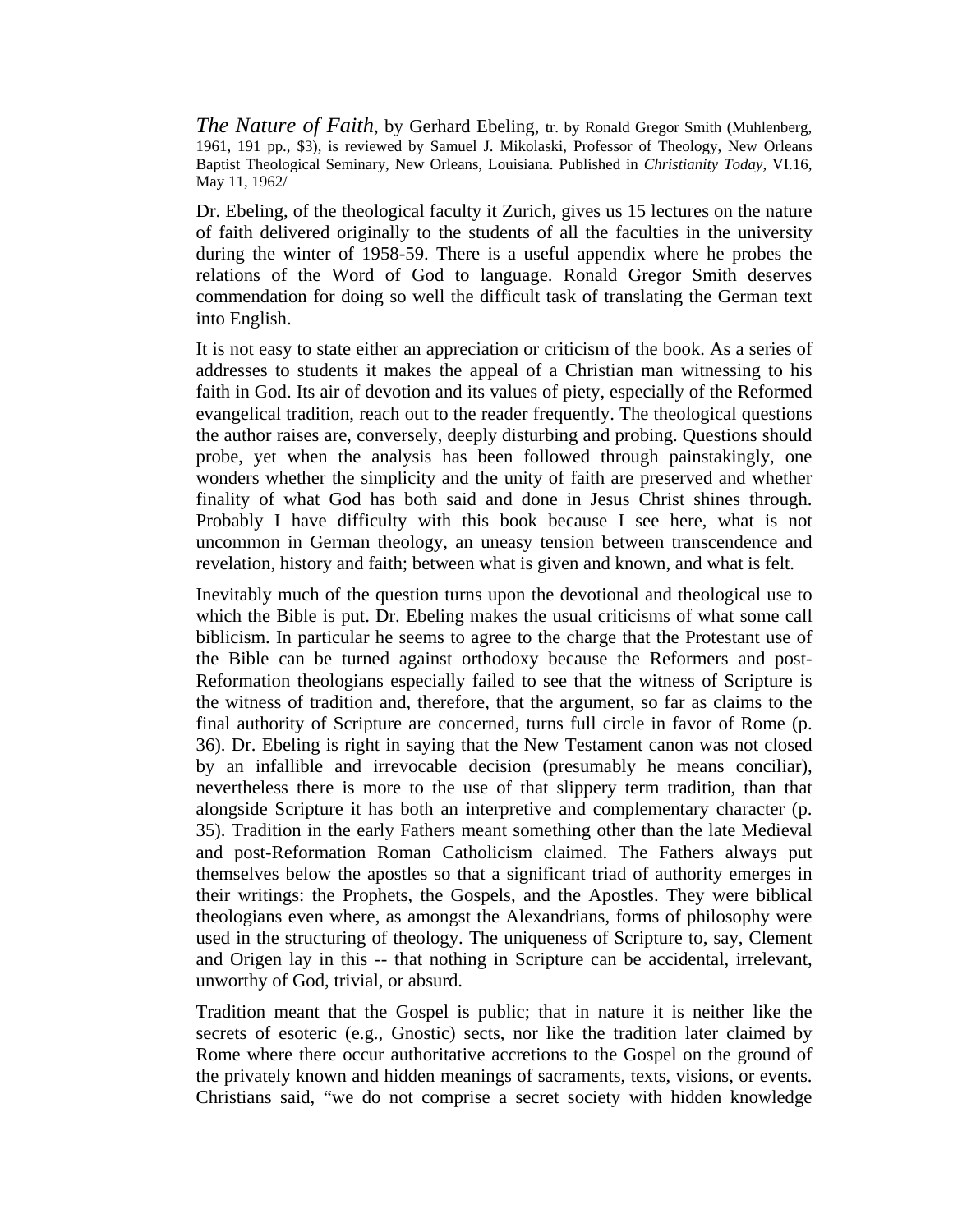*The Nature of Faith*, by Gerhard Ebeling, tr. by Ronald Gregor Smith (Muhlenberg, 1961, 191 pp., $3), is reviewed by Samuel J. Mikolaski, Professor of Theology, New Orleans Baptist Theological Seminary, New Orleans, Louisiana. Published in *Christianity Today,* VI.16, May 11, 1962/

Dr. Ebeling, of the theological faculty it Zurich, gives us 15 lectures on the nature of faith delivered originally to the students of all the faculties in the university during the winter of 1958-59. There is a useful appendix where he probes the relations of the Word of God to language. Ronald Gregor Smith deserves commendation for doing so well the difficult task of translating the German text into English.

It is not easy to state either an appreciation or criticism of the book. As a series of addresses to students it makes the appeal of a Christian man witnessing to his faith in God. Its air of devotion and its values of piety, especially of the Reformed evangelical tradition, reach out to the reader frequently. The theological questions the author raises are, conversely, deeply disturbing and probing. Questions should probe, yet when the analysis has been followed through painstakingly, one wonders whether the simplicity and the unity of faith are preserved and whether finality of what God has both said and done in Jesus Christ shines through. Probably I have difficulty with this book because I see here, what is not uncommon in German theology, an uneasy tension between transcendence and revelation, history and faith; between what is given and known, and what is felt.

Inevitably much of the question turns upon the devotional and theological use to which the Bible is put. Dr. Ebeling makes the usual criticisms of what some call biblicism. In particular he seems to agree to the charge that the Protestant use of the Bible can be turned against orthodoxy because the Reformers and post-Reformation theologians especially failed to see that the witness of Scripture is the witness of tradition and, therefore, that the argument, so far as claims to the final authority of Scripture are concerned, turns full circle in favor of Rome (p. 36). Dr. Ebeling is right in saying that the New Testament canon was not closed by an infallible and irrevocable decision (presumably he means conciliar), nevertheless there is more to the use of that slippery term tradition, than that alongside Scripture it has both an interpretive and complementary character (p. 35). Tradition in the early Fathers meant something other than the late Medieval and post-Reformation Roman Catholicism claimed. The Fathers always put themselves below the apostles so that a significant triad of authority emerges in their writings: the Prophets, the Gospels, and the Apostles. They were biblical theologians even where, as amongst the Alexandrians, forms of philosophy were used in the structuring of theology. The uniqueness of Scripture to, say, Clement and Origen lay in this -- that nothing in Scripture can be accidental, irrelevant, unworthy of God, trivial, or absurd.

Tradition meant that the Gospel is public; that in nature it is neither like the secrets of esoteric (e.g., Gnostic) sects, nor like the tradition later claimed by Rome where there occur authoritative accretions to the Gospel on the ground of the privately known and hidden meanings of sacraments, texts, visions, or events. Christians said, “we do not comprise a secret society with hidden knowledge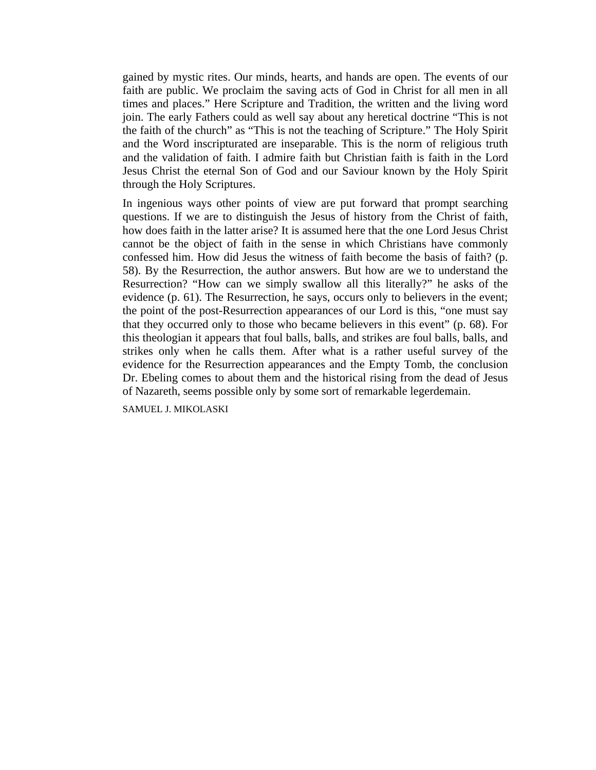gained by mystic rites. Our minds, hearts, and hands are open. The events of our faith are public. We proclaim the saving acts of God in Christ for all men in all times and places." Here Scripture and Tradition, the written and the living word join. The early Fathers could as well say about any heretical doctrine "This is not the faith of the church" as "This is not the teaching of Scripture." The Holy Spirit and the Word inscripturated are inseparable. This is the norm of religious truth and the validation of faith. I admire faith but Christian faith is faith in the Lord Jesus Christ the eternal Son of God and our Saviour known by the Holy Spirit through the Holy Scriptures.

In ingenious ways other points of view are put forward that prompt searching questions. If we are to distinguish the Jesus of history from the Christ of faith, how does faith in the latter arise? It is assumed here that the one Lord Jesus Christ cannot be the object of faith in the sense in which Christians have commonly confessed him. How did Jesus the witness of faith become the basis of faith? (p. 58). By the Resurrection, the author answers. But how are we to understand the Resurrection? "How can we simply swallow all this literally?" he asks of the evidence (p. 61). The Resurrection, he says, occurs only to believers in the event; the point of the post-Resurrection appearances of our Lord is this, "one must say that they occurred only to those who became believers in this event" (p. 68). For this theologian it appears that foul balls, balls, and strikes are foul balls, balls, and strikes only when he calls them. After what is a rather useful survey of the evidence for the Resurrection appearances and the Empty Tomb, the conclusion Dr. Ebeling comes to about them and the historical rising from the dead of Jesus of Nazareth, seems possible only by some sort of remarkable legerdemain.

SAMUEL J. MIKOLASKI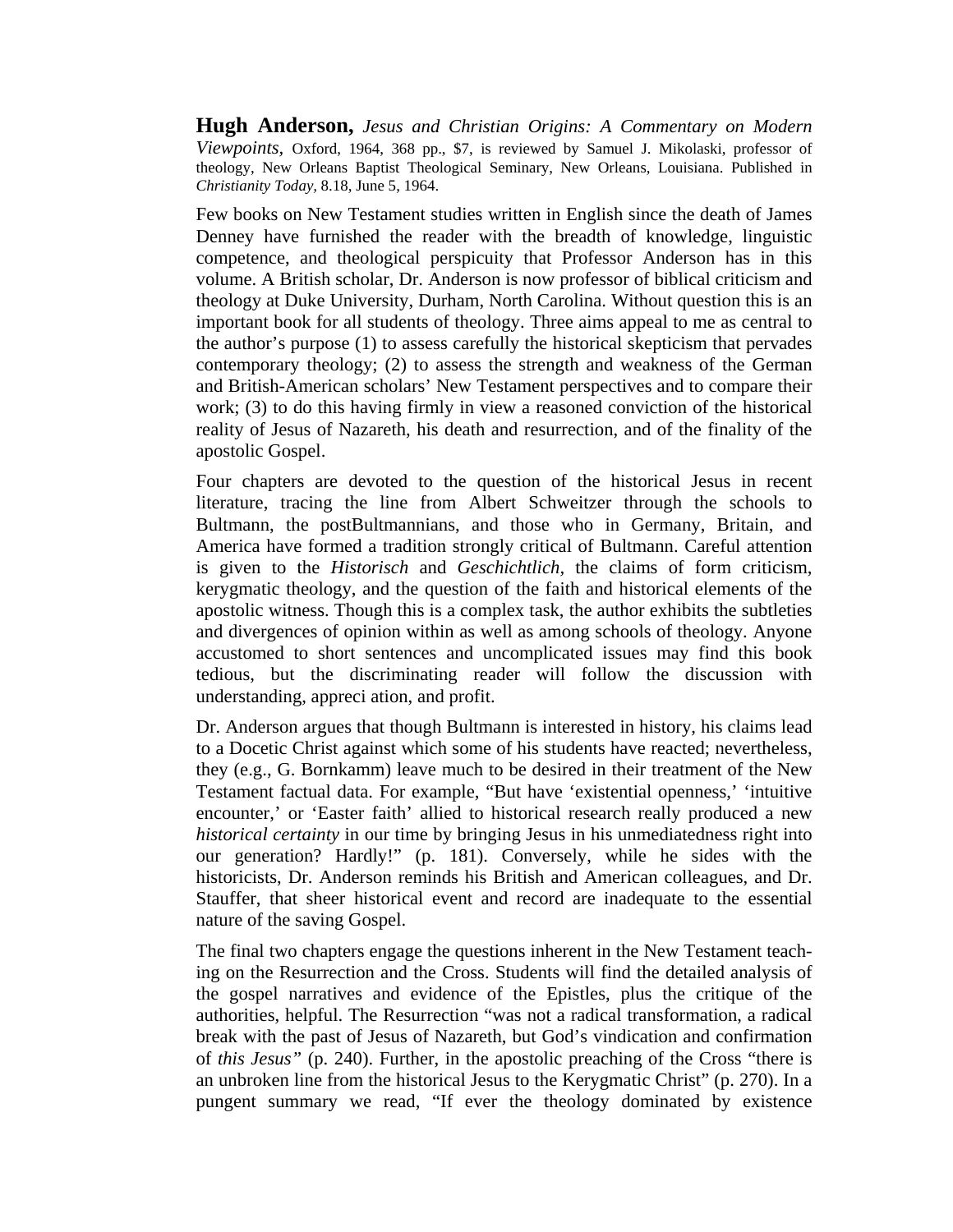**Hugh Anderson,** *Jesus and Christian Origins: A Commentary on Modern Viewpoints*, Oxford, 1964, 368 pp., $7, is reviewed by Samuel J. Mikolaski, professor of theology, New Orleans Baptist Theological Seminary, New Orleans, Louisiana. Published in *Christianity Today*, 8.18, June 5, 1964.

Few books on New Testament studies written in English since the death of James Denney have furnished the reader with the breadth of knowledge, linguistic competence, and theological perspicuity that Professor Anderson has in this volume. A British scholar, Dr. Anderson is now professor of biblical criticism and theology at Duke University, Durham, North Carolina. Without question this is an important book for all students of theology. Three aims appeal to me as central to the author's purpose (1) to assess carefully the historical skepticism that pervades contemporary theology; (2) to assess the strength and weakness of the German and British-American scholars' New Testament perspectives and to compare their work; (3) to do this having firmly in view a reasoned conviction of the historical reality of Jesus of Nazareth, his death and resurrection, and of the finality of the apostolic Gospel.

Four chapters are devoted to the question of the historical Jesus in recent literature, tracing the line from Albert Schweitzer through the schools to Bultmann, the postBultmannians, and those who in Germany, Britain, and America have formed a tradition strongly critical of Bultmann. Careful attention is given to the *Historisch* and *Geschichtlich*, the claims of form criticism, kerygmatic theology, and the question of the faith and historical elements of the apostolic witness. Though this is a complex task, the author exhibits the subtleties and divergences of opinion within as well as among schools of theology. Anyone accustomed to short sentences and uncomplicated issues may find this book tedious, but the discriminating reader will follow the discussion with understanding, appreci ation, and profit.

Dr. Anderson argues that though Bultmann is interested in history, his claims lead to a Docetic Christ against which some of his students have reacted; nevertheless, they (e.g., G. Bornkamm) leave much to be desired in their treatment of the New Testament factual data. For example, "But have 'existential openness,' 'intuitive encounter,' or 'Easter faith' allied to historical research really produced a new *historical certainty* in our time by bringing Jesus in his unmediatedness right into our generation? Hardly!" (p. 181). Conversely, while he sides with the historicists, Dr. Anderson reminds his British and American colleagues, and Dr. Stauffer, that sheer historical event and record are inadequate to the essential nature of the saving Gospel.

The final two chapters engage the questions inherent in the New Testament teach-ing on the Resurrection and the Cross. Students will find the detailed analysis of the gospel narratives and evidence of the Epistles, plus the critique of the authorities, helpful. The Resurrection "was not a radical transformation, a radical break with the past of Jesus of Nazareth, but God's vindication and confirmation of *this Jesus"* (p. 240). Further, in the apostolic preaching of the Cross "there is an unbroken line from the historical Jesus to the Kerygmatic Christ" (p. 270). In a pungent summary we read, "If ever the theology dominated by existence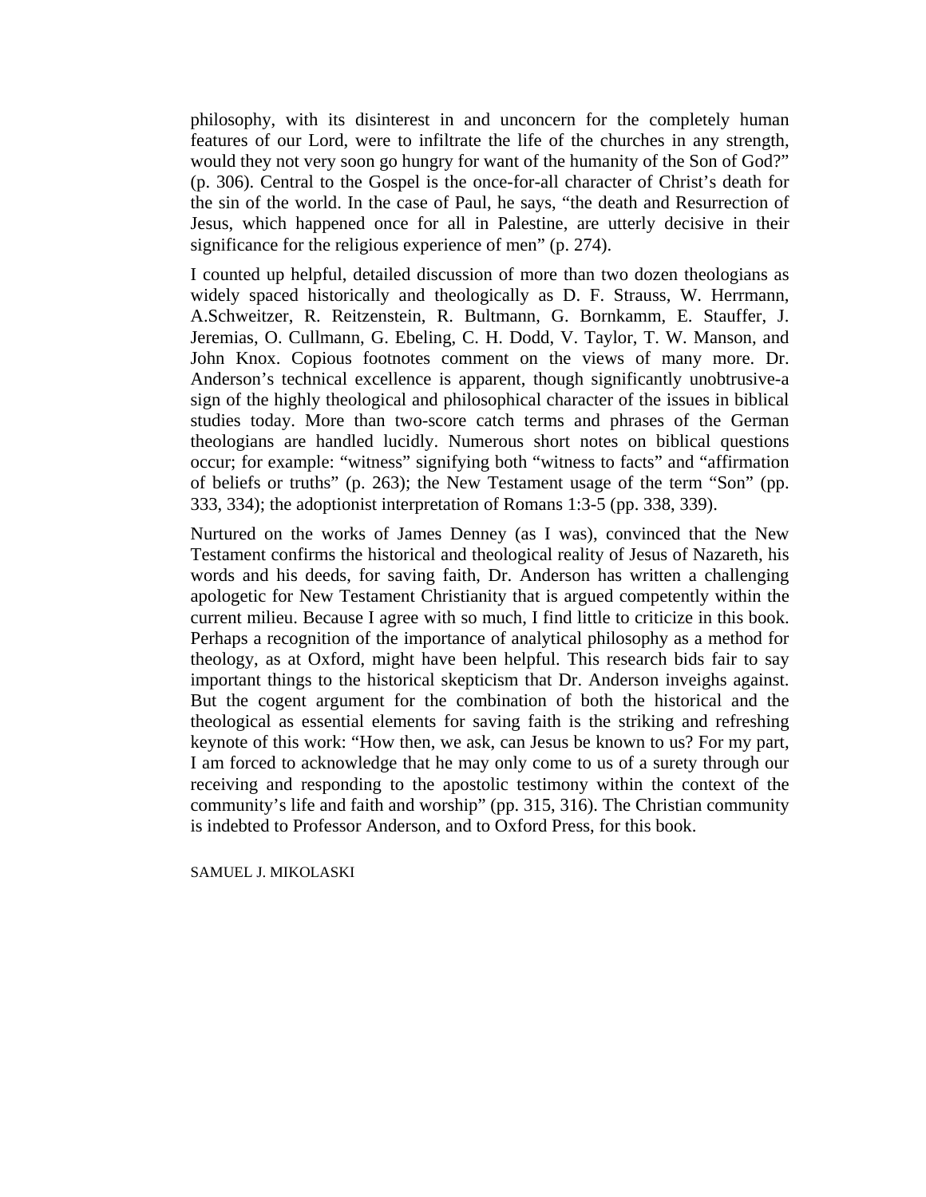philosophy, with its disinterest in and unconcern for the completely human features of our Lord, were to infiltrate the life of the churches in any strength, would they not very soon go hungry for want of the humanity of the Son of God?" (p. 306). Central to the Gospel is the once-for-all character of Christ's death for the sin of the world. In the case of Paul, he says, "the death and Resurrection of Jesus, which happened once for all in Palestine, are utterly decisive in their significance for the religious experience of men" (p. 274).

I counted up helpful, detailed discussion of more than two dozen theologians as widely spaced historically and theologically as D. F. Strauss, W. Herrmann, A.Schweitzer, R. Reitzenstein, R. Bultmann, G. Bornkamm, E. Stauffer, J. Jeremias, O. Cullmann, G. Ebeling, C. H. Dodd, V. Taylor, T. W. Manson, and John Knox. Copious footnotes comment on the views of many more. Dr. Anderson's technical excellence is apparent, though significantly unobtrusive-a sign of the highly theological and philosophical character of the issues in biblical studies today. More than two-score catch terms and phrases of the German theologians are handled lucidly. Numerous short notes on biblical questions occur; for example: "witness" signifying both "witness to facts" and "affirmation of beliefs or truths" (p. 263); the New Testament usage of the term "Son" (pp. 333, 334); the adoptionist interpretation of Romans 1:3-5 (pp. 338, 339).

Nurtured on the works of James Denney (as I was), convinced that the New Testament confirms the historical and theological reality of Jesus of Nazareth, his words and his deeds, for saving faith, Dr. Anderson has written a challenging apologetic for New Testament Christianity that is argued competently within the current milieu. Because I agree with so much, I find little to criticize in this book. Perhaps a recognition of the importance of analytical philosophy as a method for theology, as at Oxford, might have been helpful. This research bids fair to say important things to the historical skepticism that Dr. Anderson inveighs against. But the cogent argument for the combination of both the historical and the theological as essential elements for saving faith is the striking and refreshing keynote of this work: "How then, we ask, can Jesus be known to us? For my part, I am forced to acknowledge that he may only come to us of a surety through our receiving and responding to the apostolic testimony within the context of the community's life and faith and worship" (pp. 315, 316). The Christian community is indebted to Professor Anderson, and to Oxford Press, for this book.

SAMUEL J. MIKOLASKI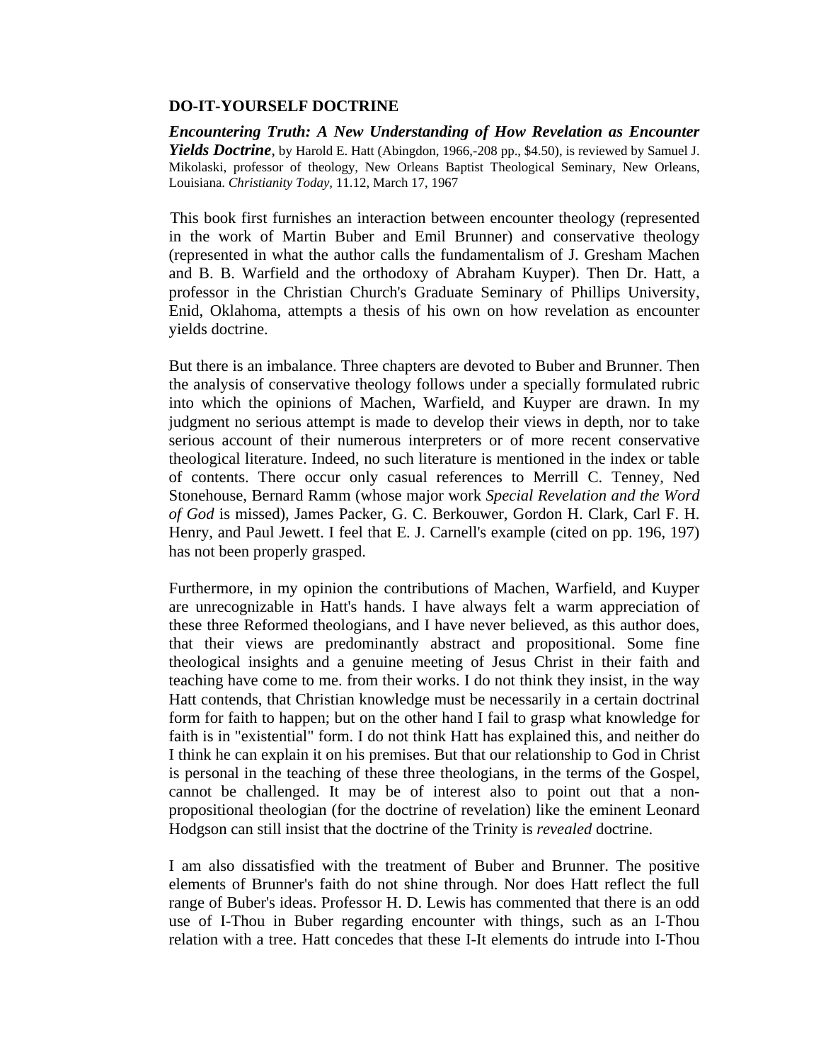**DO-IT-YOURSELF DOCTRINE**

***Encountering Truth: A New Understanding of How Revelation as Encounter Yields Doctrine***, by Harold E. Hatt (Abingdon, 1966,-208 pp., $4.50), is reviewed by Samuel J. Mikolaski, professor of theology, New Orleans Baptist Theological Seminary, New Orleans, Louisiana. *Christianity Today,* 11.12, March 17, 1967

This book first furnishes an interaction between encounter theology (represented in the work of Martin Buber and Emil Brunner) and conservative theology (represented in what the author calls the fundamentalism of J. Gresham Machen and B. B. Warfield and the orthodoxy of Abraham Kuyper). Then Dr. Hatt, a professor in the Christian Church's Graduate Seminary of Phillips University, Enid, Oklahoma, attempts a thesis of his own on how revelation as encounter yields doctrine.

But there is an imbalance. Three chapters are devoted to Buber and Brunner. Then the analysis of conservative theology follows under a specially formulated rubric into which the opinions of Machen, Warfield, and Kuyper are drawn. In my judgment no serious attempt is made to develop their views in depth, nor to take serious account of their numerous interpreters or of more recent conservative theological literature. Indeed, no such literature is mentioned in the index or table of contents. There occur only casual references to Merrill C. Tenney, Ned Stonehouse, Bernard Ramm (whose major work *Special Revelation and the Word of God* is missed), James Packer, G. C. Berkouwer, Gordon H. Clark, Carl F. H. Henry, and Paul Jewett. I feel that E. J. Carnell's example (cited on pp. 196, 197) has not been properly grasped.

Furthermore, in my opinion the contributions of Machen, Warfield, and Kuyper are unrecognizable in Hatt's hands. I have always felt a warm appreciation of these three Reformed theologians, and I have never believed, as this author does, that their views are predominantly abstract and propositional. Some fine theological insights and a genuine meeting of Jesus Christ in their faith and teaching have come to me. from their works. I do not think they insist, in the way Hatt contends, that Christian knowledge must be necessarily in a certain doctrinal form for faith to happen; but on the other hand I fail to grasp what knowledge for faith is in "existential" form. I do not think Hatt has explained this, and neither do I think he can explain it on his premises. But that our relationship to God in Christ is personal in the teaching of these three theologians, in the terms of the Gospel, cannot be challenged. It may be of interest also to point out that a non-propositional theologian (for the doctrine of revelation) like the eminent Leonard Hodgson can still insist that the doctrine of the Trinity is *revealed* doctrine.

I am also dissatisfied with the treatment of Buber and Brunner. The positive elements of Brunner's faith do not shine through. Nor does Hatt reflect the full range of Buber's ideas. Professor H. D. Lewis has commented that there is an odd use of I-Thou in Buber regarding encounter with things, such as an I-Thou relation with a tree. Hatt concedes that these I-It elements do intrude into I-Thou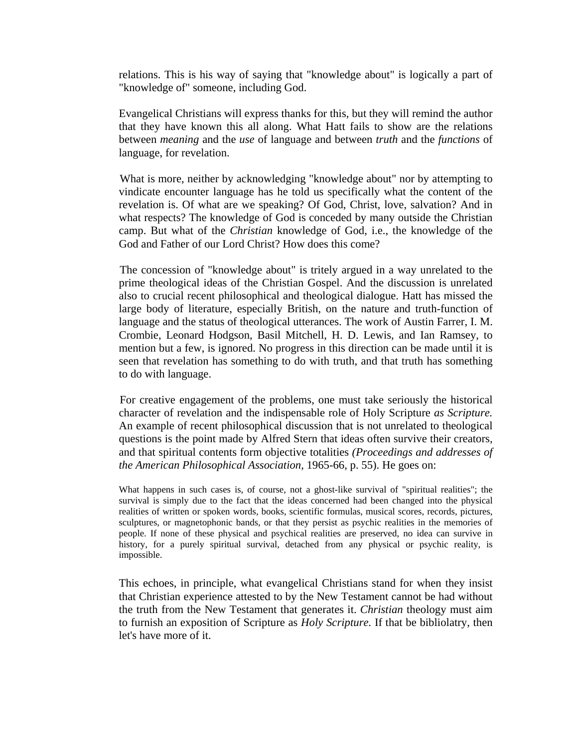relations. This is his way of saying that "knowledge about" is logically a part of "knowledge of" someone, including God.

Evangelical Christians will express thanks for this, but they will remind the author that they have known this all along. What Hatt fails to show are the relations between *meaning* and the *use* of language and between *truth* and the *functions* of language, for revelation.

What is more, neither by acknowledging "knowledge about" nor by attempting to vindicate encounter language has he told us specifically what the content of the revelation is. Of what are we speaking? Of God, Christ, love, salvation? And in what respects? The knowledge of God is conceded by many outside the Christian camp. But what of the *Christian* knowledge of God, i.e., the knowledge of the God and Father of our Lord Christ? How does this come?

The concession of "knowledge about" is tritely argued in a way unrelated to the prime theological ideas of the Christian Gospel. And the discussion is unrelated also to crucial recent philosophical and theological dialogue. Hatt has missed the large body of literature, especially British, on the nature and truth-function of language and the status of theological utterances. The work of Austin Farrer, I. M. Crombie, Leonard Hodgson, Basil Mitchell, H. D. Lewis, and Ian Ramsey, to mention but a few, is ignored. No progress in this direction can be made until it is seen that revelation has something to do with truth, and that truth has something to do with language.

For creative engagement of the problems, one must take seriously the historical character of revelation and the indispensable role of Holy Scripture *as Scripture.* An example of recent philosophical discussion that is not unrelated to theological questions is the point made by Alfred Stern that ideas often survive their creators, and that spiritual contents form objective totalities *(Proceedings and addresses of the American Philosophical Association,* 1965-66, p. 55). He goes on:

> What happens in such cases is, of course, not a ghost-like survival of "spiritual realities"; the survival is simply due to the fact that the ideas concerned had been changed into the physical realities of written or spoken words, books, scientific formulas, musical scores, records, pictures, sculptures, or magnetophonic bands, or that they persist as psychic realities in the memories of people. If none of these physical and psychical realities are preserved, no idea can survive in history, for a purely spiritual survival, detached from any physical or psychic reality, is impossible.

This echoes, in principle, what evangelical Christians stand for when they insist that Christian experience attested to by the New Testament cannot be had without the truth from the New Testament that generates it. *Christian* theology must aim to furnish an exposition of Scripture as *Holy Scripture.* If that be bibliolatry, then let's have more of it.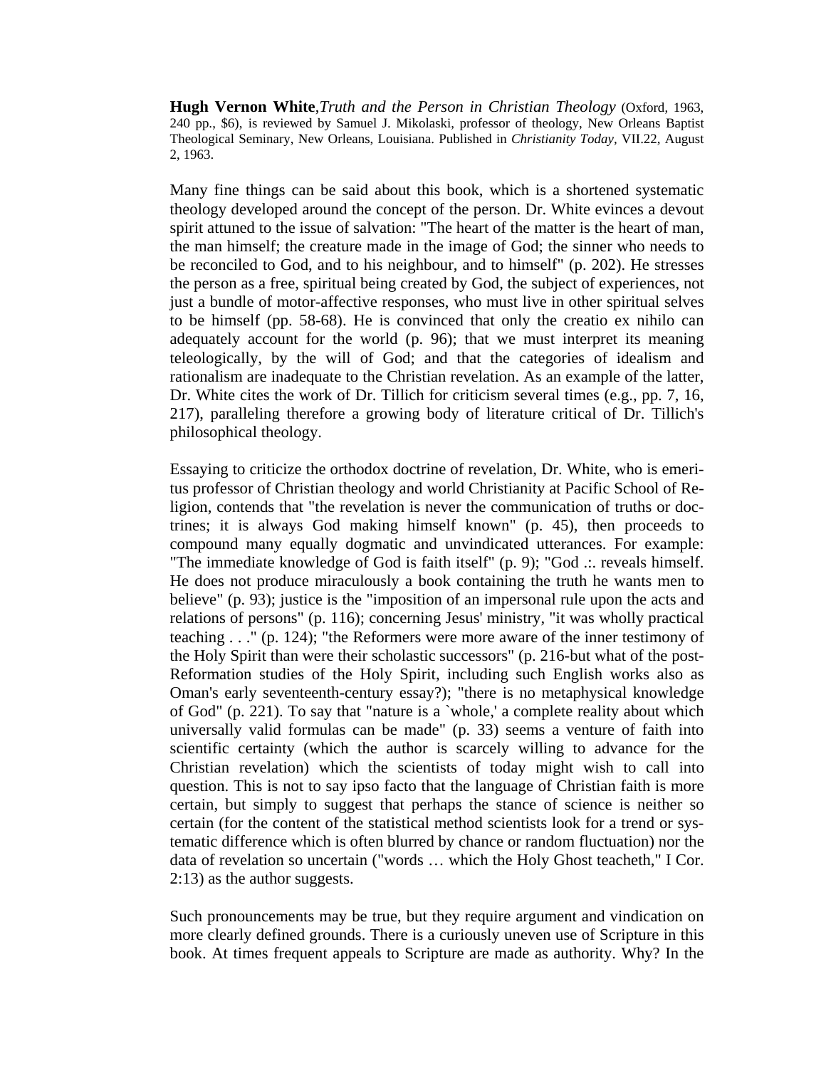**Hugh Vernon White**,*Truth and the Person in Christian Theology* (Oxford, 1963, 240 pp., $6), is reviewed by Samuel J. Mikolaski, professor of theology, New Orleans Baptist Theological Seminary, New Orleans, Louisiana. Published in *Christianity Today*, VII.22, August 2, 1963.

Many fine things can be said about this book, which is a shortened systematic theology developed around the concept of the person. Dr. White evinces a devout spirit attuned to the issue of salvation: "The heart of the matter is the heart of man, the man himself; the creature made in the image of God; the sinner who needs to be reconciled to God, and to his neighbour, and to himself" (p. 202). He stresses the person as a free, spiritual being created by God, the subject of experiences, not just a bundle of motor-affective responses, who must live in other spiritual selves to be himself (pp. 58-68). He is convinced that only the creatio ex nihilo can adequately account for the world (p. 96); that we must interpret its meaning teleologically, by the will of God; and that the categories of idealism and rationalism are inadequate to the Christian revelation. As an example of the latter, Dr. White cites the work of Dr. Tillich for criticism several times (e.g., pp. 7, 16, 217), paralleling therefore a growing body of literature critical of Dr. Tillich's philosophical theology.

Essaying to criticize the orthodox doctrine of revelation, Dr. White, who is emeritus professor of Christian theology and world Christianity at Pacific School of Religion, contends that "the revelation is never the communication of truths or doctrines; it is always God making himself known" (p. 45), then proceeds to compound many equally dogmatic and unvindicated utterances. For example: "The immediate knowledge of God is faith itself" (p. 9); "God .:. reveals himself. He does not produce miraculously a book containing the truth he wants men to believe" (p. 93); justice is the "imposition of an impersonal rule upon the acts and relations of persons" (p. 116); concerning Jesus' ministry, "it was wholly practical teaching . . ." (p. 124); "the Reformers were more aware of the inner testimony of the Holy Spirit than were their scholastic successors" (p. 216-but what of the post-Reformation studies of the Holy Spirit, including such English works also as Oman's early seventeenth-century essay?); "there is no metaphysical knowledge of God" (p. 221). To say that "nature is a `whole,' a complete reality about which universally valid formulas can be made" (p. 33) seems a venture of faith into scientific certainty (which the author is scarcely willing to advance for the Christian revelation) which the scientists of today might wish to call into question. This is not to say ipso facto that the language of Christian faith is more certain, but simply to suggest that perhaps the stance of science is neither so certain (for the content of the statistical method scientists look for a trend or systematic difference which is often blurred by chance or random fluctuation) nor the data of revelation so uncertain ("words … which the Holy Ghost teacheth," I Cor. 2:13) as the author suggests.

Such pronouncements may be true, but they require argument and vindication on more clearly defined grounds. There is a curiously uneven use of Scripture in this book. At times frequent appeals to Scripture are made as authority. Why? In the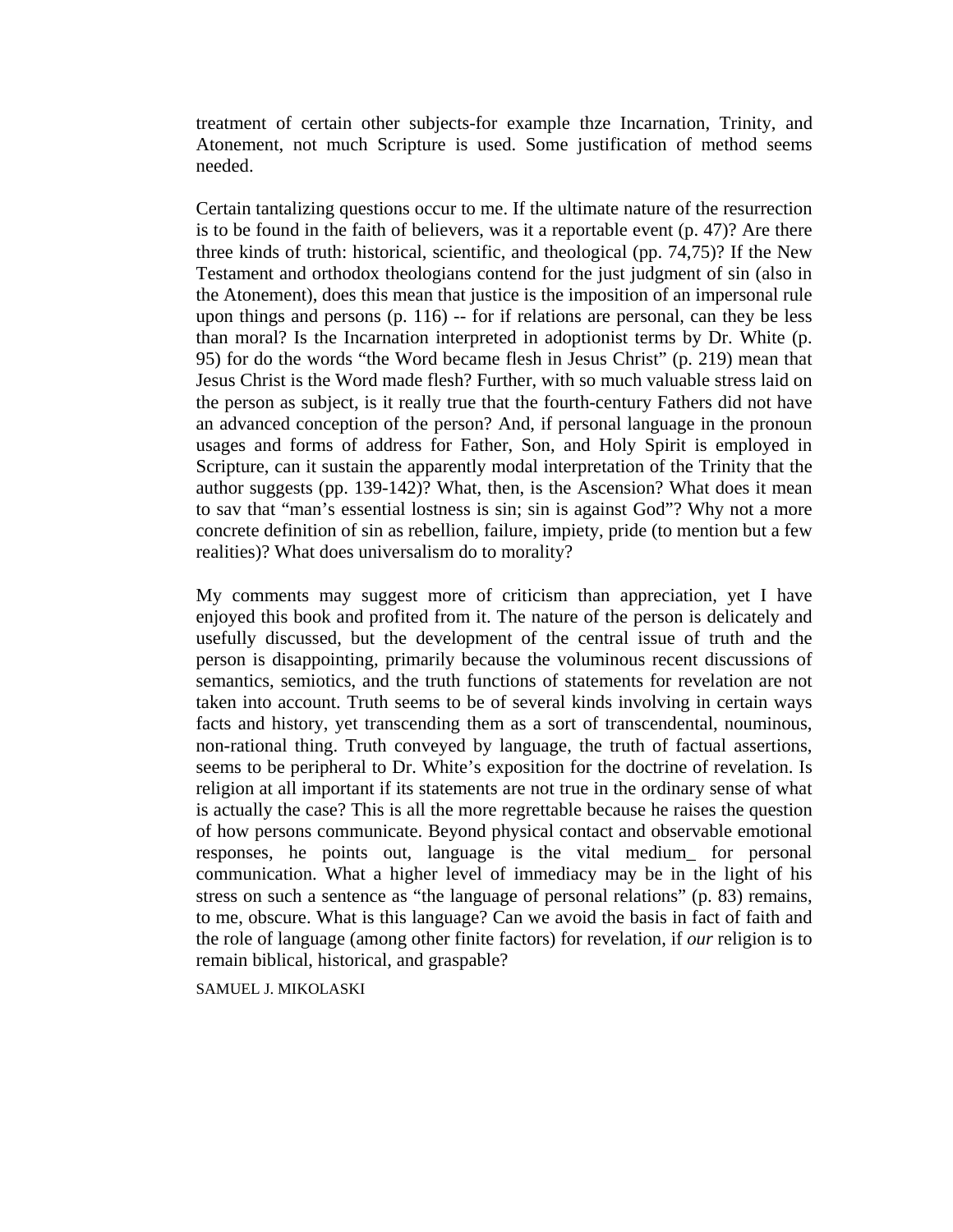treatment of certain other subjects-for example thze Incarnation, Trinity, and Atonement, not much Scripture is used. Some justification of method seems needed.

Certain tantalizing questions occur to me. If the ultimate nature of the resurrection is to be found in the faith of believers, was it a reportable event (p. 47)? Are there three kinds of truth: historical, scientific, and theological (pp. 74,75)? If the New Testament and orthodox theologians contend for the just judgment of sin (also in the Atonement), does this mean that justice is the imposition of an impersonal rule upon things and persons (p. 116) -- for if relations are personal, can they be less than moral? Is the Incarnation interpreted in adoptionist terms by Dr. White (p. 95) for do the words "the Word became flesh in Jesus Christ" (p. 219) mean that Jesus Christ is the Word made flesh? Further, with so much valuable stress laid on the person as subject, is it really true that the fourth-century Fathers did not have an advanced conception of the person? And, if personal language in the pronoun usages and forms of address for Father, Son, and Holy Spirit is employed in Scripture, can it sustain the apparently modal interpretation of the Trinity that the author suggests (pp. 139-142)? What, then, is the Ascension? What does it mean to sav that "man's essential lostness is sin; sin is against God"? Why not a more concrete definition of sin as rebellion, failure, impiety, pride (to mention but a few realities)? What does universalism do to morality?

My comments may suggest more of criticism than appreciation, yet I have enjoyed this book and profited from it. The nature of the person is delicately and usefully discussed, but the development of the central issue of truth and the person is disappointing, primarily because the voluminous recent discussions of semantics, semiotics, and the truth functions of statements for revelation are not taken into account. Truth seems to be of several kinds involving in certain ways facts and history, yet transcending them as a sort of transcendental, nouminous, non-rational thing. Truth conveyed by language, the truth of factual assertions, seems to be peripheral to Dr. White's exposition for the doctrine of revelation. Is religion at all important if its statements are not true in the ordinary sense of what is actually the case? This is all the more regrettable because he raises the question of how persons communicate. Beyond physical contact and observable emotional responses, he points out, language is the vital medium_ for personal communication. What a higher level of immediacy may be in the light of his stress on such a sentence as "the language of personal relations" (p. 83) remains, to me, obscure. What is this language? Can we avoid the basis in fact of faith and the role of language (among other finite factors) for revelation, if *our* religion is to remain biblical, historical, and graspable?

SAMUEL J. MIKOLASKI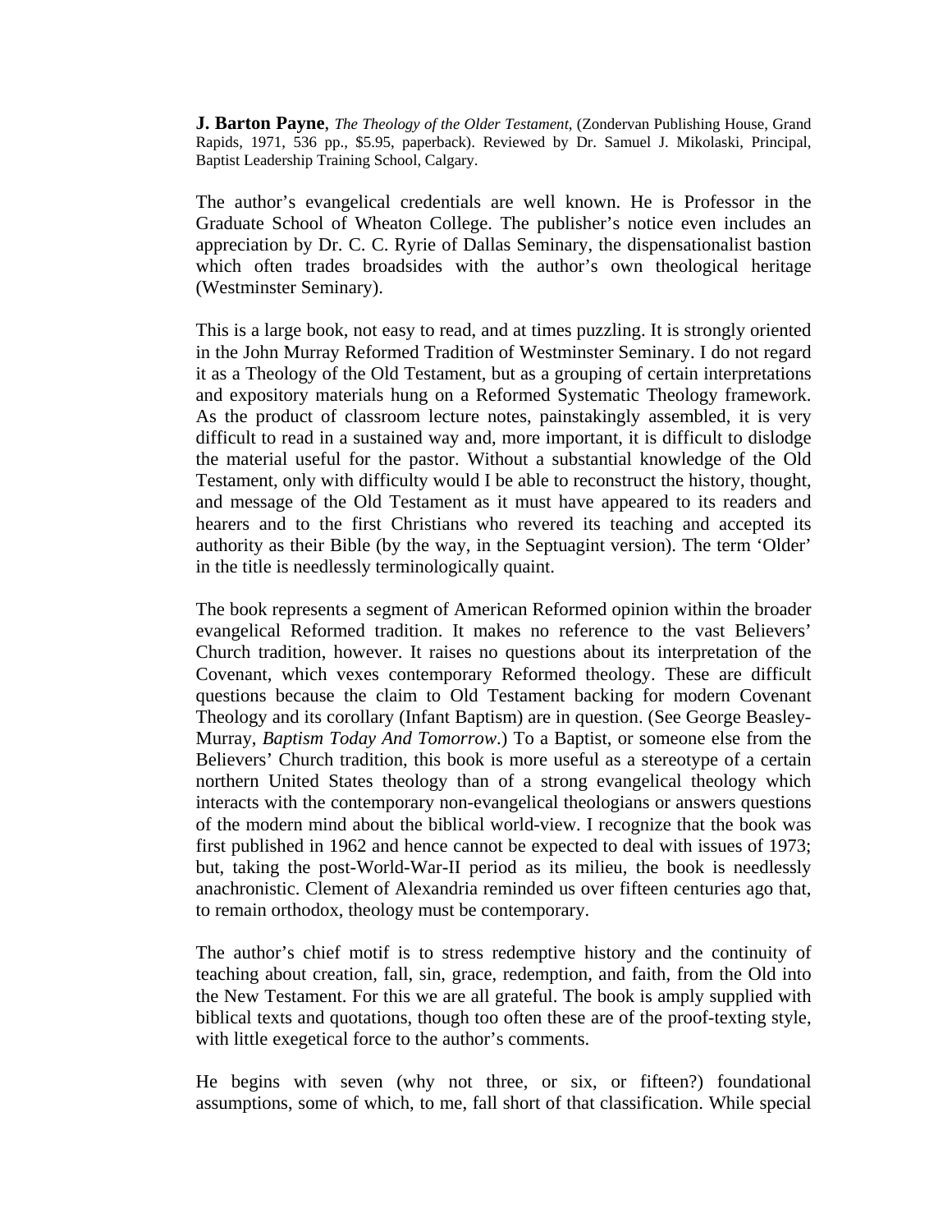**J. Barton Payne**, *The Theology of the Older Testament*, (Zondervan Publishing House, Grand Rapids, 1971, 536 pp., $5.95, paperback). Reviewed by Dr. Samuel J. Mikolaski, Principal, Baptist Leadership Training School, Calgary.

The author's evangelical credentials are well known. He is Professor in the Graduate School of Wheaton College. The publisher's notice even includes an appreciation by Dr. C. C. Ryrie of Dallas Seminary, the dispensationalist bastion which often trades broadsides with the author's own theological heritage (Westminster Seminary).

This is a large book, not easy to read, and at times puzzling. It is strongly oriented in the John Murray Reformed Tradition of Westminster Seminary. I do not regard it as a Theology of the Old Testament, but as a grouping of certain interpretations and expository materials hung on a Reformed Systematic Theology framework. As the product of classroom lecture notes, painstakingly assembled, it is very difficult to read in a sustained way and, more important, it is difficult to dislodge the material useful for the pastor. Without a substantial knowledge of the Old Testament, only with difficulty would I be able to reconstruct the history, thought, and message of the Old Testament as it must have appeared to its readers and hearers and to the first Christians who revered its teaching and accepted its authority as their Bible (by the way, in the Septuagint version). The term 'Older' in the title is needlessly terminologically quaint.

The book represents a segment of American Reformed opinion within the broader evangelical Reformed tradition. It makes no reference to the vast Believers' Church tradition, however. It raises no questions about its interpretation of the Covenant, which vexes contemporary Reformed theology. These are difficult questions because the claim to Old Testament backing for modern Covenant Theology and its corollary (Infant Baptism) are in question. (See George Beasley-Murray, *Baptism Today And Tomorrow*.) To a Baptist, or someone else from the Believers' Church tradition, this book is more useful as a stereotype of a certain northern United States theology than of a strong evangelical theology which interacts with the contemporary non-evangelical theologians or answers questions of the modern mind about the biblical world-view. I recognize that the book was first published in 1962 and hence cannot be expected to deal with issues of 1973; but, taking the post-World-War-II period as its milieu, the book is needlessly anachronistic. Clement of Alexandria reminded us over fifteen centuries ago that, to remain orthodox, theology must be contemporary.

The author's chief motif is to stress redemptive history and the continuity of teaching about creation, fall, sin, grace, redemption, and faith, from the Old into the New Testament. For this we are all grateful. The book is amply supplied with biblical texts and quotations, though too often these are of the proof-texting style, with little exegetical force to the author's comments.

He begins with seven (why not three, or six, or fifteen?) foundational assumptions, some of which, to me, fall short of that classification. While special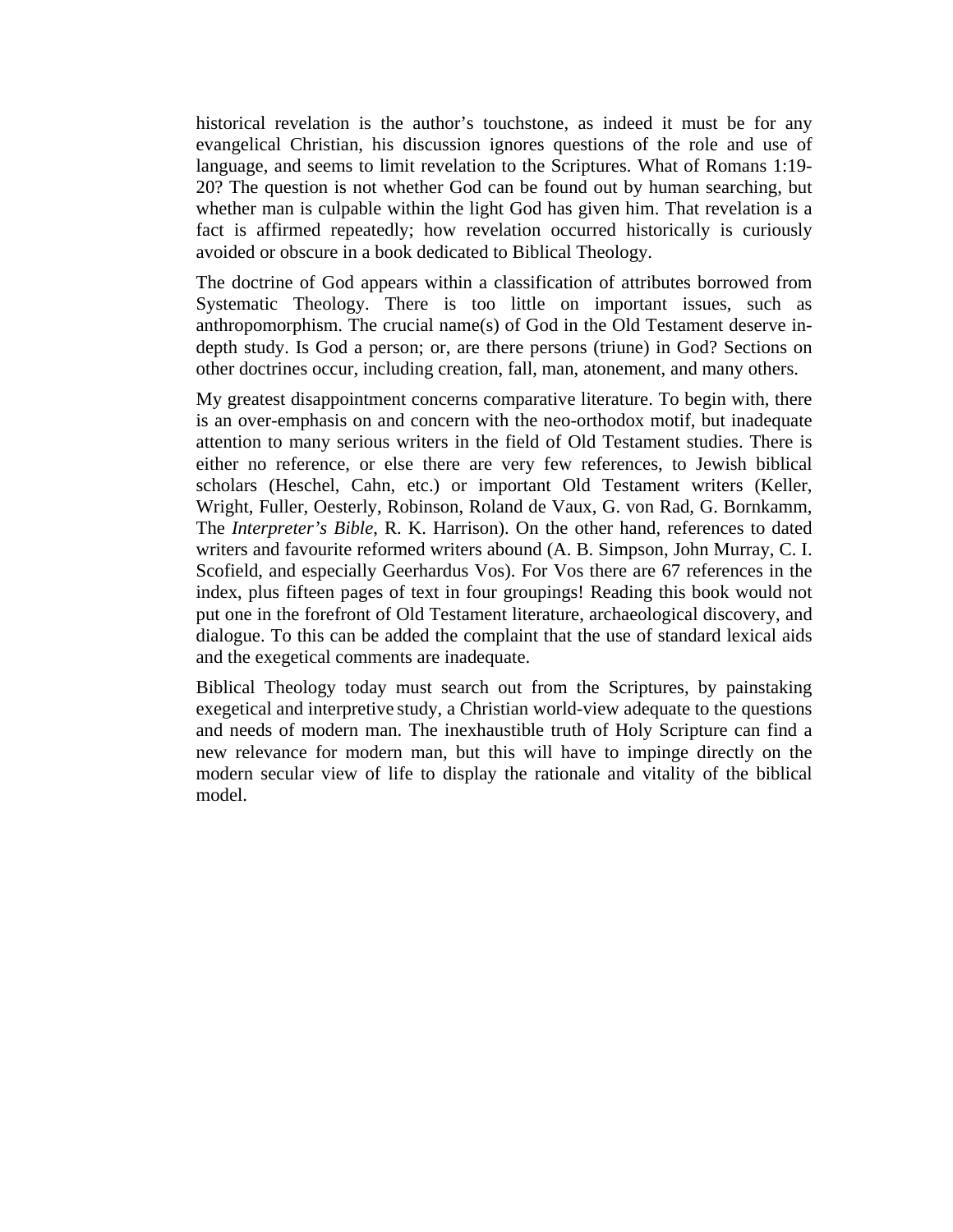historical revelation is the author's touchstone, as indeed it must be for any evangelical Christian, his discussion ignores questions of the role and use of language, and seems to limit revelation to the Scriptures. What of Romans 1:19-20? The question is not whether God can be found out by human searching, but whether man is culpable within the light God has given him. That revelation is a fact is affirmed repeatedly; how revelation occurred historically is curiously avoided or obscure in a book dedicated to Biblical Theology.

The doctrine of God appears within a classification of attributes borrowed from Systematic Theology. There is too little on important issues, such as anthropomorphism. The crucial name(s) of God in the Old Testament deserve in-depth study. Is God a person; or, are there persons (triune) in God? Sections on other doctrines occur, including creation, fall, man, atonement, and many others.

My greatest disappointment concerns comparative literature. To begin with, there is an over-emphasis on and concern with the neo-orthodox motif, but inadequate attention to many serious writers in the field of Old Testament studies. There is either no reference, or else there are very few references, to Jewish biblical scholars (Heschel, Cahn, etc.) or important Old Testament writers (Keller, Wright, Fuller, Oesterly, Robinson, Roland de Vaux, G. von Rad, G. Bornkamm, The *Interpreter's Bible*, R. K. Harrison). On the other hand, references to dated writers and favourite reformed writers abound (A. B. Simpson, John Murray, C. I. Scofield, and especially Geerhardus Vos). For Vos there are 67 references in the index, plus fifteen pages of text in four groupings! Reading this book would not put one in the forefront of Old Testament literature, archaeological discovery, and dialogue. To this can be added the complaint that the use of standard lexical aids and the exegetical comments are inadequate.

Biblical Theology today must search out from the Scriptures, by painstaking exegetical and interpretive study, a Christian world-view adequate to the questions and needs of modern man. The inexhaustible truth of Holy Scripture can find a new relevance for modern man, but this will have to impinge directly on the modern secular view of life to display the rationale and vitality of the biblical model.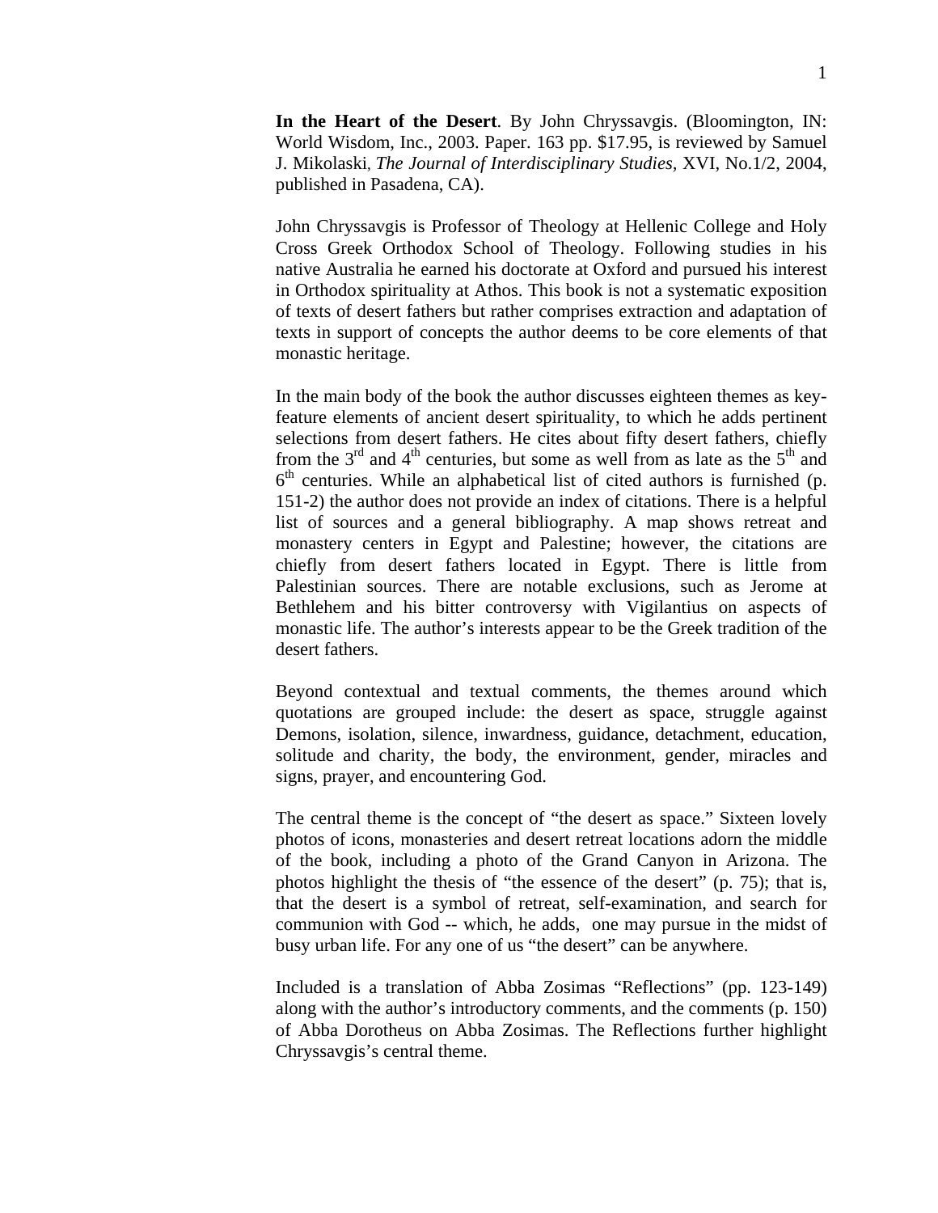**In the Heart of the Desert**. By John Chryssavgis. (Bloomington, IN: World Wisdom, Inc., 2003. Paper. 163 pp. $17.95, is reviewed by Samuel J. Mikolaski, *The Journal of Interdisciplinary Studies*, XVI, No.1/2, 2004, published in Pasadena, CA).

John Chryssavgis is Professor of Theology at Hellenic College and Holy Cross Greek Orthodox School of Theology. Following studies in his native Australia he earned his doctorate at Oxford and pursued his interest in Orthodox spirituality at Athos. This book is not a systematic exposition of texts of desert fathers but rather comprises extraction and adaptation of texts in support of concepts the author deems to be core elements of that monastic heritage.

In the main body of the book the author discusses eighteen themes as key-feature elements of ancient desert spirituality, to which he adds pertinent selections from desert fathers. He cites about fifty desert fathers, chiefly from the 3rd and 4th centuries, but some as well from as late as the 5th and 6th centuries. While an alphabetical list of cited authors is furnished (p. 151-2) the author does not provide an index of citations. There is a helpful list of sources and a general bibliography. A map shows retreat and monastery centers in Egypt and Palestine; however, the citations are chiefly from desert fathers located in Egypt. There is little from Palestinian sources. There are notable exclusions, such as Jerome at Bethlehem and his bitter controversy with Vigilantius on aspects of monastic life. The author's interests appear to be the Greek tradition of the desert fathers.

Beyond contextual and textual comments, the themes around which quotations are grouped include: the desert as space, struggle against Demons, isolation, silence, inwardness, guidance, detachment, education, solitude and charity, the body, the environment, gender, miracles and signs, prayer, and encountering God.

The central theme is the concept of "the desert as space." Sixteen lovely photos of icons, monasteries and desert retreat locations adorn the middle of the book, including a photo of the Grand Canyon in Arizona. The photos highlight the thesis of "the essence of the desert" (p. 75); that is, that the desert is a symbol of retreat, self-examination, and search for communion with God -- which, he adds, one may pursue in the midst of busy urban life. For any one of us "the desert" can be anywhere.

Included is a translation of Abba Zosimas "Reflections" (pp. 123-149) along with the author's introductory comments, and the comments (p. 150) of Abba Dorotheus on Abba Zosimas. The Reflections further highlight Chryssavgis's central theme.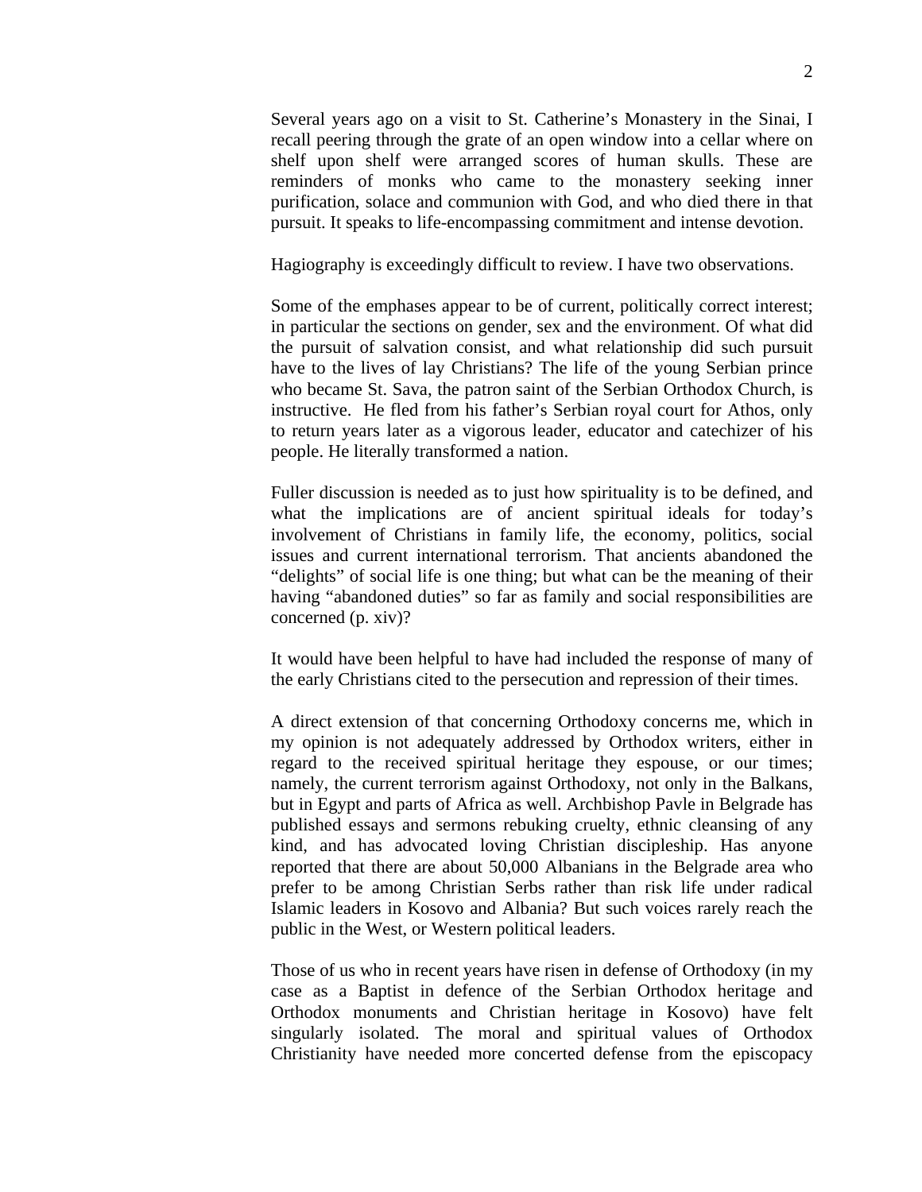Several years ago on a visit to St. Catherine's Monastery in the Sinai, I recall peering through the grate of an open window into a cellar where on shelf upon shelf were arranged scores of human skulls. These are reminders of monks who came to the monastery seeking inner purification, solace and communion with God, and who died there in that pursuit. It speaks to life-encompassing commitment and intense devotion.

Hagiography is exceedingly difficult to review. I have two observations.

Some of the emphases appear to be of current, politically correct interest; in particular the sections on gender, sex and the environment. Of what did the pursuit of salvation consist, and what relationship did such pursuit have to the lives of lay Christians? The life of the young Serbian prince who became St. Sava, the patron saint of the Serbian Orthodox Church, is instructive. He fled from his father's Serbian royal court for Athos, only to return years later as a vigorous leader, educator and catechizer of his people. He literally transformed a nation.

Fuller discussion is needed as to just how spirituality is to be defined, and what the implications are of ancient spiritual ideals for today's involvement of Christians in family life, the economy, politics, social issues and current international terrorism. That ancients abandoned the "delights" of social life is one thing; but what can be the meaning of their having "abandoned duties" so far as family and social responsibilities are concerned (p. xiv)?

It would have been helpful to have had included the response of many of the early Christians cited to the persecution and repression of their times.

A direct extension of that concerning Orthodoxy concerns me, which in my opinion is not adequately addressed by Orthodox writers, either in regard to the received spiritual heritage they espouse, or our times; namely, the current terrorism against Orthodoxy, not only in the Balkans, but in Egypt and parts of Africa as well. Archbishop Pavle in Belgrade has published essays and sermons rebuking cruelty, ethnic cleansing of any kind, and has advocated loving Christian discipleship. Has anyone reported that there are about 50,000 Albanians in the Belgrade area who prefer to be among Christian Serbs rather than risk life under radical Islamic leaders in Kosovo and Albania? But such voices rarely reach the public in the West, or Western political leaders.

Those of us who in recent years have risen in defense of Orthodoxy (in my case as a Baptist in defence of the Serbian Orthodox heritage and Orthodox monuments and Christian heritage in Kosovo) have felt singularly isolated. The moral and spiritual values of Orthodox Christianity have needed more concerted defense from the episcopacy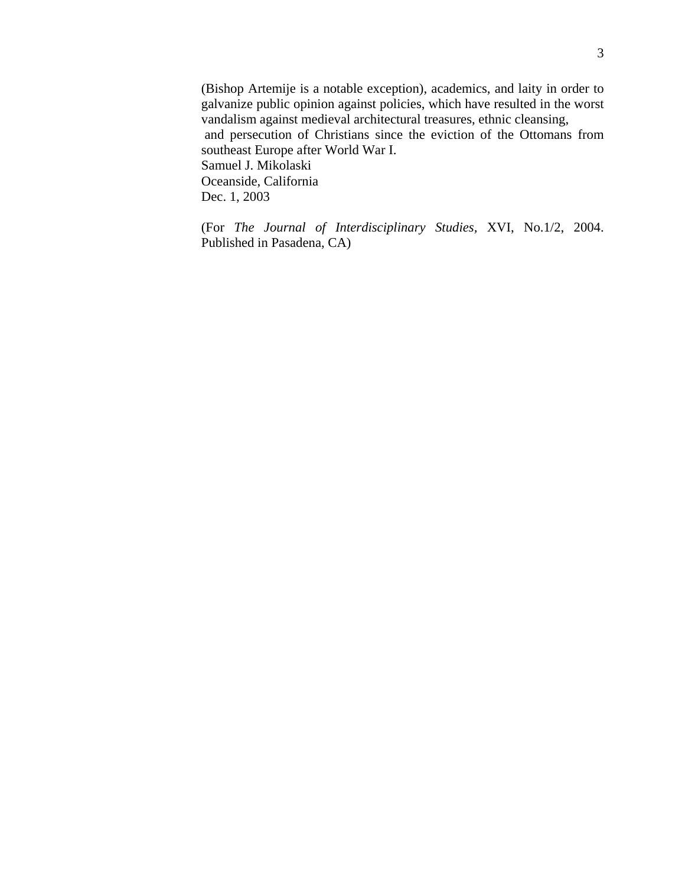(Bishop Artemije is a notable exception), academics, and laity in order to galvanize public opinion against policies, which have resulted in the worst vandalism against medieval architectural treasures, ethnic cleansing, and persecution of Christians since the eviction of the Ottomans from southeast Europe after World War I.

Samuel J. Mikolaski
Oceanside, California
Dec. 1, 2003

(For *The Journal of Interdisciplinary Studies*, XVI, No.1/2, 2004. Published in Pasadena, CA)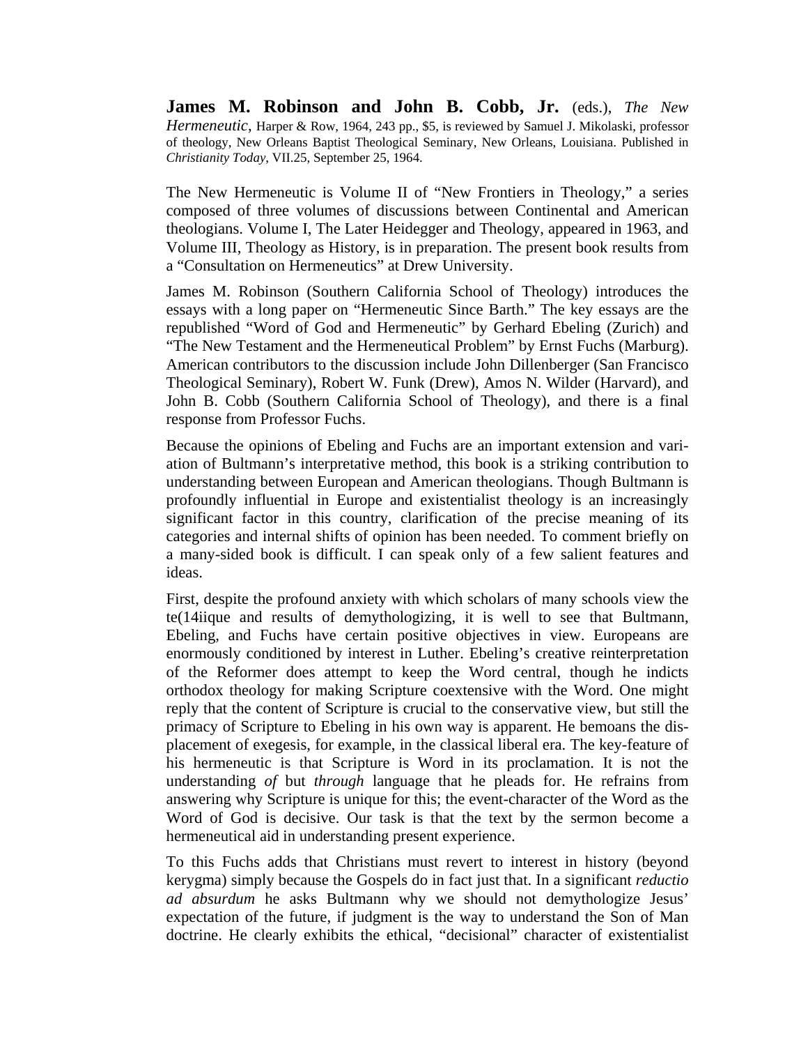**James M. Robinson and John B. Cobb, Jr.** (eds.), *The New Hermeneutic*, Harper & Row, 1964, 243 pp., $5, is reviewed by Samuel J. Mikolaski, professor of theology, New Orleans Baptist Theological Seminary, New Orleans, Louisiana. Published in *Christianity Today*, VII.25, September 25, 1964.

The New Hermeneutic is Volume II of "New Frontiers in Theology," a series composed of three volumes of discussions between Continental and American theologians. Volume I, The Later Heidegger and Theology, appeared in 1963, and Volume III, Theology as History, is in preparation. The present book results from a "Consultation on Hermeneutics" at Drew University.

James M. Robinson (Southern California School of Theology) introduces the essays with a long paper on "Hermeneutic Since Barth." The key essays are the republished "Word of God and Hermeneutic" by Gerhard Ebeling (Zurich) and "The New Testament and the Hermeneutical Problem" by Ernst Fuchs (Marburg). American contributors to the discussion include John Dillenberger (San Francisco Theological Seminary), Robert W. Funk (Drew), Amos N. Wilder (Harvard), and John B. Cobb (Southern California School of Theology), and there is a final response from Professor Fuchs.

Because the opinions of Ebeling and Fuchs are an important extension and variation of Bultmann's interpretative method, this book is a striking contribution to understanding between European and American theologians. Though Bultmann is profoundly influential in Europe and existentialist theology is an increasingly significant factor in this country, clarification of the precise meaning of its categories and internal shifts of opinion has been needed. To comment briefly on a many-sided book is difficult. I can speak only of a few salient features and ideas.

First, despite the profound anxiety with which scholars of many schools view the te(14iique and results of demythologizing, it is well to see that Bultmann, Ebeling, and Fuchs have certain positive objectives in view. Europeans are enormously conditioned by interest in Luther. Ebeling's creative reinterpretation of the Reformer does attempt to keep the Word central, though he indicts orthodox theology for making Scripture coextensive with the Word. One might reply that the content of Scripture is crucial to the conservative view, but still the primacy of Scripture to Ebeling in his own way is apparent. He bemoans the displacement of exegesis, for example, in the classical liberal era. The key-feature of his hermeneutic is that Scripture is Word in its proclamation. It is not the understanding *of* but *through* language that he pleads for. He refrains from answering why Scripture is unique for this; the event-character of the Word as the Word of God is decisive. Our task is that the text by the sermon become a hermeneutical aid in understanding present experience.

To this Fuchs adds that Christians must revert to interest in history (beyond kerygma) simply because the Gospels do in fact just that. In a significant *reductio ad absurdum* he asks Bultmann why we should not demythologize Jesus' expectation of the future, if judgment is the way to understand the Son of Man doctrine. He clearly exhibits the ethical, "decisional" character of existentialist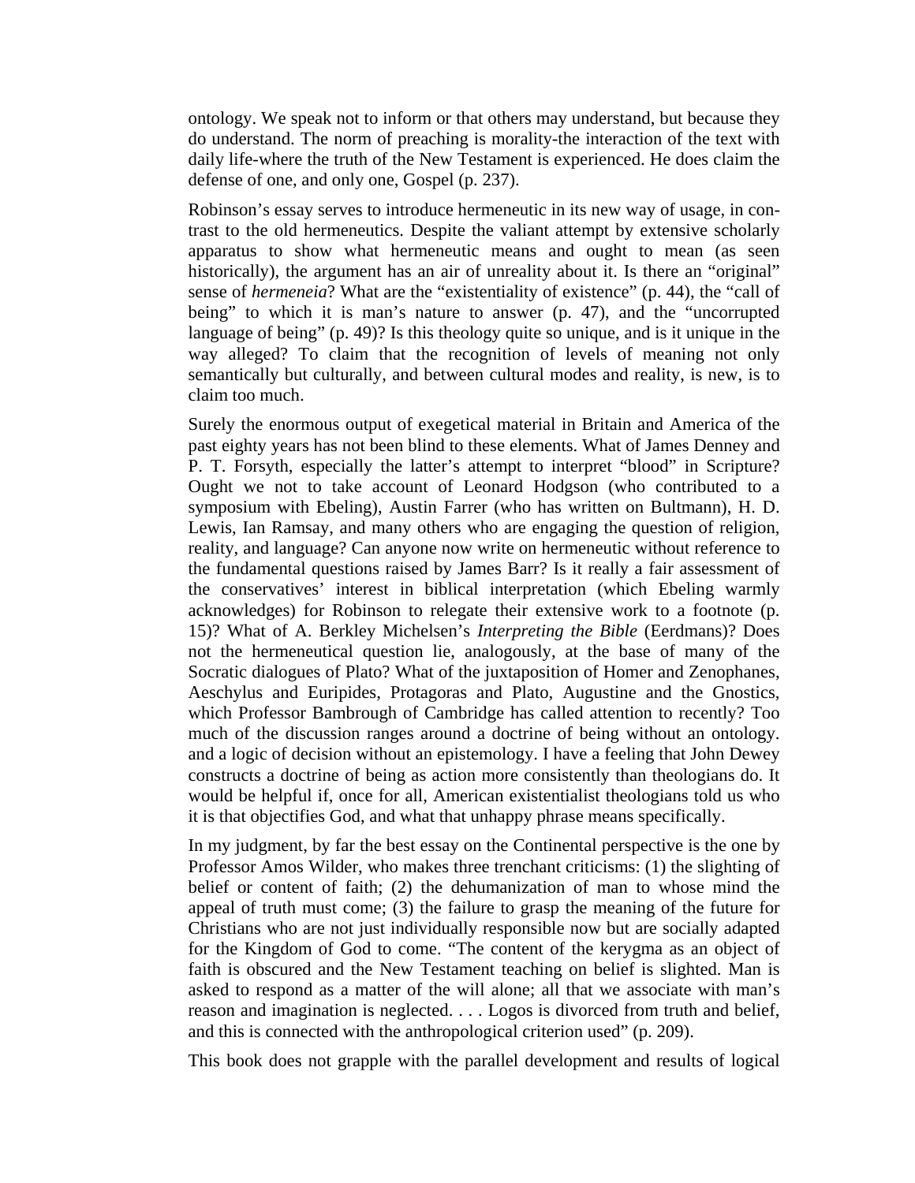ontology. We speak not to inform or that others may understand, but because they do understand. The norm of preaching is morality-the interaction of the text with daily life-where the truth of the New Testament is experienced. He does claim the defense of one, and only one, Gospel (p. 237).

Robinson's essay serves to introduce hermeneutic in its new way of usage, in contrast to the old hermeneutics. Despite the valiant attempt by extensive scholarly apparatus to show what hermeneutic means and ought to mean (as seen historically), the argument has an air of unreality about it. Is there an "original" sense of *hermeneia*? What are the "existentiality of existence" (p. 44), the "call of being" to which it is man's nature to answer (p. 47), and the "uncorrupted language of being" (p. 49)? Is this theology quite so unique, and is it unique in the way alleged? To claim that the recognition of levels of meaning not only semantically but culturally, and between cultural modes and reality, is new, is to claim too much.

Surely the enormous output of exegetical material in Britain and America of the past eighty years has not been blind to these elements. What of James Denney and P. T. Forsyth, especially the latter's attempt to interpret "blood" in Scripture? Ought we not to take account of Leonard Hodgson (who contributed to a symposium with Ebeling), Austin Farrer (who has written on Bultmann), H. D. Lewis, Ian Ramsay, and many others who are engaging the question of religion, reality, and language? Can anyone now write on hermeneutic without reference to the fundamental questions raised by James Barr? Is it really a fair assessment of the conservatives' interest in biblical interpretation (which Ebeling warmly acknowledges) for Robinson to relegate their extensive work to a footnote (p. 15)? What of A. Berkley Michelsen's *Interpreting the Bible* (Eerdmans)? Does not the hermeneutical question lie, analogously, at the base of many of the Socratic dialogues of Plato? What of the juxtaposition of Homer and Zenophanes, Aeschylus and Euripides, Protagoras and Plato, Augustine and the Gnostics, which Professor Bambrough of Cambridge has called attention to recently? Too much of the discussion ranges around a doctrine of being without an ontology. and a logic of decision without an epistemology. I have a feeling that John Dewey constructs a doctrine of being as action more consistently than theologians do. It would be helpful if, once for all, American existentialist theologians told us who it is that objectifies God, and what that unhappy phrase means specifically.

In my judgment, by far the best essay on the Continental perspective is the one by Professor Amos Wilder, who makes three trenchant criticisms: (1) the slighting of belief or content of faith; (2) the dehumanization of man to whose mind the appeal of truth must come; (3) the failure to grasp the meaning of the future for Christians who are not just individually responsible now but are socially adapted for the Kingdom of God to come. "The content of the kerygma as an object of faith is obscured and the New Testament teaching on belief is slighted. Man is asked to respond as a matter of the will alone; all that we associate with man's reason and imagination is neglected. . . . Logos is divorced from truth and belief, and this is connected with the anthropological criterion used" (p. 209).

This book does not grapple with the parallel development and results of logical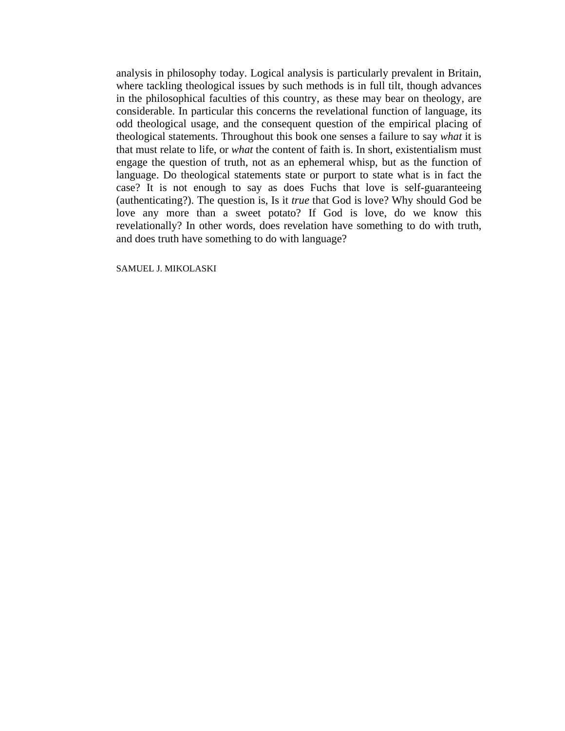analysis in philosophy today. Logical analysis is particularly prevalent in Britain, where tackling theological issues by such methods is in full tilt, though advances in the philosophical faculties of this country, as these may bear on theology, are considerable. In particular this concerns the revelational function of language, its odd theological usage, and the consequent question of the empirical placing of theological statements. Throughout this book one senses a failure to say *what* it is that must relate to life, or *what* the content of faith is. In short, existentialism must engage the question of truth, not as an ephemeral whisp, but as the function of language. Do theological statements state or purport to state what is in fact the case? It is not enough to say as does Fuchs that love is self-guaranteeing (authenticating?). The question is, Is it *true* that God is love? Why should God be love any more than a sweet potato? If God is love, do we know this revelationally? In other words, does revelation have something to do with truth, and does truth have something to do with language?

SAMUEL J. MIKOLASKI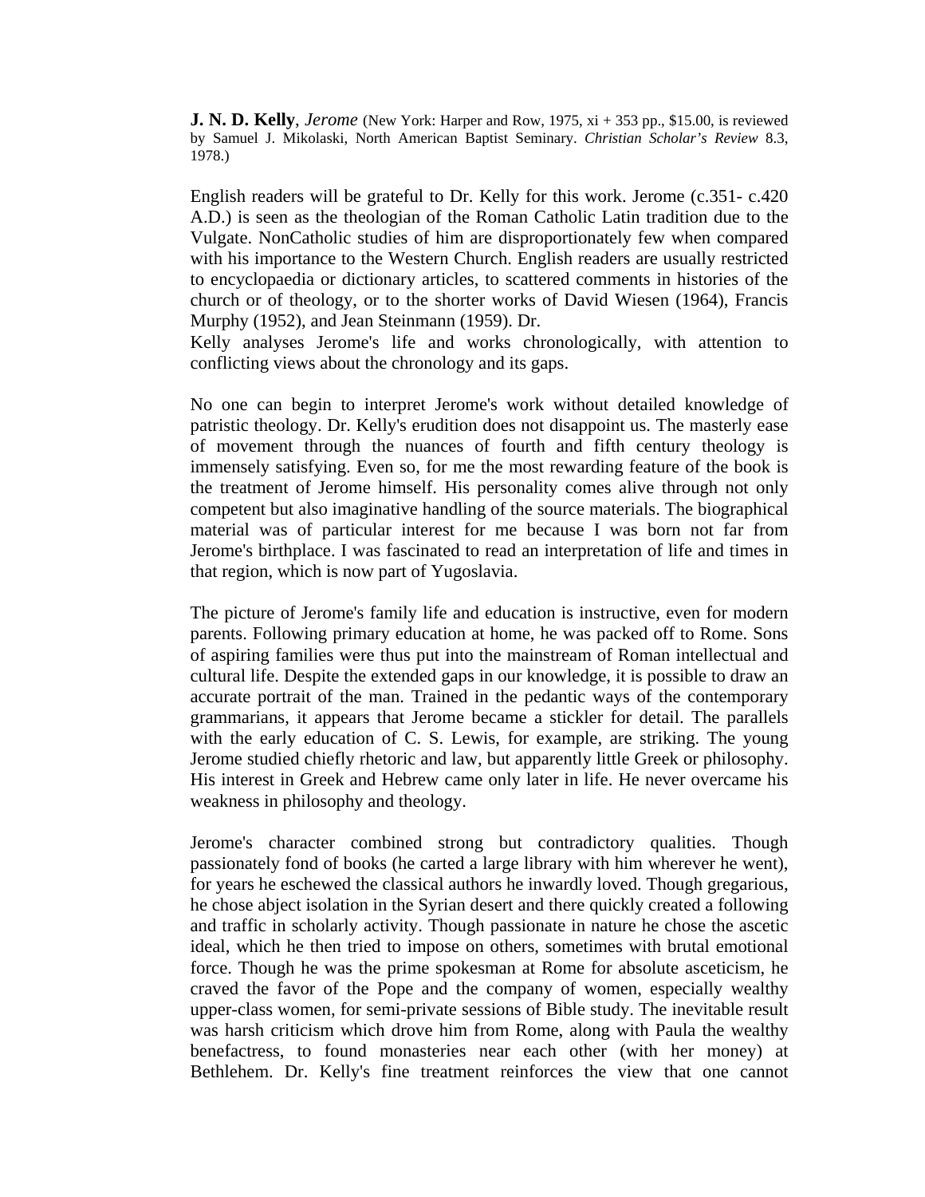**J. N. D. Kelly**, *Jerome* (New York: Harper and Row, 1975, xi + 353 pp., $15.00, is reviewed by Samuel J. Mikolaski, North American Baptist Seminary. *Christian Scholar's Review* 8.3, 1978.)

English readers will be grateful to Dr. Kelly for this work. Jerome (c.351- c.420 A.D.) is seen as the theologian of the Roman Catholic Latin tradition due to the Vulgate. NonCatholic studies of him are disproportionately few when compared with his importance to the Western Church. English readers are usually restricted to encyclopaedia or dictionary articles, to scattered comments in histories of the church or of theology, or to the shorter works of David Wiesen (1964), Francis Murphy (1952), and Jean Steinmann (1959). Dr.
Kelly analyses Jerome's life and works chronologically, with attention to conflicting views about the chronology and its gaps.

No one can begin to interpret Jerome's work without detailed knowledge of patristic theology. Dr. Kelly's erudition does not disappoint us. The masterly ease of movement through the nuances of fourth and fifth century theology is immensely satisfying. Even so, for me the most rewarding feature of the book is the treatment of Jerome himself. His personality comes alive through not only competent but also imaginative handling of the source materials. The biographical material was of particular interest for me because I was born not far from Jerome's birthplace. I was fascinated to read an interpretation of life and times in that region, which is now part of Yugoslavia.

The picture of Jerome's family life and education is instructive, even for modern parents. Following primary education at home, he was packed off to Rome. Sons of aspiring families were thus put into the mainstream of Roman intellectual and cultural life. Despite the extended gaps in our knowledge, it is possible to draw an accurate portrait of the man. Trained in the pedantic ways of the contemporary grammarians, it appears that Jerome became a stickler for detail. The parallels with the early education of C. S. Lewis, for example, are striking. The young Jerome studied chiefly rhetoric and law, but apparently little Greek or philosophy. His interest in Greek and Hebrew came only later in life. He never overcame his weakness in philosophy and theology.

Jerome's character combined strong but contradictory qualities. Though passionately fond of books (he carted a large library with him wherever he went), for years he eschewed the classical authors he inwardly loved. Though gregarious, he chose abject isolation in the Syrian desert and there quickly created a following and traffic in scholarly activity. Though passionate in nature he chose the ascetic ideal, which he then tried to impose on others, sometimes with brutal emotional force. Though he was the prime spokesman at Rome for absolute asceticism, he craved the favor of the Pope and the company of women, especially wealthy upper-class women, for semi-private sessions of Bible study. The inevitable result was harsh criticism which drove him from Rome, along with Paula the wealthy benefactress, to found monasteries near each other (with her money) at Bethlehem. Dr. Kelly's fine treatment reinforces the view that one cannot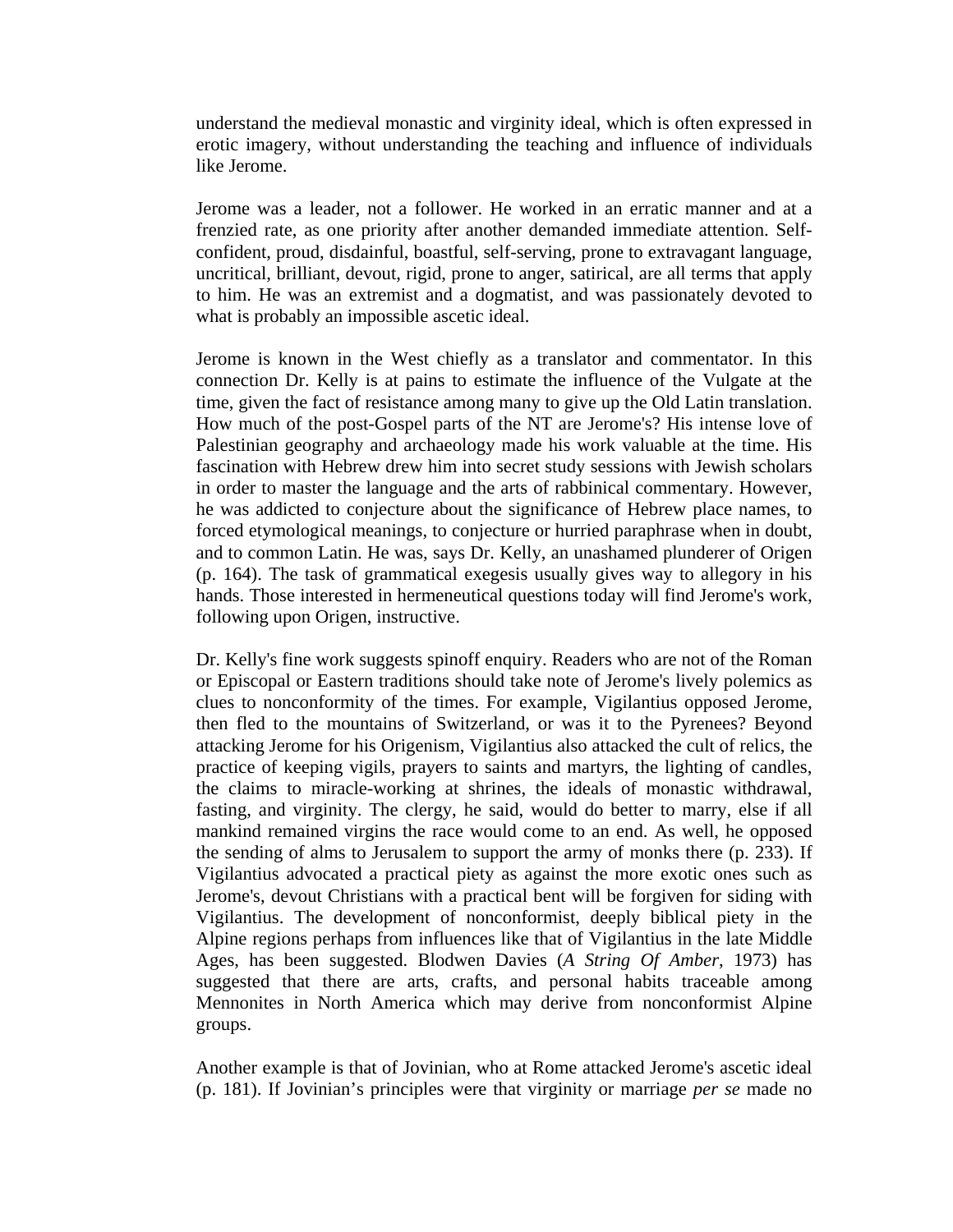understand the medieval monastic and virginity ideal, which is often expressed in erotic imagery, without understanding the teaching and influence of individuals like Jerome.

Jerome was a leader, not a follower. He worked in an erratic manner and at a frenzied rate, as one priority after another demanded immediate attention. Self-confident, proud, disdainful, boastful, self-serving, prone to extravagant language, uncritical, brilliant, devout, rigid, prone to anger, satirical, are all terms that apply to him. He was an extremist and a dogmatist, and was passionately devoted to what is probably an impossible ascetic ideal.

Jerome is known in the West chiefly as a translator and commentator. In this connection Dr. Kelly is at pains to estimate the influence of the Vulgate at the time, given the fact of resistance among many to give up the Old Latin translation. How much of the post-Gospel parts of the NT are Jerome's? His intense love of Palestinian geography and archaeology made his work valuable at the time. His fascination with Hebrew drew him into secret study sessions with Jewish scholars in order to master the language and the arts of rabbinical commentary. However, he was addicted to conjecture about the significance of Hebrew place names, to forced etymological meanings, to conjecture or hurried paraphrase when in doubt, and to common Latin. He was, says Dr. Kelly, an unashamed plunderer of Origen (p. 164). The task of grammatical exegesis usually gives way to allegory in his hands. Those interested in hermeneutical questions today will find Jerome's work, following upon Origen, instructive.

Dr. Kelly's fine work suggests spinoff enquiry. Readers who are not of the Roman or Episcopal or Eastern traditions should take note of Jerome's lively polemics as clues to nonconformity of the times. For example, Vigilantius opposed Jerome, then fled to the mountains of Switzerland, or was it to the Pyrenees? Beyond attacking Jerome for his Origenism, Vigilantius also attacked the cult of relics, the practice of keeping vigils, prayers to saints and martyrs, the lighting of candles, the claims to miracle-working at shrines, the ideals of monastic withdrawal, fasting, and virginity. The clergy, he said, would do better to marry, else if all mankind remained virgins the race would come to an end. As well, he opposed the sending of alms to Jerusalem to support the army of monks there (p. 233). If Vigilantius advocated a practical piety as against the more exotic ones such as Jerome's, devout Christians with a practical bent will be forgiven for siding with Vigilantius. The development of nonconformist, deeply biblical piety in the Alpine regions perhaps from influences like that of Vigilantius in the late Middle Ages, has been suggested. Blodwen Davies (*A String Of Amber,* 1973) has suggested that there are arts, crafts, and personal habits traceable among Mennonites in North America which may derive from nonconformist Alpine groups.

Another example is that of Jovinian, who at Rome attacked Jerome's ascetic ideal (p. 181). If Jovinian's principles were that virginity or marriage *per se* made no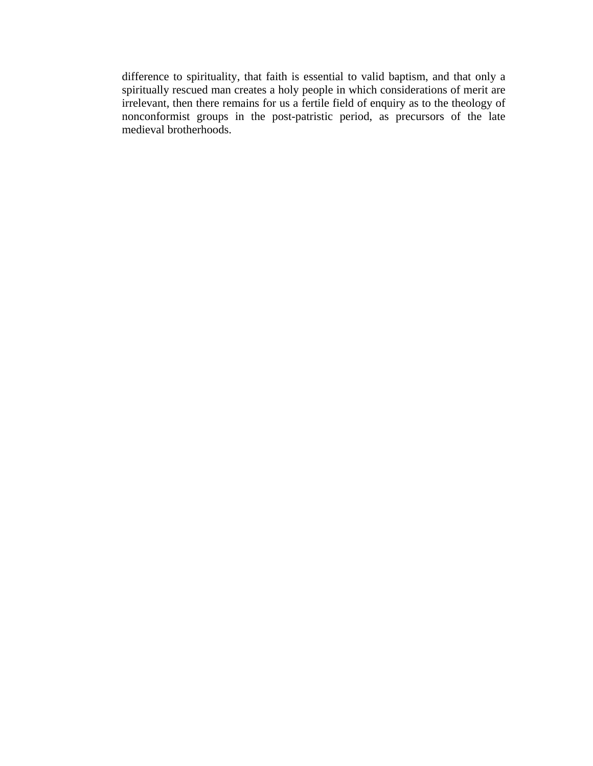difference to spirituality, that faith is essential to valid baptism, and that only a spiritually rescued man creates a holy people in which considerations of merit are irrelevant, then there remains for us a fertile field of enquiry as to the theology of nonconformist groups in the post-patristic period, as precursors of the late medieval brotherhoods.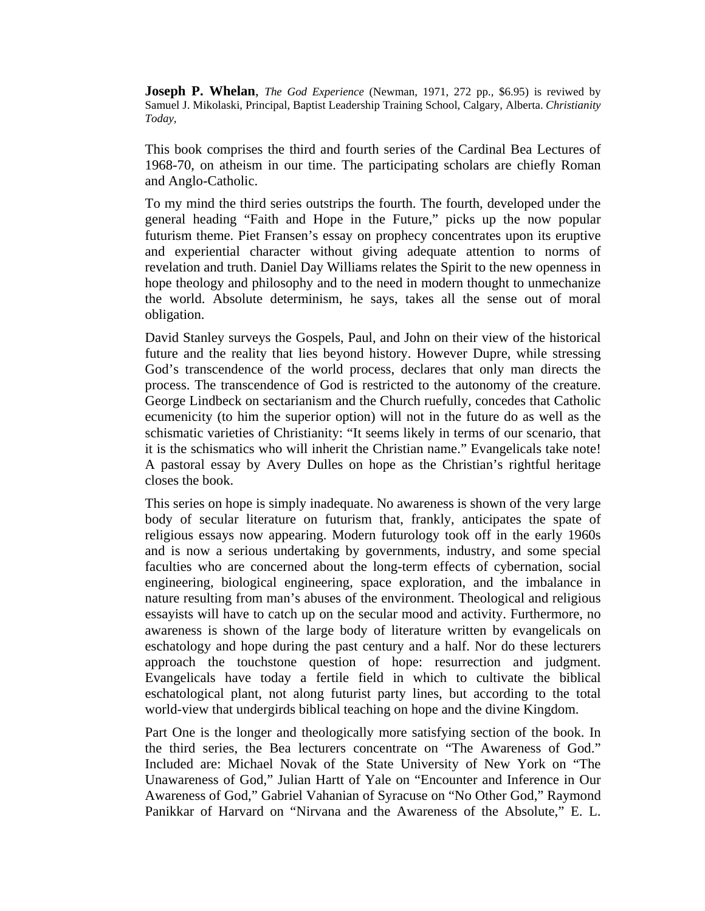**Joseph P. Whelan**, *The God Experience* (Newman, 1971, 272 pp., $6.95) is reviwed by Samuel J. Mikolaski, Principal, Baptist Leadership Training School, Calgary, Alberta. *Christianity Today,*

This book comprises the third and fourth series of the Cardinal Bea Lectures of 1968-70, on atheism in our time. The participating scholars are chiefly Roman and Anglo-Catholic.

To my mind the third series outstrips the fourth. The fourth, developed under the general heading "Faith and Hope in the Future," picks up the now popular futurism theme. Piet Fransen's essay on prophecy concentrates upon its eruptive and experiential character without giving adequate attention to norms of revelation and truth. Daniel Day Williams relates the Spirit to the new openness in hope theology and philosophy and to the need in modern thought to unmechanize the world. Absolute determinism, he says, takes all the sense out of moral obligation.

David Stanley surveys the Gospels, Paul, and John on their view of the historical future and the reality that lies beyond history. However Dupre, while stressing God's transcendence of the world process, declares that only man directs the process. The transcendence of God is restricted to the autonomy of the creature. George Lindbeck on sectarianism and the Church ruefully, concedes that Catholic ecumenicity (to him the superior option) will not in the future do as well as the schismatic varieties of Christianity: "It seems likely in terms of our scenario, that it is the schismatics who will inherit the Christian name." Evangelicals take note! A pastoral essay by Avery Dulles on hope as the Christian's rightful heritage closes the book.

This series on hope is simply inadequate. No awareness is shown of the very large body of secular literature on futurism that, frankly, anticipates the spate of religious essays now appearing. Modern futurology took off in the early 1960s and is now a serious undertaking by governments, industry, and some special faculties who are concerned about the long-term effects of cybernation, social engineering, biological engineering, space exploration, and the imbalance in nature resulting from man's abuses of the environment. Theological and religious essayists will have to catch up on the secular mood and activity. Furthermore, no awareness is shown of the large body of literature written by evangelicals on eschatology and hope during the past century and a half. Nor do these lecturers approach the touchstone question of hope: resurrection and judgment. Evangelicals have today a fertile field in which to cultivate the biblical eschatological plant, not along futurist party lines, but according to the total world-view that undergirds biblical teaching on hope and the divine Kingdom.

Part One is the longer and theologically more satisfying section of the book. In the third series, the Bea lecturers concentrate on "The Awareness of God." Included are: Michael Novak of the State University of New York on "The Unawareness of God," Julian Hartt of Yale on "Encounter and Inference in Our Awareness of God," Gabriel Vahanian of Syracuse on "No Other God," Raymond Panikkar of Harvard on "Nirvana and the Awareness of the Absolute," E. L.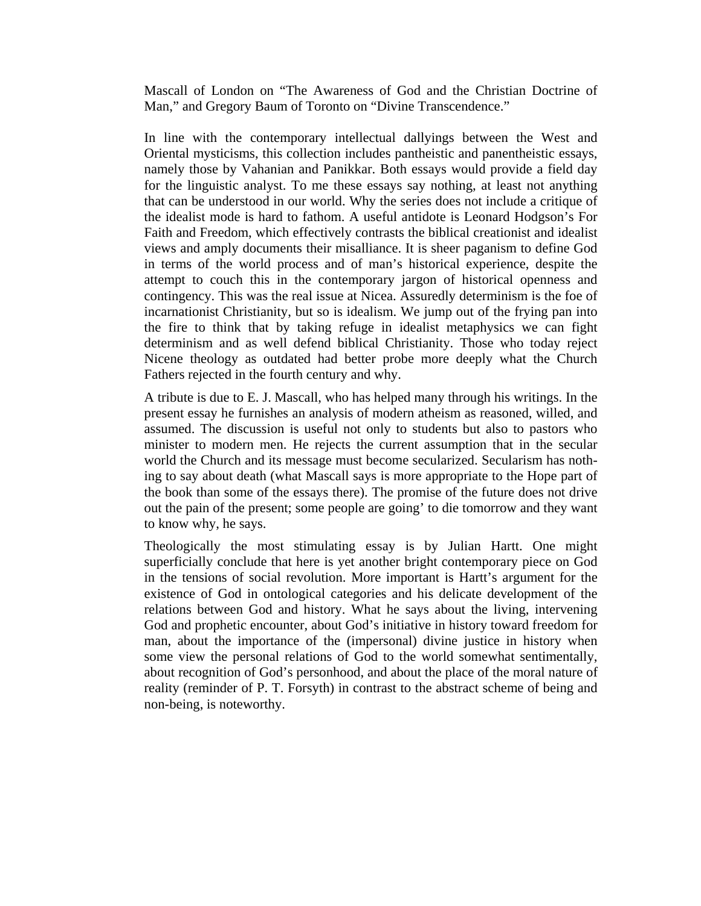Mascall of London on "The Awareness of God and the Christian Doctrine of Man," and Gregory Baum of Toronto on "Divine Transcendence."

In line with the contemporary intellectual dallyings between the West and Oriental mysticisms, this collection includes pantheistic and panentheistic essays, namely those by Vahanian and Panikkar. Both essays would provide a field day for the linguistic analyst. To me these essays say nothing, at least not anything that can be understood in our world. Why the series does not include a critique of the idealist mode is hard to fathom. A useful antidote is Leonard Hodgson's For Faith and Freedom, which effectively contrasts the biblical creationist and idealist views and amply documents their misalliance. It is sheer paganism to define God in terms of the world process and of man's historical experience, despite the attempt to couch this in the contemporary jargon of historical openness and contingency. This was the real issue at Nicea. Assuredly determinism is the foe of incarnationist Christianity, but so is idealism. We jump out of the frying pan into the fire to think that by taking refuge in idealist metaphysics we can fight determinism and as well defend biblical Christianity. Those who today reject Nicene theology as outdated had better probe more deeply what the Church Fathers rejected in the fourth century and why.

A tribute is due to E. J. Mascall, who has helped many through his writings. In the present essay he furnishes an analysis of modern atheism as reasoned, willed, and assumed. The discussion is useful not only to students but also to pastors who minister to modern men. He rejects the current assumption that in the secular world the Church and its message must become secularized. Secularism has nothing to say about death (what Mascall says is more appropriate to the Hope part of the book than some of the essays there). The promise of the future does not drive out the pain of the present; some people are going' to die tomorrow and they want to know why, he says.

Theologically the most stimulating essay is by Julian Hartt. One might superficially conclude that here is yet another bright contemporary piece on God in the tensions of social revolution. More important is Hartt's argument for the existence of God in ontological categories and his delicate development of the relations between God and history. What he says about the living, intervening God and prophetic encounter, about God's initiative in history toward freedom for man, about the importance of the (impersonal) divine justice in history when some view the personal relations of God to the world somewhat sentimentally, about recognition of God's personhood, and about the place of the moral nature of reality (reminder of P. T. Forsyth) in contrast to the abstract scheme of being and non-being, is noteworthy.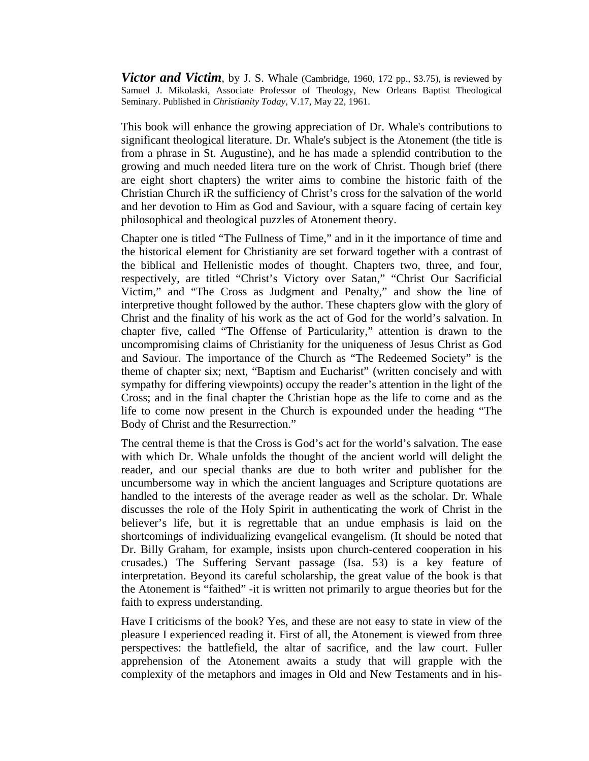***Victor and Victim***, by J. S. Whale (Cambridge, 1960, 172 pp., $3.75), is reviewed by Samuel J. Mikolaski, Associate Professor of Theology, New Orleans Baptist Theological Seminary. Published in *Christianity Today*, V.17, May 22, 1961.

This book will enhance the growing appreciation of Dr. Whale's contributions to significant theological literature. Dr. Whale's subject is the Atonement (the title is from a phrase in St. Augustine), and he has made a splendid contribution to the growing and much needed litera ture on the work of Christ. Though brief (there are eight short chapters) the writer aims to combine the historic faith of the Christian Church iR the sufficiency of Christ's cross for the salvation of the world and her devotion to Him as God and Saviour, with a square facing of certain key philosophical and theological puzzles of Atonement theory.

Chapter one is titled "The Fullness of Time," and in it the importance of time and the historical element for Christianity are set forward together with a contrast of the biblical and Hellenistic modes of thought. Chapters two, three, and four, respectively, are titled "Christ's Victory over Satan," "Christ Our Sacrificial Victim," and "The Cross as Judgment and Penalty," and show the line of interpretive thought followed by the author. These chapters glow with the glory of Christ and the finality of his work as the act of God for the world's salvation. In chapter five, called "The Offense of Particularity," attention is drawn to the uncompromising claims of Christianity for the uniqueness of Jesus Christ as God and Saviour. The importance of the Church as "The Redeemed Society" is the theme of chapter six; next, "Baptism and Eucharist" (written concisely and with sympathy for differing viewpoints) occupy the reader's attention in the light of the Cross; and in the final chapter the Christian hope as the life to come and as the life to come now present in the Church is expounded under the heading "The Body of Christ and the Resurrection."

The central theme is that the Cross is God's act for the world's salvation. The ease with which Dr. Whale unfolds the thought of the ancient world will delight the reader, and our special thanks are due to both writer and publisher for the uncumbersome way in which the ancient languages and Scripture quotations are handled to the interests of the average reader as well as the scholar. Dr. Whale discusses the role of the Holy Spirit in authenticating the work of Christ in the believer's life, but it is regrettable that an undue emphasis is laid on the shortcomings of individualizing evangelical evangelism. (It should be noted that Dr. Billy Graham, for example, insists upon church-centered cooperation in his crusades.) The Suffering Servant passage (Isa. 53) is a key feature of interpretation. Beyond its careful scholarship, the great value of the book is that the Atonement is "faithed" -it is written not primarily to argue theories but for the faith to express understanding.

Have I criticisms of the book? Yes, and these are not easy to state in view of the pleasure I experienced reading it. First of all, the Atonement is viewed from three perspectives: the battlefield, the altar of sacrifice, and the law court. Fuller apprehension of the Atonement awaits a study that will grapple with the complexity of the metaphors and images in Old and New Testaments and in his-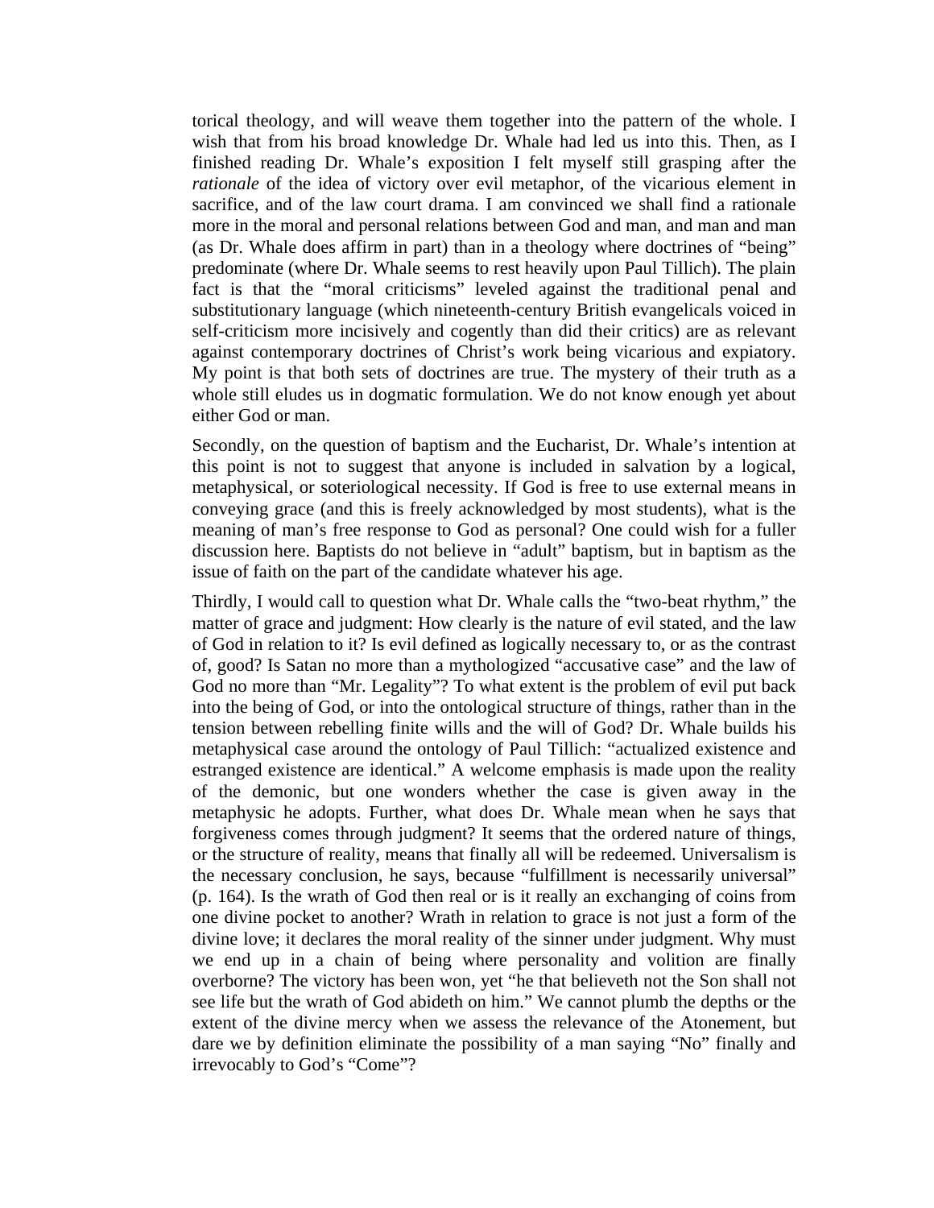torical theology, and will weave them together into the pattern of the whole. I wish that from his broad knowledge Dr. Whale had led us into this. Then, as I finished reading Dr. Whale's exposition I felt myself still grasping after the *rationale* of the idea of victory over evil metaphor, of the vicarious element in sacrifice, and of the law court drama. I am convinced we shall find a rationale more in the moral and personal relations between God and man, and man and man (as Dr. Whale does affirm in part) than in a theology where doctrines of "being" predominate (where Dr. Whale seems to rest heavily upon Paul Tillich). The plain fact is that the "moral criticisms" leveled against the traditional penal and substitutionary language (which nineteenth-century British evangelicals voiced in self-criticism more incisively and cogently than did their critics) are as relevant against contemporary doctrines of Christ's work being vicarious and expiatory. My point is that both sets of doctrines are true. The mystery of their truth as a whole still eludes us in dogmatic formulation. We do not know enough yet about either God or man.

Secondly, on the question of baptism and the Eucharist, Dr. Whale's intention at this point is not to suggest that anyone is included in salvation by a logical, metaphysical, or soteriological necessity. If God is free to use external means in conveying grace (and this is freely acknowledged by most students), what is the meaning of man's free response to God as personal? One could wish for a fuller discussion here. Baptists do not believe in "adult" baptism, but in baptism as the issue of faith on the part of the candidate whatever his age.

Thirdly, I would call to question what Dr. Whale calls the "two-beat rhythm," the matter of grace and judgment: How clearly is the nature of evil stated, and the law of God in relation to it? Is evil defined as logically necessary to, or as the contrast of, good? Is Satan no more than a mythologized "accusative case" and the law of God no more than "Mr. Legality"? To what extent is the problem of evil put back into the being of God, or into the ontological structure of things, rather than in the tension between rebelling finite wills and the will of God? Dr. Whale builds his metaphysical case around the ontology of Paul Tillich: "actualized existence and estranged existence are identical." A welcome emphasis is made upon the reality of the demonic, but one wonders whether the case is given away in the metaphysic he adopts. Further, what does Dr. Whale mean when he says that forgiveness comes through judgment? It seems that the ordered nature of things, or the structure of reality, means that finally all will be redeemed. Universalism is the necessary conclusion, he says, because "fulfillment is necessarily universal" (p. 164). Is the wrath of God then real or is it really an exchanging of coins from one divine pocket to another? Wrath in relation to grace is not just a form of the divine love; it declares the moral reality of the sinner under judgment. Why must we end up in a chain of being where personality and volition are finally overborne? The victory has been won, yet "he that believeth not the Son shall not see life but the wrath of God abideth on him." We cannot plumb the depths or the extent of the divine mercy when we assess the relevance of the Atonement, but dare we by definition eliminate the possibility of a man saying "No" finally and irrevocably to God's "Come"?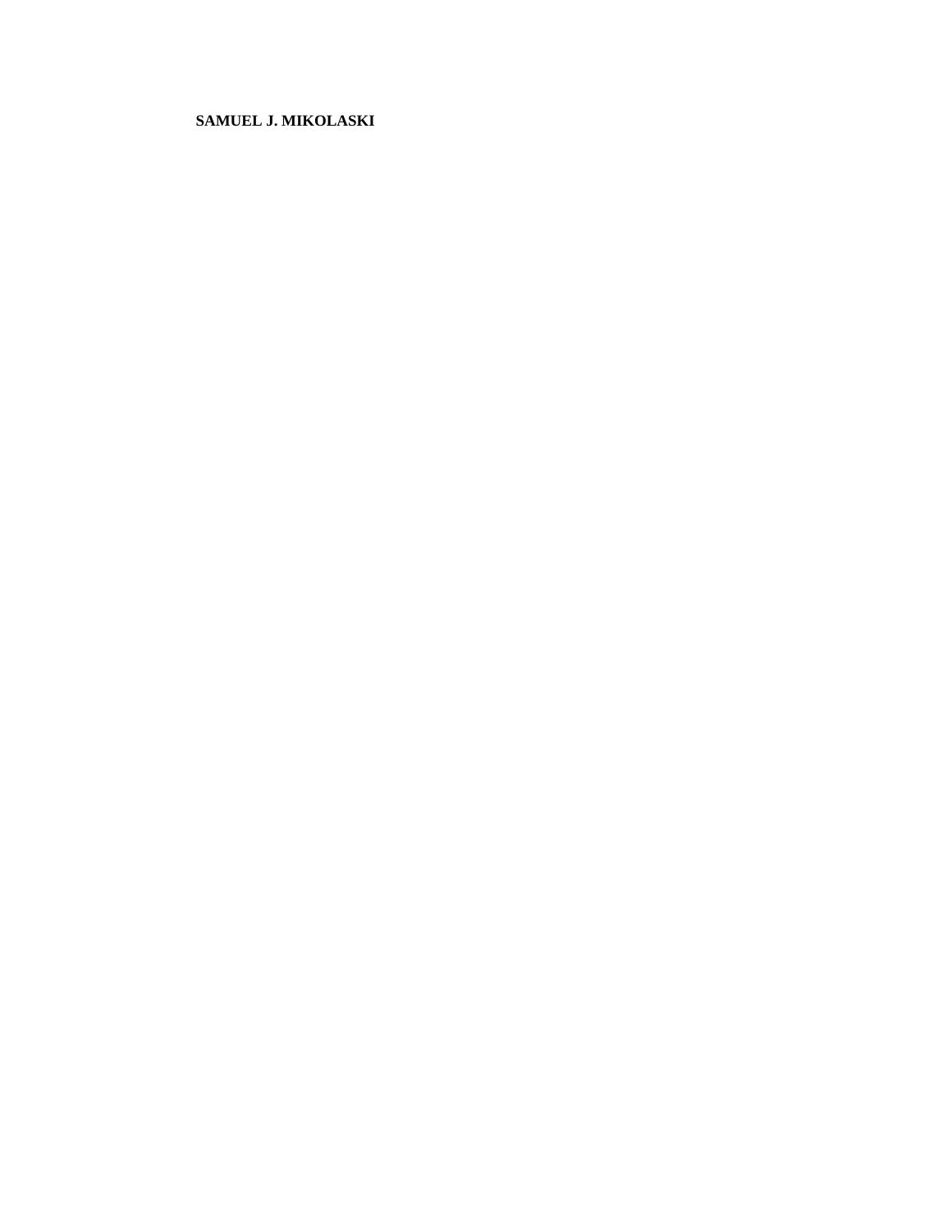**SAMUEL J. MIKOLASKI**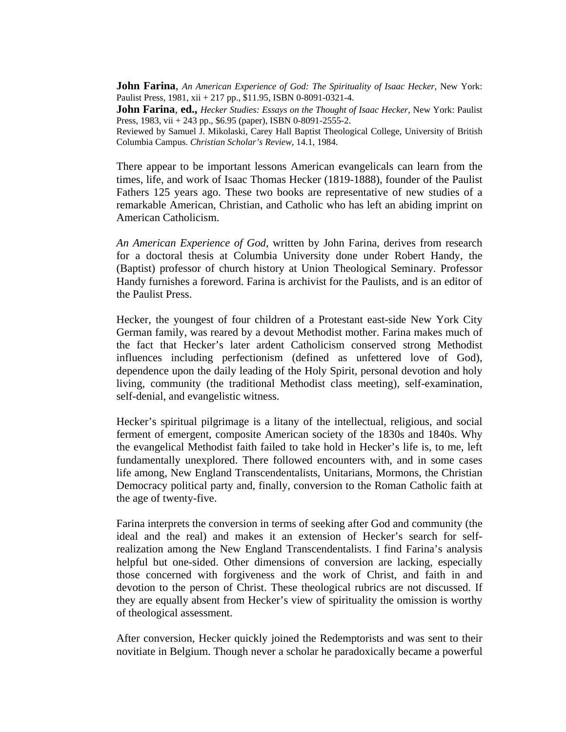**John Farina**, *An American Experience of God: The Spirituality of Isaac Hecker*, New York: Paulist Press, 1981, xii + 217 pp., $11.95, ISBN 0-8091-0321-4.

**John Farina**, **ed.,** *Hecker Studies: Essays on the Thought of Isaac Hecker*, New York: Paulist Press, 1983, vii + 243 pp., $6.95 (paper), ISBN 0-8091-2555-2.

Reviewed by Samuel J. Mikolaski, Carey Hall Baptist Theological College, University of British Columbia Campus. *Christian Scholar's Review*, 14.1, 1984.

There appear to be important lessons American evangelicals can learn from the times, life, and work of Isaac Thomas Hecker (1819-1888), founder of the Paulist Fathers 125 years ago. These two books are representative of new studies of a remarkable American, Christian, and Catholic who has left an abiding imprint on American Catholicism.

*An American Experience of God*, written by John Farina, derives from research for a doctoral thesis at Columbia University done under Robert Handy, the (Baptist) professor of church history at Union Theological Seminary. Professor Handy furnishes a foreword. Farina is archivist for the Paulists, and is an editor of the Paulist Press.

Hecker, the youngest of four children of a Protestant east-side New York City German family, was reared by a devout Methodist mother. Farina makes much of the fact that Hecker's later ardent Catholicism conserved strong Methodist influences including perfectionism (defined as unfettered love of God), dependence upon the daily leading of the Holy Spirit, personal devotion and holy living, community (the traditional Methodist class meeting), self-examination, self-denial, and evangelistic witness.

Hecker's spiritual pilgrimage is a litany of the intellectual, religious, and social ferment of emergent, composite American society of the 1830s and 1840s. Why the evangelical Methodist faith failed to take hold in Hecker's life is, to me, left fundamentally unexplored. There followed encounters with, and in some cases life among, New England Transcendentalists, Unitarians, Mormons, the Christian Democracy political party and, finally, conversion to the Roman Catholic faith at the age of twenty-five.

Farina interprets the conversion in terms of seeking after God and community (the ideal and the real) and makes it an extension of Hecker's search for self-realization among the New England Transcendentalists. I find Farina's analysis helpful but one-sided. Other dimensions of conversion are lacking, especially those concerned with forgiveness and the work of Christ, and faith in and devotion to the person of Christ. These theological rubrics are not discussed. If they are equally absent from Hecker's view of spirituality the omission is worthy of theological assessment.

After conversion, Hecker quickly joined the Redemptorists and was sent to their novitiate in Belgium. Though never a scholar he paradoxically became a powerful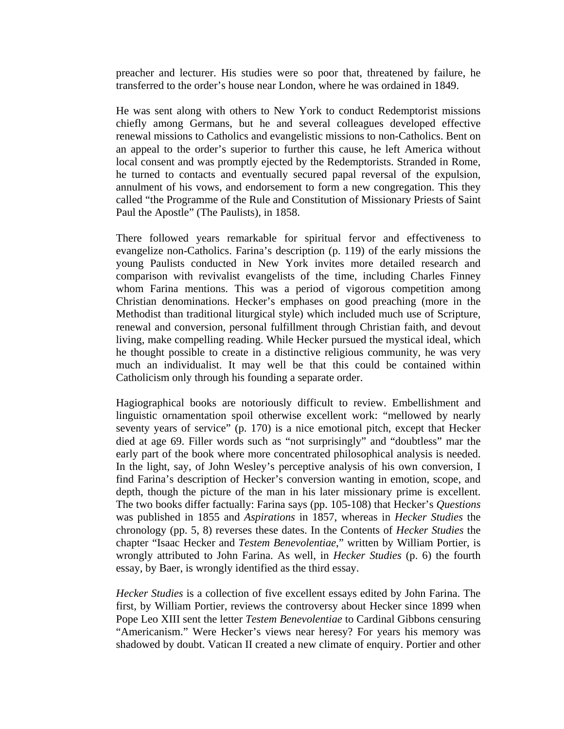preacher and lecturer. His studies were so poor that, threatened by failure, he transferred to the order's house near London, where he was ordained in 1849.

He was sent along with others to New York to conduct Redemptorist missions chiefly among Germans, but he and several colleagues developed effective renewal missions to Catholics and evangelistic missions to non-Catholics. Bent on an appeal to the order's superior to further this cause, he left America without local consent and was promptly ejected by the Redemptorists. Stranded in Rome, he turned to contacts and eventually secured papal reversal of the expulsion, annulment of his vows, and endorsement to form a new congregation. This they called "the Programme of the Rule and Constitution of Missionary Priests of Saint Paul the Apostle" (The Paulists), in 1858.

There followed years remarkable for spiritual fervor and effectiveness to evangelize non-Catholics. Farina's description (p. 119) of the early missions the young Paulists conducted in New York invites more detailed research and comparison with revivalist evangelists of the time, including Charles Finney whom Farina mentions. This was a period of vigorous competition among Christian denominations. Hecker's emphases on good preaching (more in the Methodist than traditional liturgical style) which included much use of Scripture, renewal and conversion, personal fulfillment through Christian faith, and devout living, make compelling reading. While Hecker pursued the mystical ideal, which he thought possible to create in a distinctive religious community, he was very much an individualist. It may well be that this could be contained within Catholicism only through his founding a separate order.

Hagiographical books are notoriously difficult to review. Embellishment and linguistic ornamentation spoil otherwise excellent work: "mellowed by nearly seventy years of service" (p. 170) is a nice emotional pitch, except that Hecker died at age 69. Filler words such as "not surprisingly" and "doubtless" mar the early part of the book where more concentrated philosophical analysis is needed. In the light, say, of John Wesley's perceptive analysis of his own conversion, I find Farina's description of Hecker's conversion wanting in emotion, scope, and depth, though the picture of the man in his later missionary prime is excellent. The two books differ factually: Farina says (pp. 105-108) that Hecker's *Questions* was published in 1855 and *Aspirations* in 1857, whereas in *Hecker Studies* the chronology (pp. 5, 8) reverses these dates. In the Contents of *Hecker Studies* the chapter "Isaac Hecker and *Testem Benevolentiae*," written by William Portier, is wrongly attributed to John Farina. As well, in *Hecker Studies* (p. 6) the fourth essay, by Baer, is wrongly identified as the third essay.

*Hecker Studies* is a collection of five excellent essays edited by John Farina. The first, by William Portier, reviews the controversy about Hecker since 1899 when Pope Leo XIII sent the letter *Testem Benevolentiae* to Cardinal Gibbons censuring "Americanism." Were Hecker's views near heresy? For years his memory was shadowed by doubt. Vatican II created a new climate of enquiry. Portier and other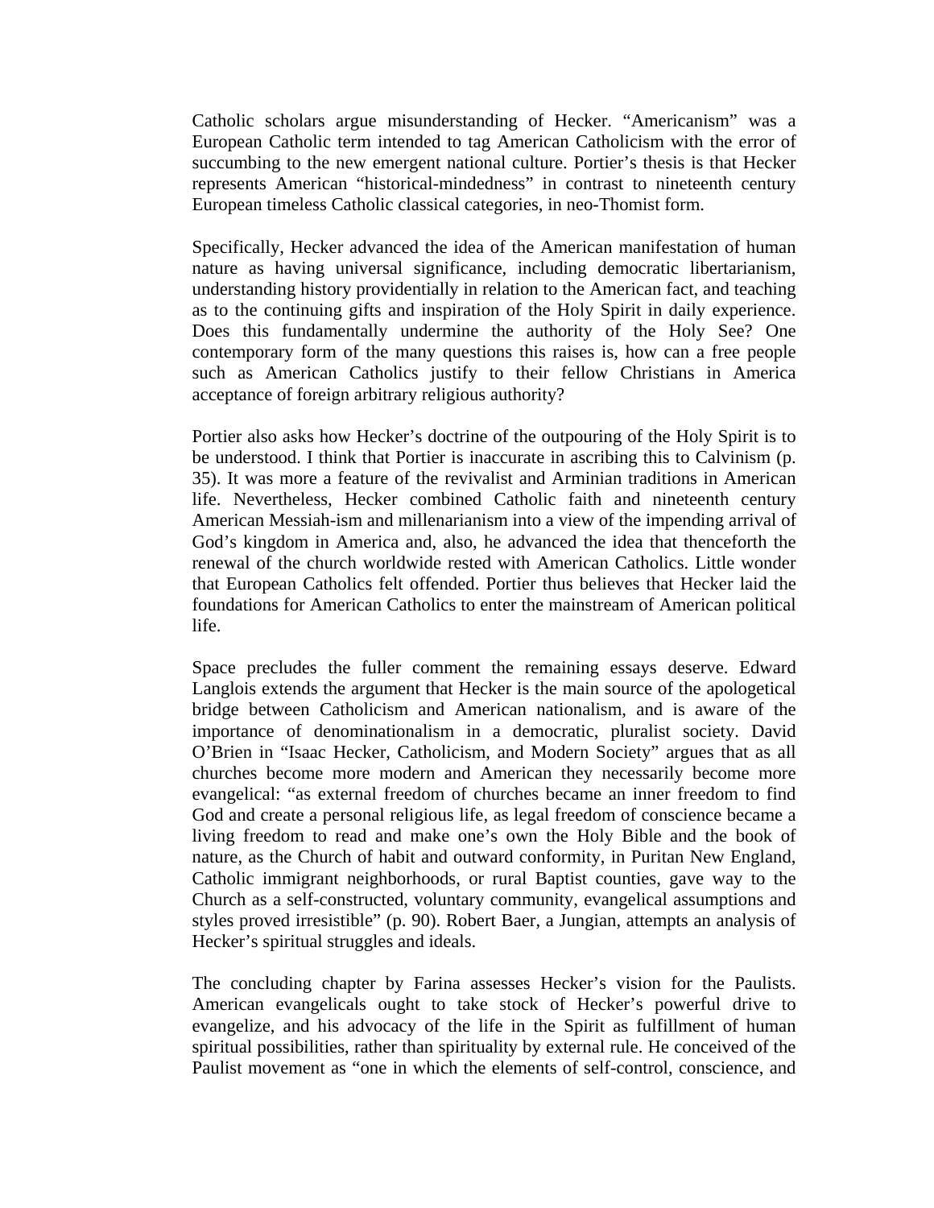Catholic scholars argue misunderstanding of Hecker. "Americanism" was a European Catholic term intended to tag American Catholicism with the error of succumbing to the new emergent national culture. Portier's thesis is that Hecker represents American "historical-mindedness" in contrast to nineteenth century European timeless Catholic classical categories, in neo-Thomist form.

Specifically, Hecker advanced the idea of the American manifestation of human nature as having universal significance, including democratic libertarianism, understanding history providentially in relation to the American fact, and teaching as to the continuing gifts and inspiration of the Holy Spirit in daily experience. Does this fundamentally undermine the authority of the Holy See? One contemporary form of the many questions this raises is, how can a free people such as American Catholics justify to their fellow Christians in America acceptance of foreign arbitrary religious authority?

Portier also asks how Hecker's doctrine of the outpouring of the Holy Spirit is to be understood. I think that Portier is inaccurate in ascribing this to Calvinism (p. 35). It was more a feature of the revivalist and Arminian traditions in American life. Nevertheless, Hecker combined Catholic faith and nineteenth century American Messiah-ism and millenarianism into a view of the impending arrival of God's kingdom in America and, also, he advanced the idea that thenceforth the renewal of the church worldwide rested with American Catholics. Little wonder that European Catholics felt offended. Portier thus believes that Hecker laid the foundations for American Catholics to enter the mainstream of American political life.

Space precludes the fuller comment the remaining essays deserve. Edward Langlois extends the argument that Hecker is the main source of the apologetical bridge between Catholicism and American nationalism, and is aware of the importance of denominationalism in a democratic, pluralist society. David O'Brien in "Isaac Hecker, Catholicism, and Modern Society" argues that as all churches become more modern and American they necessarily become more evangelical: "as external freedom of churches became an inner freedom to find God and create a personal religious life, as legal freedom of conscience became a living freedom to read and make one's own the Holy Bible and the book of nature, as the Church of habit and outward conformity, in Puritan New England, Catholic immigrant neighborhoods, or rural Baptist counties, gave way to the Church as a self-constructed, voluntary community, evangelical assumptions and styles proved irresistible" (p. 90). Robert Baer, a Jungian, attempts an analysis of Hecker's spiritual struggles and ideals.

The concluding chapter by Farina assesses Hecker's vision for the Paulists. American evangelicals ought to take stock of Hecker's powerful drive to evangelize, and his advocacy of the life in the Spirit as fulfillment of human spiritual possibilities, rather than spirituality by external rule. He conceived of the Paulist movement as "one in which the elements of self-control, conscience, and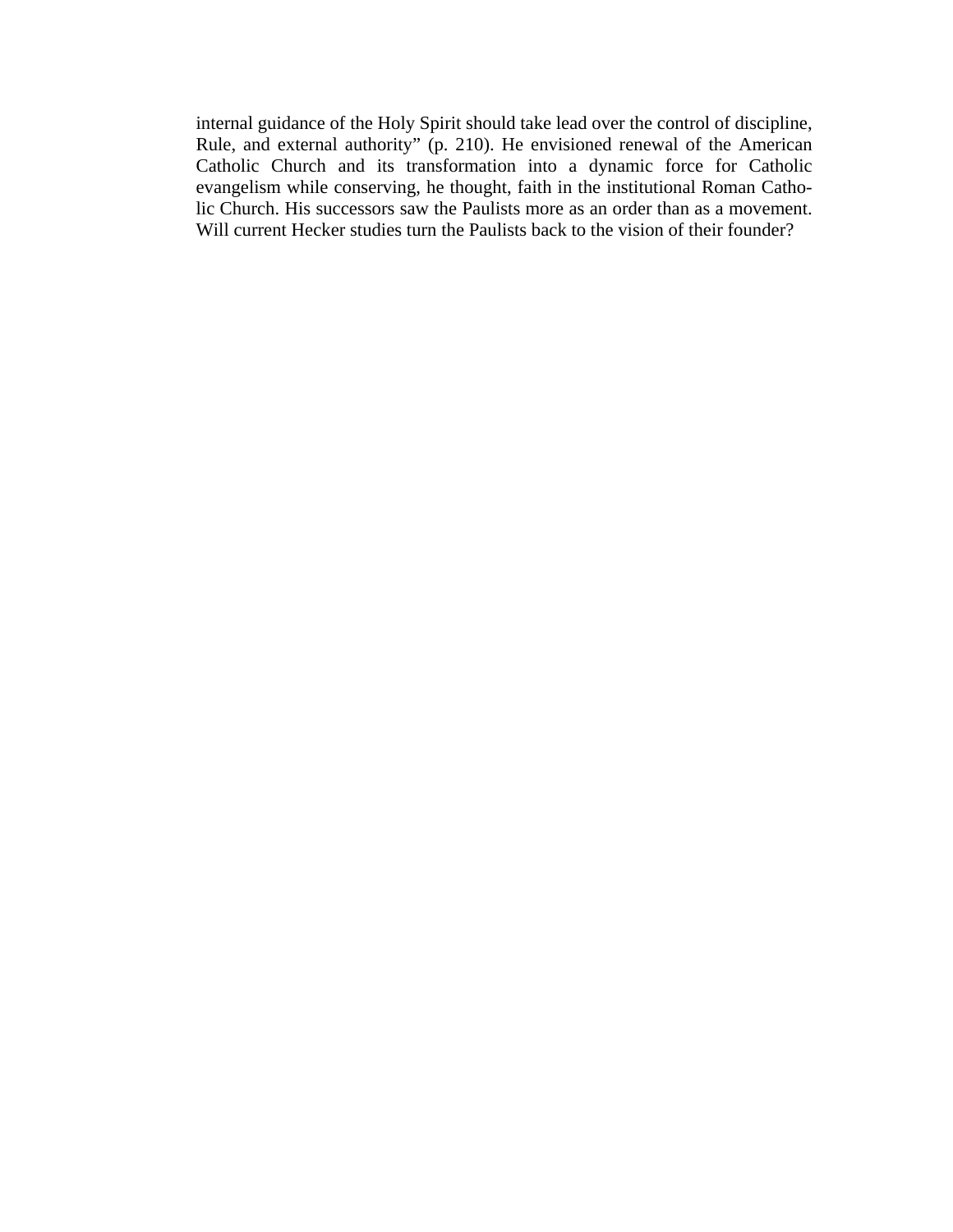internal guidance of the Holy Spirit should take lead over the control of discipline, Rule, and external authority" (p. 210). He envisioned renewal of the American Catholic Church and its transformation into a dynamic force for Catholic evangelism while conserving, he thought, faith in the institutional Roman Catholic Church. His successors saw the Paulists more as an order than as a movement. Will current Hecker studies turn the Paulists back to the vision of their founder?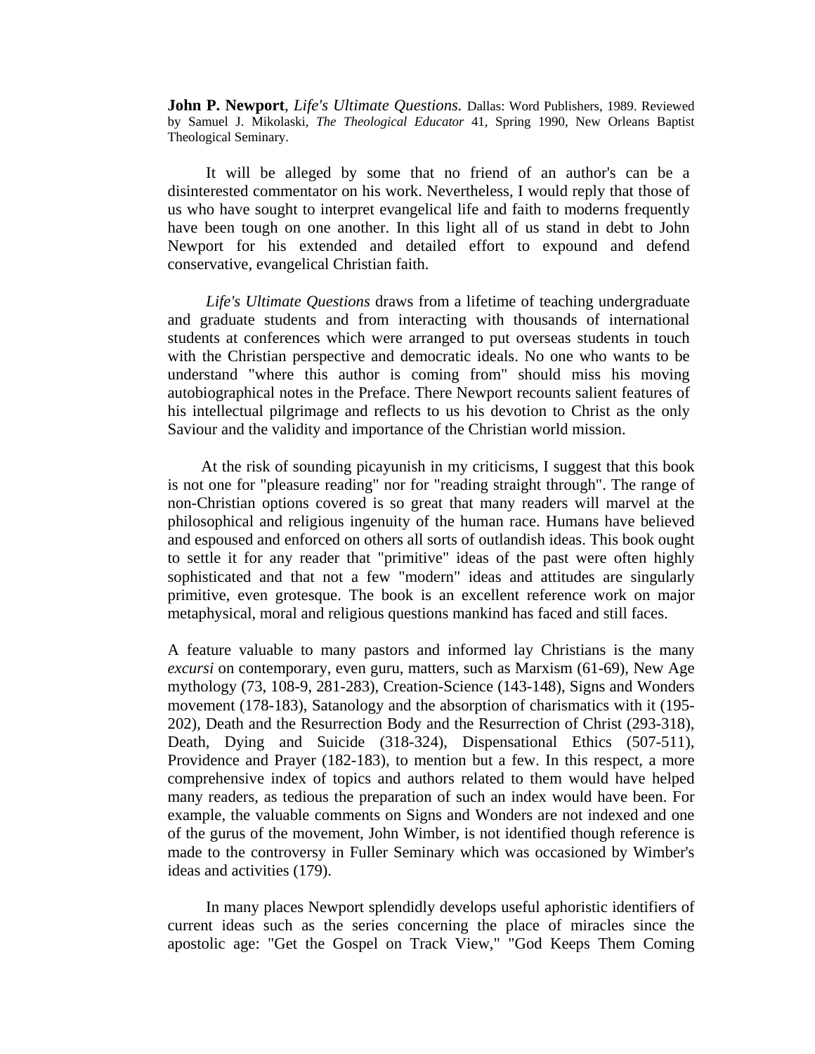**John P. Newport**, *Life's Ultimate Questions.* Dallas: Word Publishers, 1989. Reviewed by Samuel J. Mikolaski, *The Theological Educator* 41, Spring 1990, New Orleans Baptist Theological Seminary.

It will be alleged by some that no friend of an author's can be a disinterested commentator on his work. Nevertheless, I would reply that those of us who have sought to interpret evangelical life and faith to moderns frequently have been tough on one another. In this light all of us stand in debt to John Newport for his extended and detailed effort to expound and defend conservative, evangelical Christian faith.

*Life's Ultimate Questions* draws from a lifetime of teaching undergraduate and graduate students and from interacting with thousands of international students at conferences which were arranged to put overseas students in touch with the Christian perspective and democratic ideals. No one who wants to be understand "where this author is coming from" should miss his moving autobiographical notes in the Preface. There Newport recounts salient features of his intellectual pilgrimage and reflects to us his devotion to Christ as the only Saviour and the validity and importance of the Christian world mission.

At the risk of sounding picayunish in my criticisms, I suggest that this book is not one for "pleasure reading" nor for "reading straight through". The range of non-Christian options covered is so great that many readers will marvel at the philosophical and religious ingenuity of the human race. Humans have believed and espoused and enforced on others all sorts of outlandish ideas. This book ought to settle it for any reader that "primitive" ideas of the past were often highly sophisticated and that not a few "modern" ideas and attitudes are singularly primitive, even grotesque. The book is an excellent reference work on major metaphysical, moral and religious questions mankind has faced and still faces.

A feature valuable to many pastors and informed lay Christians is the many *excursi* on contemporary, even guru, matters, such as Marxism (61-69), New Age mythology (73, 108-9, 281-283), Creation-Science (143-148), Signs and Wonders movement (178-183), Satanology and the absorption of charismatics with it (195-202), Death and the Resurrection Body and the Resurrection of Christ (293-318), Death, Dying and Suicide (318-324), Dispensational Ethics (507-511), Providence and Prayer (182-183), to mention but a few. In this respect, a more comprehensive index of topics and authors related to them would have helped many readers, as tedious the preparation of such an index would have been. For example, the valuable comments on Signs and Wonders are not indexed and one of the gurus of the movement, John Wimber, is not identified though reference is made to the controversy in Fuller Seminary which was occasioned by Wimber's ideas and activities (179).

In many places Newport splendidly develops useful aphoristic identifiers of current ideas such as the series concerning the place of miracles since the apostolic age: "Get the Gospel on Track View," "God Keeps Them Coming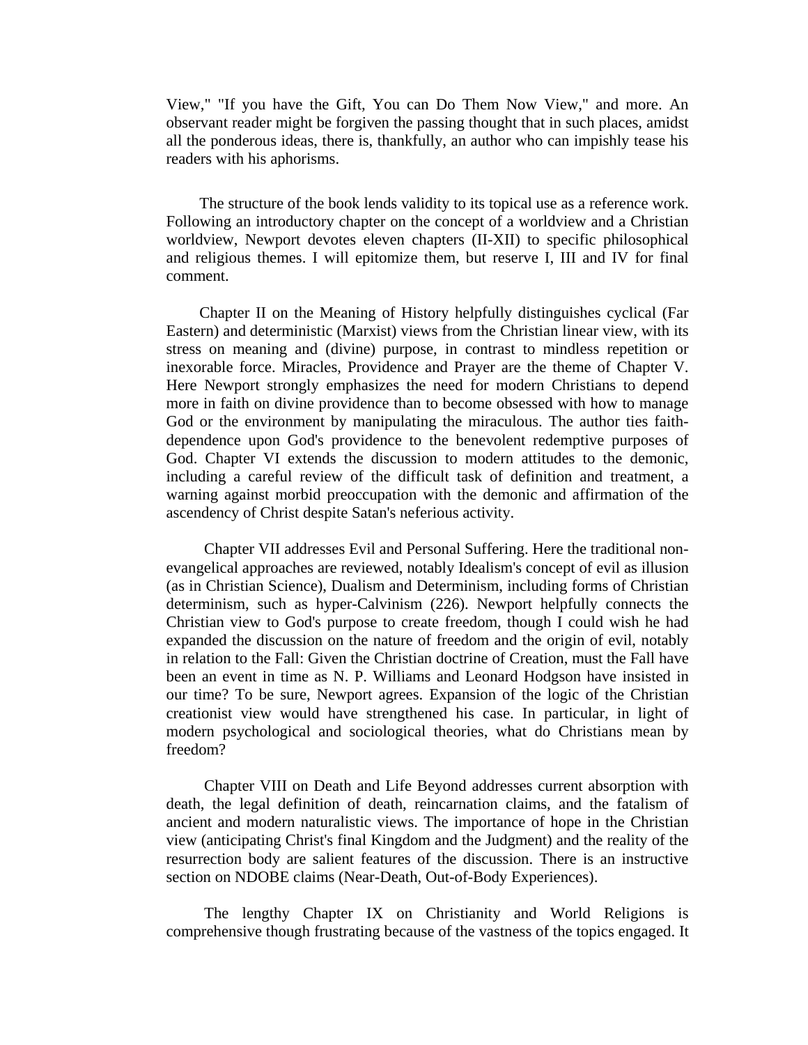View," "If you have the Gift, You can Do Them Now View," and more. An observant reader might be forgiven the passing thought that in such places, amidst all the ponderous ideas, there is, thankfully, an author who can impishly tease his readers with his aphorisms.

The structure of the book lends validity to its topical use as a reference work. Following an introductory chapter on the concept of a worldview and a Christian worldview, Newport devotes eleven chapters (II-XII) to specific philosophical and religious themes. I will epitomize them, but reserve I, III and IV for final comment.

Chapter II on the Meaning of History helpfully distinguishes cyclical (Far Eastern) and deterministic (Marxist) views from the Christian linear view, with its stress on meaning and (divine) purpose, in contrast to mindless repetition or inexorable force. Miracles, Providence and Prayer are the theme of Chapter V. Here Newport strongly emphasizes the need for modern Christians to depend more in faith on divine providence than to become obsessed with how to manage God or the environment by manipulating the miraculous. The author ties faith-dependence upon God's providence to the benevolent redemptive purposes of God. Chapter VI extends the discussion to modern attitudes to the demonic, including a careful review of the difficult task of definition and treatment, a warning against morbid preoccupation with the demonic and affirmation of the ascendency of Christ despite Satan's neferious activity.

Chapter VII addresses Evil and Personal Suffering. Here the traditional non-evangelical approaches are reviewed, notably Idealism's concept of evil as illusion (as in Christian Science), Dualism and Determinism, including forms of Christian determinism, such as hyper-Calvinism (226). Newport helpfully connects the Christian view to God's purpose to create freedom, though I could wish he had expanded the discussion on the nature of freedom and the origin of evil, notably in relation to the Fall: Given the Christian doctrine of Creation, must the Fall have been an event in time as N. P. Williams and Leonard Hodgson have insisted in our time? To be sure, Newport agrees. Expansion of the logic of the Christian creationist view would have strengthened his case. In particular, in light of modern psychological and sociological theories, what do Christians mean by freedom?

Chapter VIII on Death and Life Beyond addresses current absorption with death, the legal definition of death, reincarnation claims, and the fatalism of ancient and modern naturalistic views. The importance of hope in the Christian view (anticipating Christ's final Kingdom and the Judgment) and the reality of the resurrection body are salient features of the discussion. There is an instructive section on NDOBE claims (Near-Death, Out-of-Body Experiences).

The lengthy Chapter IX on Christianity and World Religions is comprehensive though frustrating because of the vastness of the topics engaged. It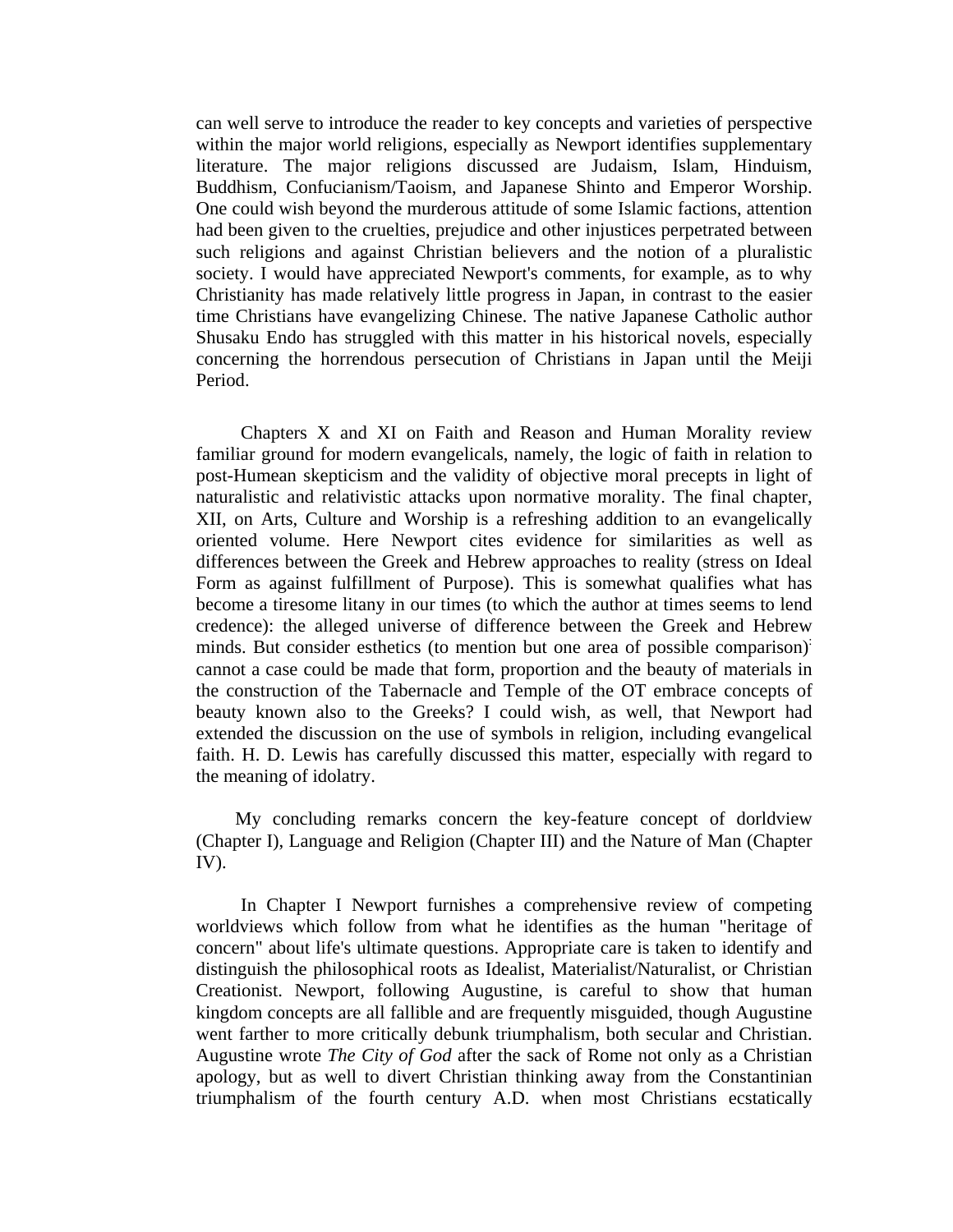can well serve to introduce the reader to key concepts and varieties of perspective within the major world religions, especially as Newport identifies supplementary literature. The major religions discussed are Judaism, Islam, Hinduism, Buddhism, Confucianism/Taoism, and Japanese Shinto and Emperor Worship. One could wish beyond the murderous attitude of some Islamic factions, attention had been given to the cruelties, prejudice and other injustices perpetrated between such religions and against Christian believers and the notion of a pluralistic society. I would have appreciated Newport's comments, for example, as to why Christianity has made relatively little progress in Japan, in contrast to the easier time Christians have evangelizing Chinese. The native Japanese Catholic author Shusaku Endo has struggled with this matter in his historical novels, especially concerning the horrendous persecution of Christians in Japan until the Meiji Period.

Chapters X and XI on Faith and Reason and Human Morality review familiar ground for modern evangelicals, namely, the logic of faith in relation to post-Humean skepticism and the validity of objective moral precepts in light of naturalistic and relativistic attacks upon normative morality. The final chapter, XII, on Arts, Culture and Worship is a refreshing addition to an evangelically oriented volume. Here Newport cites evidence for similarities as well as differences between the Greek and Hebrew approaches to reality (stress on Ideal Form as against fulfillment of Purpose). This is somewhat qualifies what has become a tiresome litany in our times (to which the author at times seems to lend credence): the alleged universe of difference between the Greek and Hebrew minds. But consider esthetics (to mention but one area of possible comparison): cannot a case could be made that form, proportion and the beauty of materials in the construction of the Tabernacle and Temple of the OT embrace concepts of beauty known also to the Greeks? I could wish, as well, that Newport had extended the discussion on the use of symbols in religion, including evangelical faith. H. D. Lewis has carefully discussed this matter, especially with regard to the meaning of idolatry.

My concluding remarks concern the key-feature concept of dorldview (Chapter I), Language and Religion (Chapter III) and the Nature of Man (Chapter IV).

In Chapter I Newport furnishes a comprehensive review of competing worldviews which follow from what he identifies as the human "heritage of concern" about life's ultimate questions. Appropriate care is taken to identify and distinguish the philosophical roots as Idealist, Materialist/Naturalist, or Christian Creationist. Newport, following Augustine, is careful to show that human kingdom concepts are all fallible and are frequently misguided, though Augustine went farther to more critically debunk triumphalism, both secular and Christian. Augustine wrote *The City of God* after the sack of Rome not only as a Christian apology, but as well to divert Christian thinking away from the Constantinian triumphalism of the fourth century A.D. when most Christians ecstatically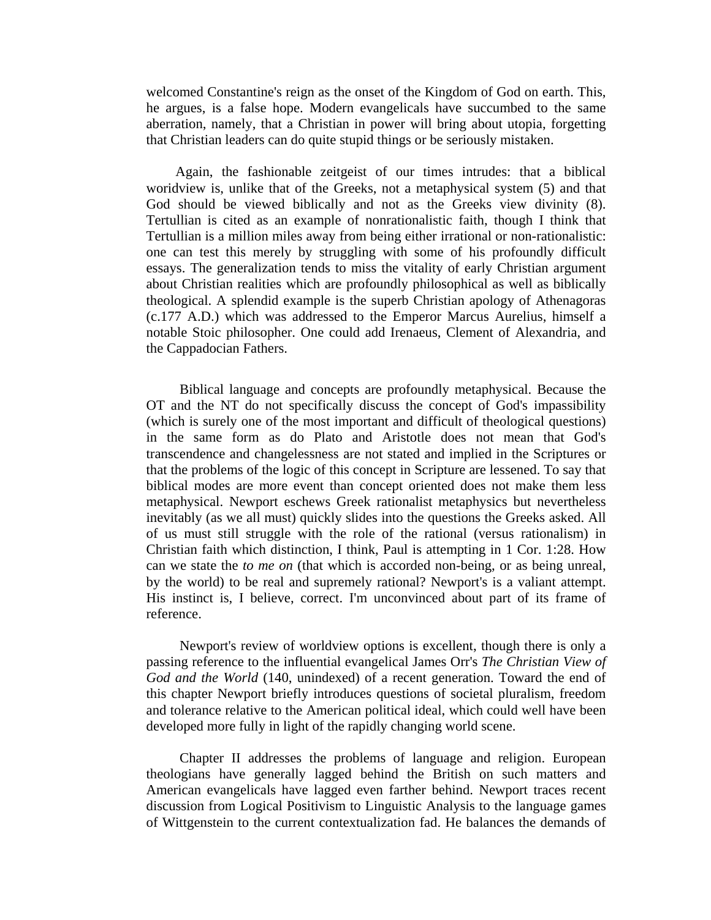welcomed Constantine's reign as the onset of the Kingdom of God on earth. This, he argues, is a false hope. Modern evangelicals have succumbed to the same aberration, namely, that a Christian in power will bring about utopia, forgetting that Christian leaders can do quite stupid things or be seriously mistaken.

Again, the fashionable zeitgeist of our times intrudes: that a biblical woridview is, unlike that of the Greeks, not a metaphysical system (5) and that God should be viewed biblically and not as the Greeks view divinity (8). Tertullian is cited as an example of nonrationalistic faith, though I think that Tertullian is a million miles away from being either irrational or non-rationalistic: one can test this merely by struggling with some of his profoundly difficult essays. The generalization tends to miss the vitality of early Christian argument about Christian realities which are profoundly philosophical as well as biblically theological. A splendid example is the superb Christian apology of Athenagoras (c.177 A.D.) which was addressed to the Emperor Marcus Aurelius, himself a notable Stoic philosopher. One could add Irenaeus, Clement of Alexandria, and the Cappadocian Fathers.

Biblical language and concepts are profoundly metaphysical. Because the OT and the NT do not specifically discuss the concept of God's impassibility (which is surely one of the most important and difficult of theological questions) in the same form as do Plato and Aristotle does not mean that God's transcendence and changelessness are not stated and implied in the Scriptures or that the problems of the logic of this concept in Scripture are lessened. To say that biblical modes are more event than concept oriented does not make them less metaphysical. Newport eschews Greek rationalist metaphysics but nevertheless inevitably (as we all must) quickly slides into the questions the Greeks asked. All of us must still struggle with the role of the rational (versus rationalism) in Christian faith which distinction, I think, Paul is attempting in 1 Cor. 1:28. How can we state the *to me on* (that which is accorded non-being, or as being unreal, by the world) to be real and supremely rational? Newport's is a valiant attempt. His instinct is, I believe, correct. I'm unconvinced about part of its frame of reference.

Newport's review of worldview options is excellent, though there is only a passing reference to the influential evangelical James Orr's *The Christian View of God and the World* (140, unindexed) of a recent generation. Toward the end of this chapter Newport briefly introduces questions of societal pluralism, freedom and tolerance relative to the American political ideal, which could well have been developed more fully in light of the rapidly changing world scene.

Chapter II addresses the problems of language and religion. European theologians have generally lagged behind the British on such matters and American evangelicals have lagged even farther behind. Newport traces recent discussion from Logical Positivism to Linguistic Analysis to the language games of Wittgenstein to the current contextualization fad. He balances the demands of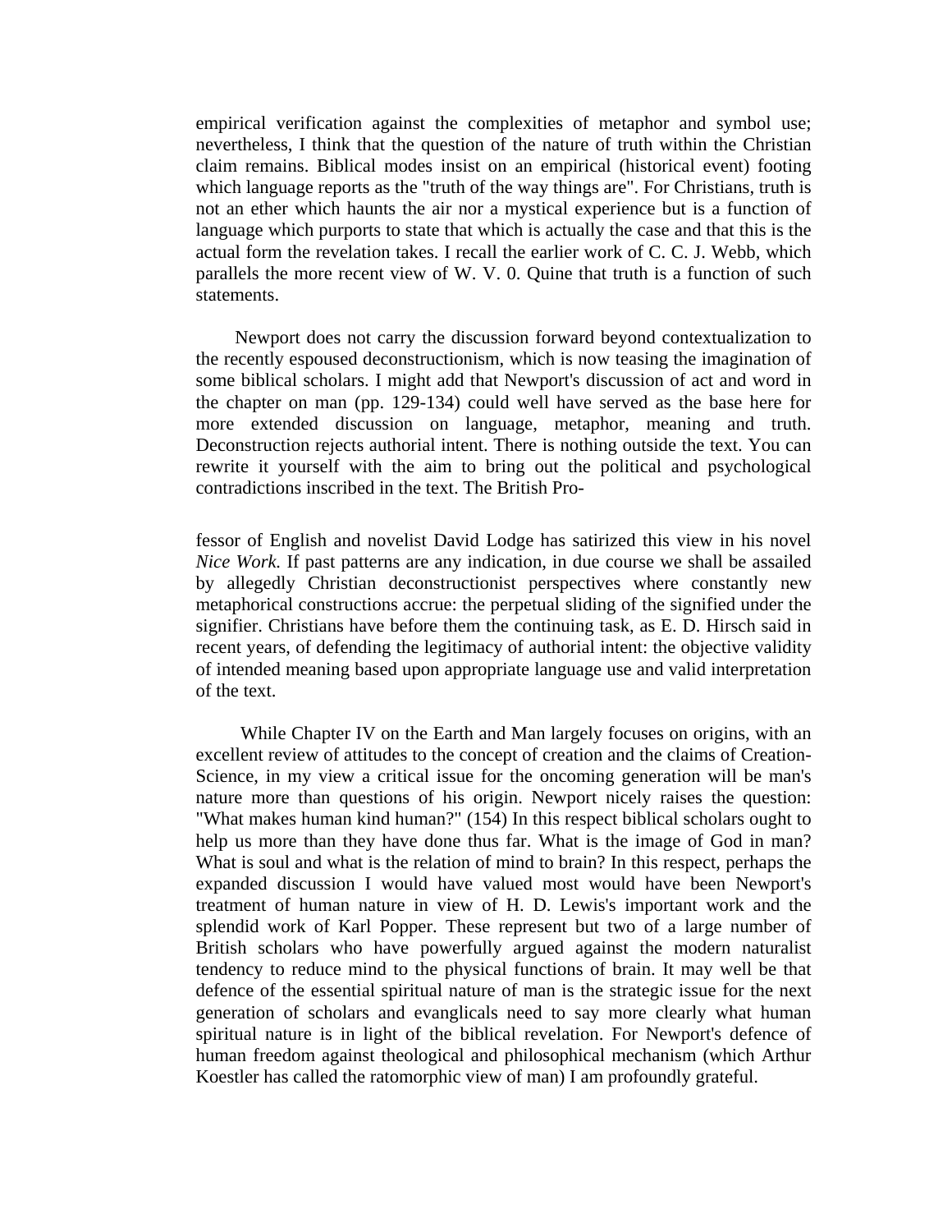empirical verification against the complexities of metaphor and symbol use; nevertheless, I think that the question of the nature of truth within the Christian claim remains. Biblical modes insist on an empirical (historical event) footing which language reports as the "truth of the way things are". For Christians, truth is not an ether which haunts the air nor a mystical experience but is a function of language which purports to state that which is actually the case and that this is the actual form the revelation takes. I recall the earlier work of C. C. J. Webb, which parallels the more recent view of W. V. 0. Quine that truth is a function of such statements.

Newport does not carry the discussion forward beyond contextualization to the recently espoused deconstructionism, which is now teasing the imagination of some biblical scholars. I might add that Newport's discussion of act and word in the chapter on man (pp. 129-134) could well have served as the base here for more extended discussion on language, metaphor, meaning and truth. Deconstruction rejects authorial intent. There is nothing outside the text. You can rewrite it yourself with the aim to bring out the political and psychological contradictions inscribed in the text. The British Professor of English and novelist David Lodge has satirized this view in his novel *Nice Work.* If past patterns are any indication, in due course we shall be assailed by allegedly Christian deconstructionist perspectives where constantly new metaphorical constructions accrue: the perpetual sliding of the signified under the signifier. Christians have before them the continuing task, as E. D. Hirsch said in recent years, of defending the legitimacy of authorial intent: the objective validity of intended meaning based upon appropriate language use and valid interpretation of the text.

While Chapter IV on the Earth and Man largely focuses on origins, with an excellent review of attitudes to the concept of creation and the claims of Creation-Science, in my view a critical issue for the oncoming generation will be man's nature more than questions of his origin. Newport nicely raises the question: "What makes human kind human?" (154) In this respect biblical scholars ought to help us more than they have done thus far. What is the image of God in man? What is soul and what is the relation of mind to brain? In this respect, perhaps the expanded discussion I would have valued most would have been Newport's treatment of human nature in view of H. D. Lewis's important work and the splendid work of Karl Popper. These represent but two of a large number of British scholars who have powerfully argued against the modern naturalist tendency to reduce mind to the physical functions of brain. It may well be that defence of the essential spiritual nature of man is the strategic issue for the next generation of scholars and evanglicals need to say more clearly what human spiritual nature is in light of the biblical revelation. For Newport's defence of human freedom against theological and philosophical mechanism (which Arthur Koestler has called the ratomorphic view of man) I am profoundly grateful.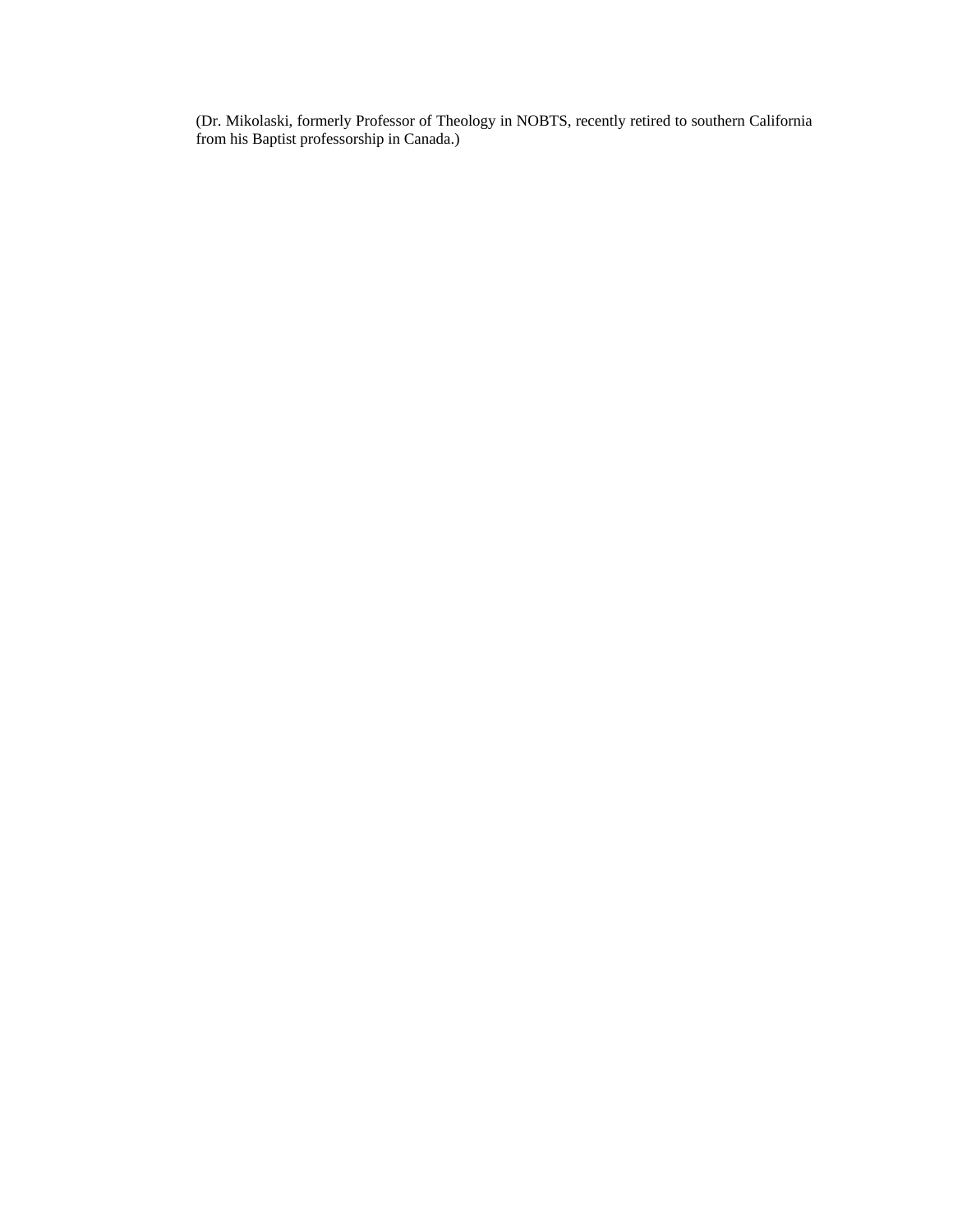(Dr. Mikolaski, formerly Professor of Theology in NOBTS, recently retired to southern California from his Baptist professorship in Canada.)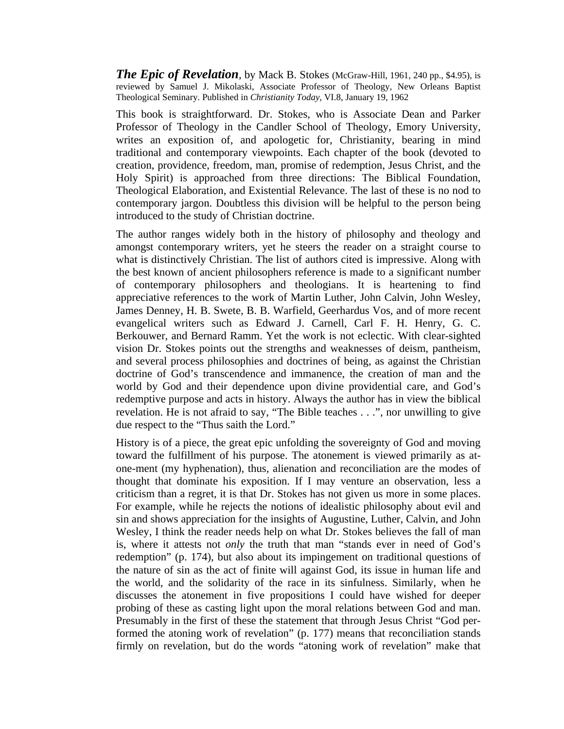***The Epic of Revelation***, by Mack B. Stokes (McGraw-Hill, 1961, 240 pp., $4.95), is reviewed by Samuel J. Mikolaski, Associate Professor of Theology, New Orleans Baptist Theological Seminary. Published in *Christianity Today,* VI.8, January 19, 1962

This book is straightforward. Dr. Stokes, who is Associate Dean and Parker Professor of Theology in the Candler School of Theology, Emory University, writes an exposition of, and apologetic for, Christianity, bearing in mind traditional and contemporary viewpoints. Each chapter of the book (devoted to creation, providence, freedom, man, promise of redemption, Jesus Christ, and the Holy Spirit) is approached from three directions: The Biblical Foundation, Theological Elaboration, and Existential Relevance. The last of these is no nod to contemporary jargon. Doubtless this division will be helpful to the person being introduced to the study of Christian doctrine.

The author ranges widely both in the history of philosophy and theology and amongst contemporary writers, yet he steers the reader on a straight course to what is distinctively Christian. The list of authors cited is impressive. Along with the best known of ancient philosophers reference is made to a significant number of contemporary philosophers and theologians. It is heartening to find appreciative references to the work of Martin Luther, John Calvin, John Wesley, James Denney, H. B. Swete, B. B. Warfield, Geerhardus Vos, and of more recent evangelical writers such as Edward J. Carnell, Carl F. H. Henry, G. C. Berkouwer, and Bernard Ramm. Yet the work is not eclectic. With clear-sighted vision Dr. Stokes points out the strengths and weaknesses of deism, pantheism, and several process philosophies and doctrines of being, as against the Christian doctrine of God's transcendence and immanence, the creation of man and the world by God and their dependence upon divine providential care, and God's redemptive purpose and acts in history. Always the author has in view the biblical revelation. He is not afraid to say, "The Bible teaches . . .", nor unwilling to give due respect to the "Thus saith the Lord."

History is of a piece, the great epic unfolding the sovereignty of God and moving toward the fulfillment of his purpose. The atonement is viewed primarily as at-one-ment (my hyphenation), thus, alienation and reconciliation are the modes of thought that dominate his exposition. If I may venture an observation, less a criticism than a regret, it is that Dr. Stokes has not given us more in some places. For example, while he rejects the notions of idealistic philosophy about evil and sin and shows appreciation for the insights of Augustine, Luther, Calvin, and John Wesley, I think the reader needs help on what Dr. Stokes believes the fall of man is, where it attests not *only* the truth that man "stands ever in need of God's redemption" (p. 174), but also about its impingement on traditional questions of the nature of sin as the act of finite will against God, its issue in human life and the world, and the solidarity of the race in its sinfulness. Similarly, when he discusses the atonement in five propositions I could have wished for deeper probing of these as casting light upon the moral relations between God and man. Presumably in the first of these the statement that through Jesus Christ "God performed the atoning work of revelation" (p. 177) means that reconciliation stands firmly on revelation, but do the words "atoning work of revelation" make that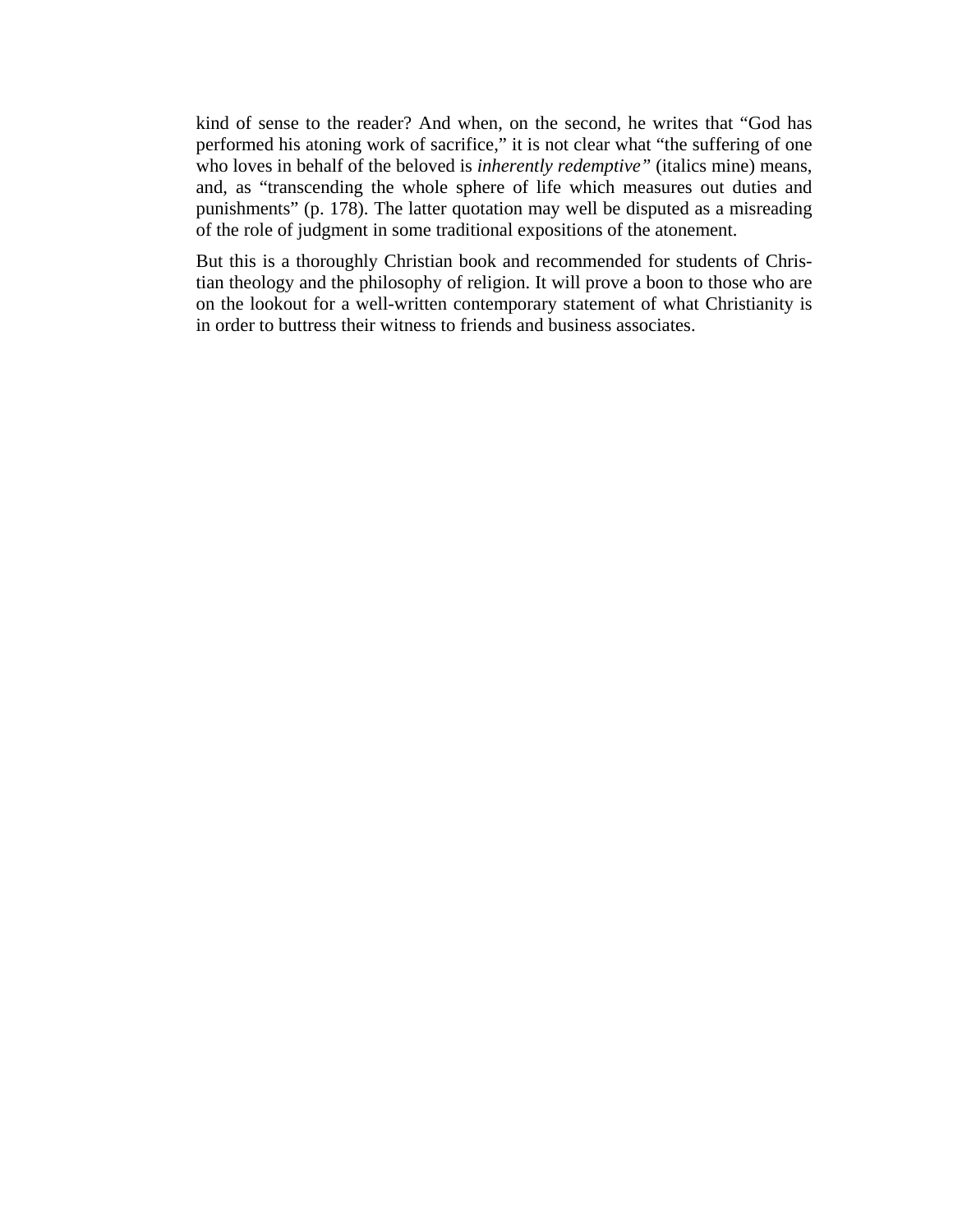kind of sense to the reader? And when, on the second, he writes that “God has performed his atoning work of sacrifice,” it is not clear what “the suffering of one who loves in behalf of the beloved is *inherently redemptive”* (italics mine) means, and, as “transcending the whole sphere of life which measures out duties and punishments” (p. 178). The latter quotation may well be disputed as a misreading of the role of judgment in some traditional expositions of the atonement.

But this is a thoroughly Christian book and recommended for students of Christian theology and the philosophy of religion. It will prove a boon to those who are on the lookout for a well-written contemporary statement of what Christianity is in order to buttress their witness to friends and business associates.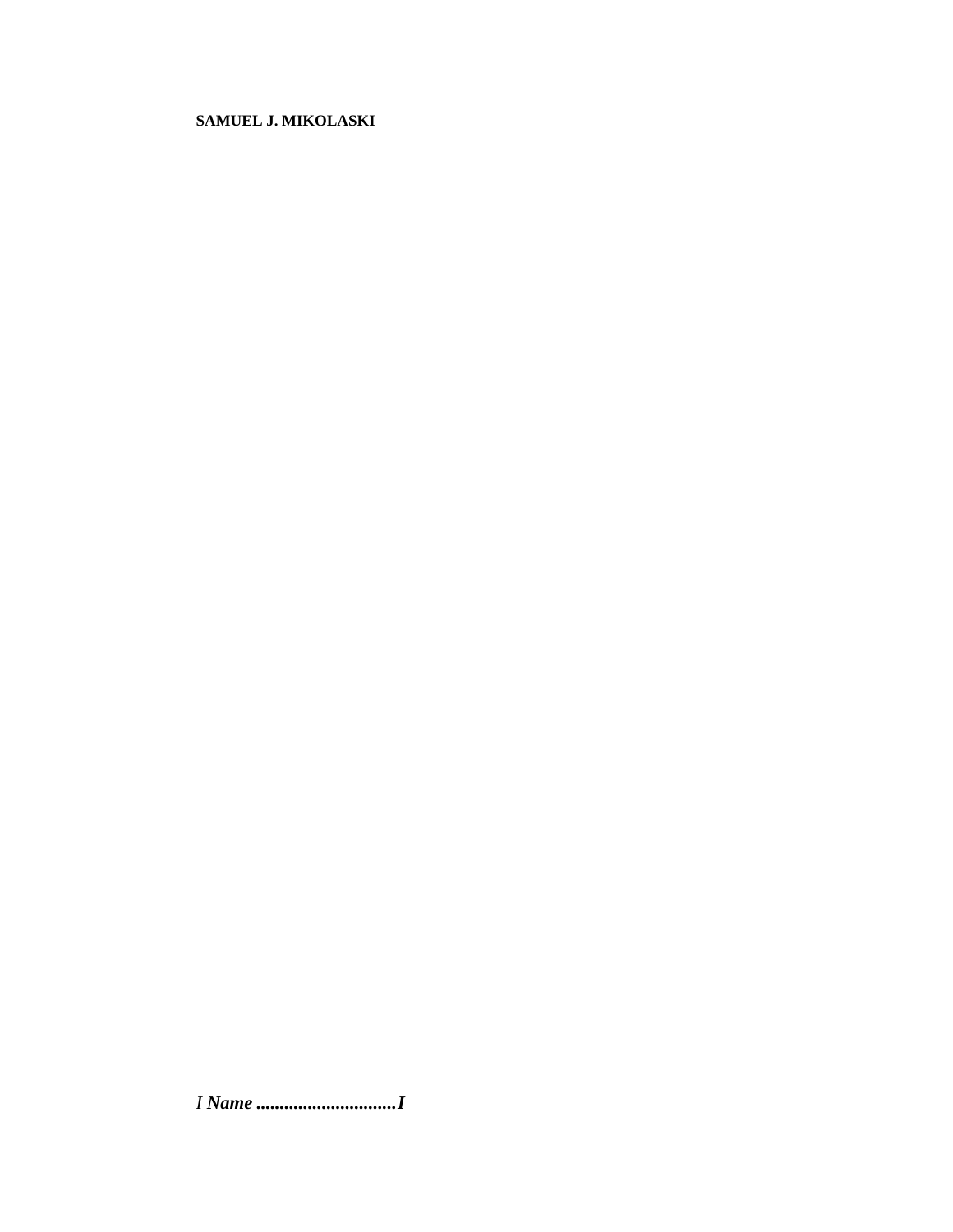**SAMUEL J. MIKOLASKI**

*I* ***Name .............................I***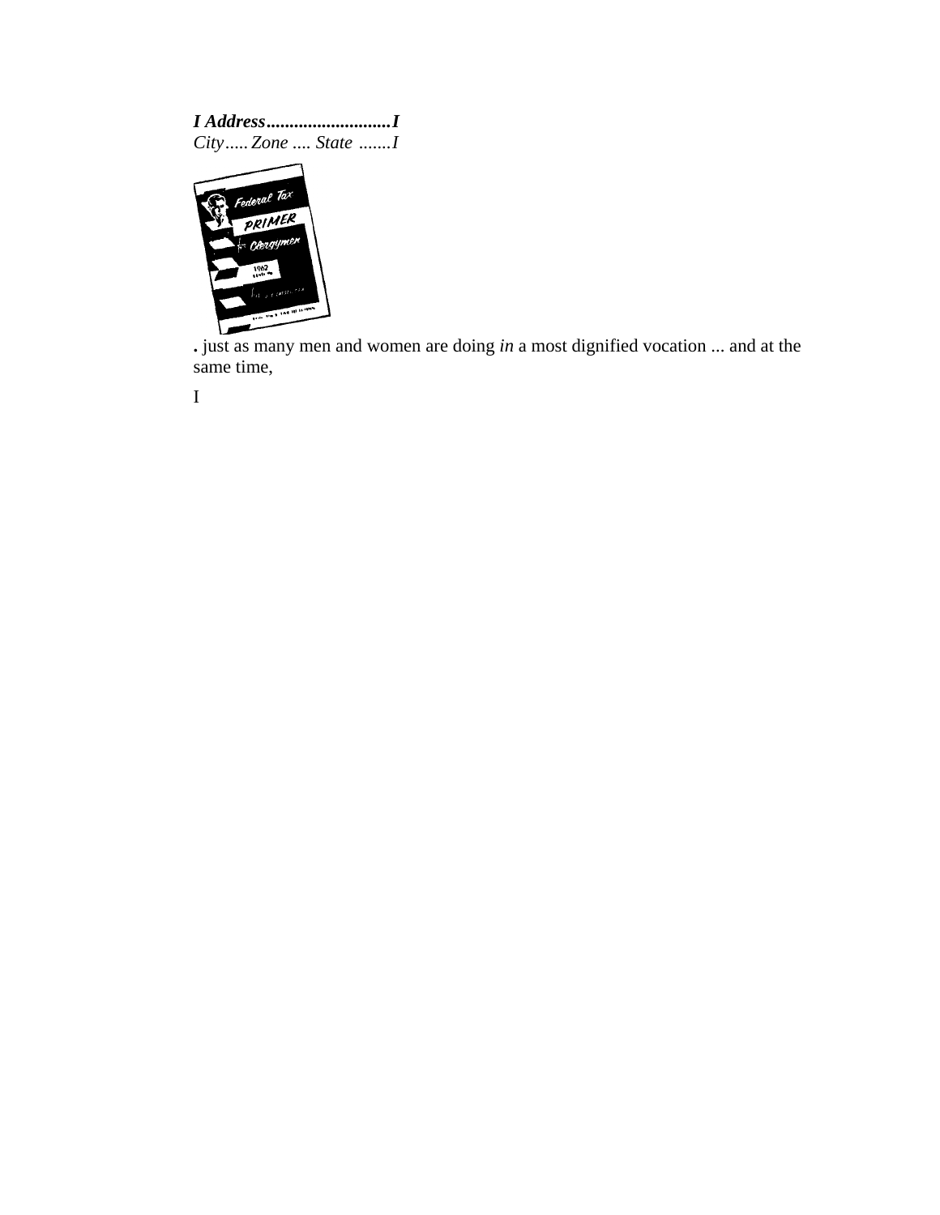***I Address...........................I***

*City..... Zone .... State .......I*

**.** just as many men and women are doing *in* a most dignified vocation ... and at the same time,

I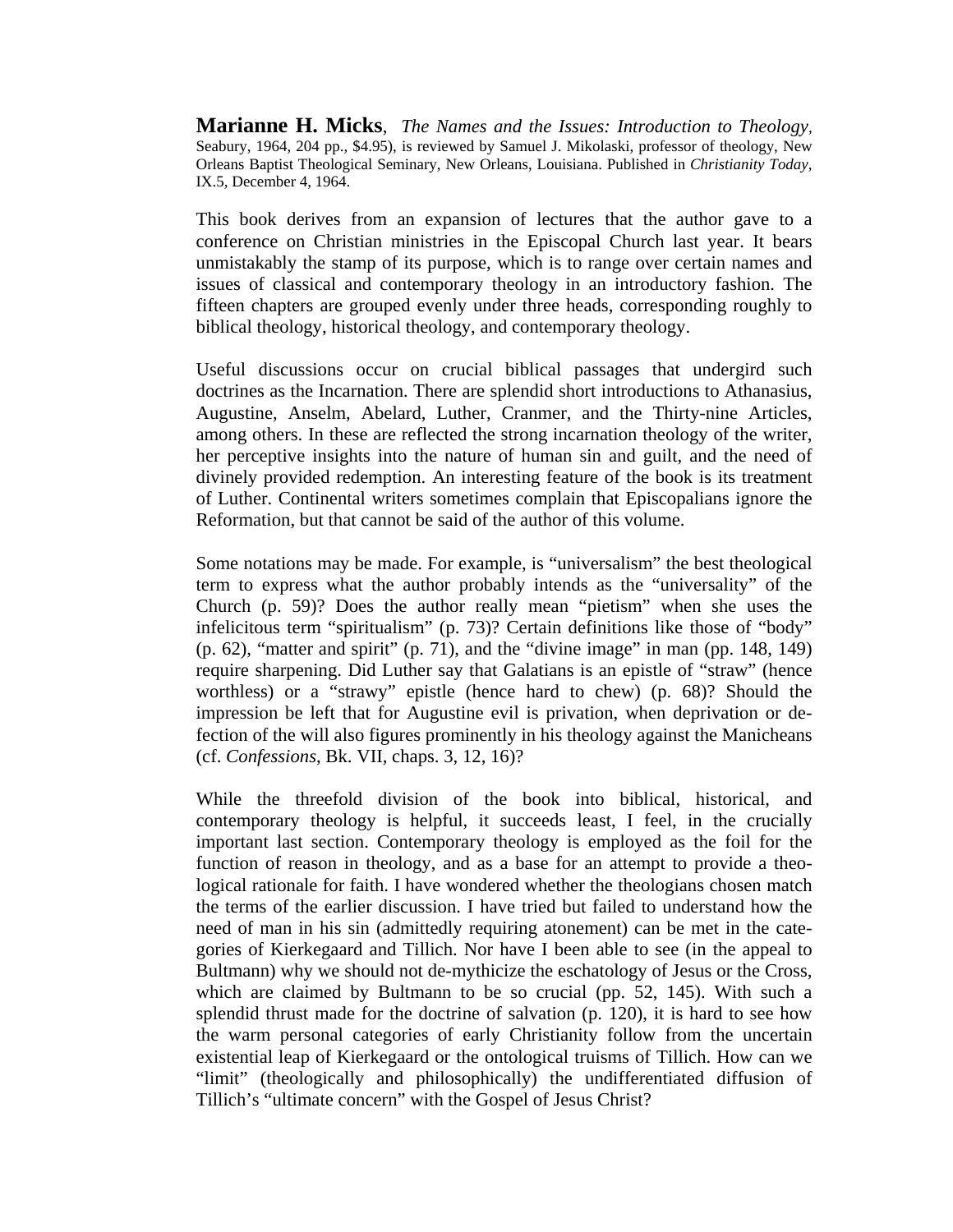**Marianne H. Micks**, *The Names and the Issues: Introduction to Theology*, Seabury, 1964, 204 pp., $4.95), is reviewed by Samuel J. Mikolaski, professor of theology, New Orleans Baptist Theological Seminary, New Orleans, Louisiana. Published in *Christianity Today*, IX.5, December 4, 1964.

This book derives from an expansion of lectures that the author gave to a conference on Christian ministries in the Episcopal Church last year. It bears unmistakably the stamp of its purpose, which is to range over certain names and issues of classical and contemporary theology in an introductory fashion. The fifteen chapters are grouped evenly under three heads, corresponding roughly to biblical theology, historical theology, and contemporary theology.

Useful discussions occur on crucial biblical passages that undergird such doctrines as the Incarnation. There are splendid short introductions to Athanasius, Augustine, Anselm, Abelard, Luther, Cranmer, and the Thirty-nine Articles, among others. In these are reflected the strong incarnation theology of the writer, her perceptive insights into the nature of human sin and guilt, and the need of divinely provided redemption. An interesting feature of the book is its treatment of Luther. Continental writers sometimes complain that Episcopalians ignore the Reformation, but that cannot be said of the author of this volume.

Some notations may be made. For example, is "universalism" the best theological term to express what the author probably intends as the "universality" of the Church (p. 59)? Does the author really mean "pietism" when she uses the infelicitous term "spiritualism" (p. 73)? Certain definitions like those of "body" (p. 62), "matter and spirit" (p. 71), and the "divine image" in man (pp. 148, 149) require sharpening. Did Luther say that Galatians is an epistle of "straw" (hence worthless) or a "strawy" epistle (hence hard to chew) (p. 68)? Should the impression be left that for Augustine evil is privation, when deprivation or defection of the will also figures prominently in his theology against the Manicheans (cf. *Confessions*, Bk. VII, chaps. 3, 12, 16)?

While the threefold division of the book into biblical, historical, and contemporary theology is helpful, it succeeds least, I feel, in the crucially important last section. Contemporary theology is employed as the foil for the function of reason in theology, and as a base for an attempt to provide a theological rationale for faith. I have wondered whether the theologians chosen match the terms of the earlier discussion. I have tried but failed to understand how the need of man in his sin (admittedly requiring atonement) can be met in the categories of Kierkegaard and Tillich. Nor have I been able to see (in the appeal to Bultmann) why we should not de-mythicize the eschatology of Jesus or the Cross, which are claimed by Bultmann to be so crucial (pp. 52, 145). With such a splendid thrust made for the doctrine of salvation (p. 120), it is hard to see how the warm personal categories of early Christianity follow from the uncertain existential leap of Kierkegaard or the ontological truisms of Tillich. How can we "limit" (theologically and philosophically) the undifferentiated diffusion of Tillich's "ultimate concern" with the Gospel of Jesus Christ?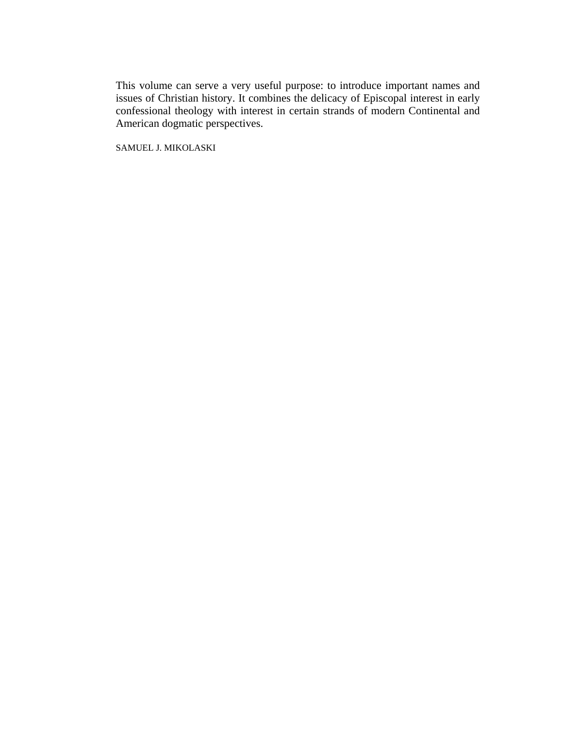This volume can serve a very useful purpose: to introduce important names and issues of Christian history. It combines the delicacy of Episcopal interest in early confessional theology with interest in certain strands of modern Continental and American dogmatic perspectives.

SAMUEL J. MIKOLASKI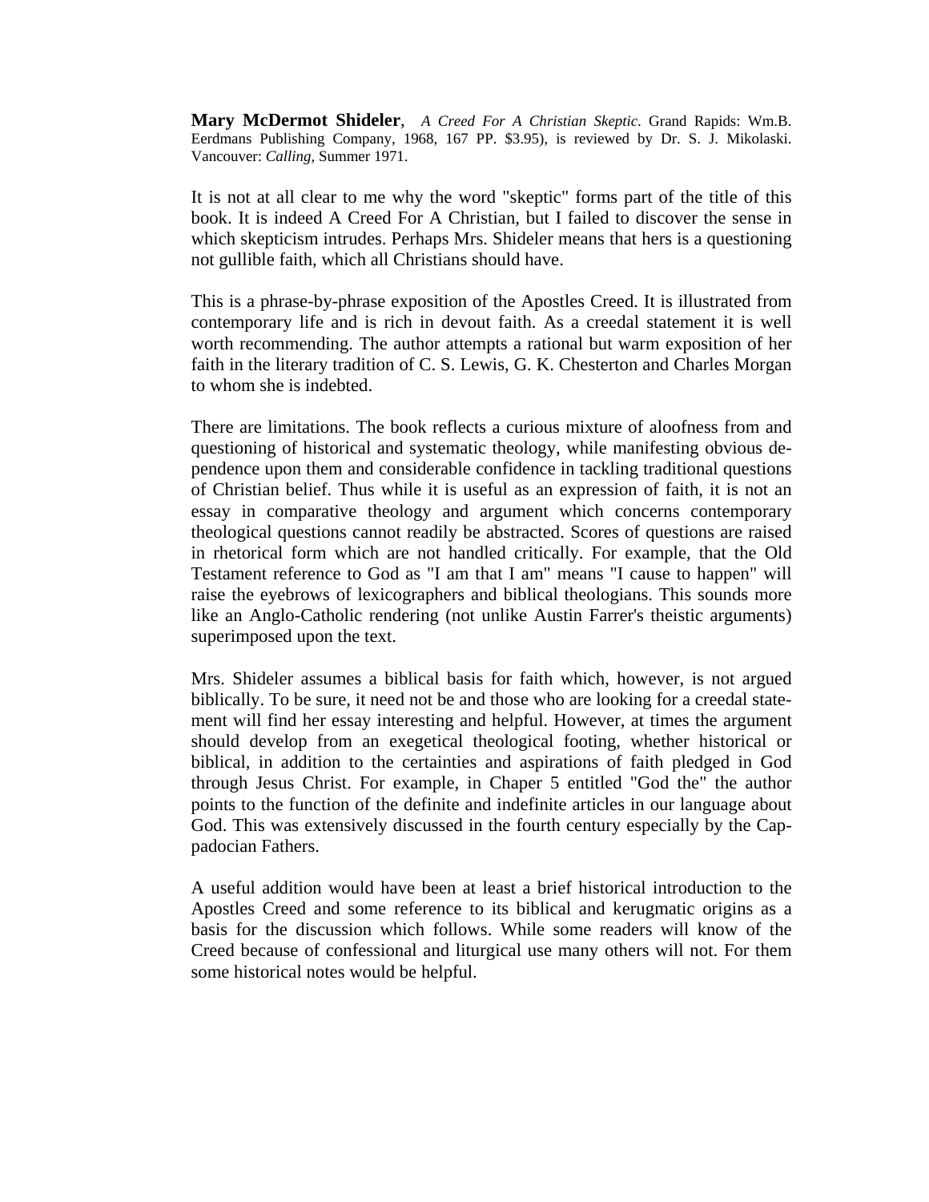**Mary McDermot Shideler**, *A Creed For A Christian Skeptic*. Grand Rapids: Wm.B. Eerdmans Publishing Company, 1968, 167 PP. $3.95), is reviewed by Dr. S. J. Mikolaski. Vancouver: *Calling*, Summer 1971.

It is not at all clear to me why the word "skeptic" forms part of the title of this book. It is indeed A Creed For A Christian, but I failed to discover the sense in which skepticism intrudes. Perhaps Mrs. Shideler means that hers is a questioning not gullible faith, which all Christians should have.

This is a phrase-by-phrase exposition of the Apostles Creed. It is illustrated from contemporary life and is rich in devout faith. As a creedal statement it is well worth recommending. The author attempts a rational but warm exposition of her faith in the literary tradition of C. S. Lewis, G. K. Chesterton and Charles Morgan to whom she is indebted.

There are limitations. The book reflects a curious mixture of aloofness from and questioning of historical and systematic theology, while manifesting obvious dependence upon them and considerable confidence in tackling traditional questions of Christian belief. Thus while it is useful as an expression of faith, it is not an essay in comparative theology and argument which concerns contemporary theological questions cannot readily be abstracted. Scores of questions are raised in rhetorical form which are not handled critically. For example, that the Old Testament reference to God as "I am that I am" means "I cause to happen" will raise the eyebrows of lexicographers and biblical theologians. This sounds more like an Anglo-Catholic rendering (not unlike Austin Farrer's theistic arguments) superimposed upon the text.

Mrs. Shideler assumes a biblical basis for faith which, however, is not argued biblically. To be sure, it need not be and those who are looking for a creedal statement will find her essay interesting and helpful. However, at times the argument should develop from an exegetical theological footing, whether historical or biblical, in addition to the certainties and aspirations of faith pledged in God through Jesus Christ. For example, in Chaper 5 entitled "God the" the author points to the function of the definite and indefinite articles in our language about God. This was extensively discussed in the fourth century especially by the Cappadocian Fathers.

A useful addition would have been at least a brief historical introduction to the Apostles Creed and some reference to its biblical and kerugmatic origins as a basis for the discussion which follows. While some readers will know of the Creed because of confessional and liturgical use many others will not. For them some historical notes would be helpful.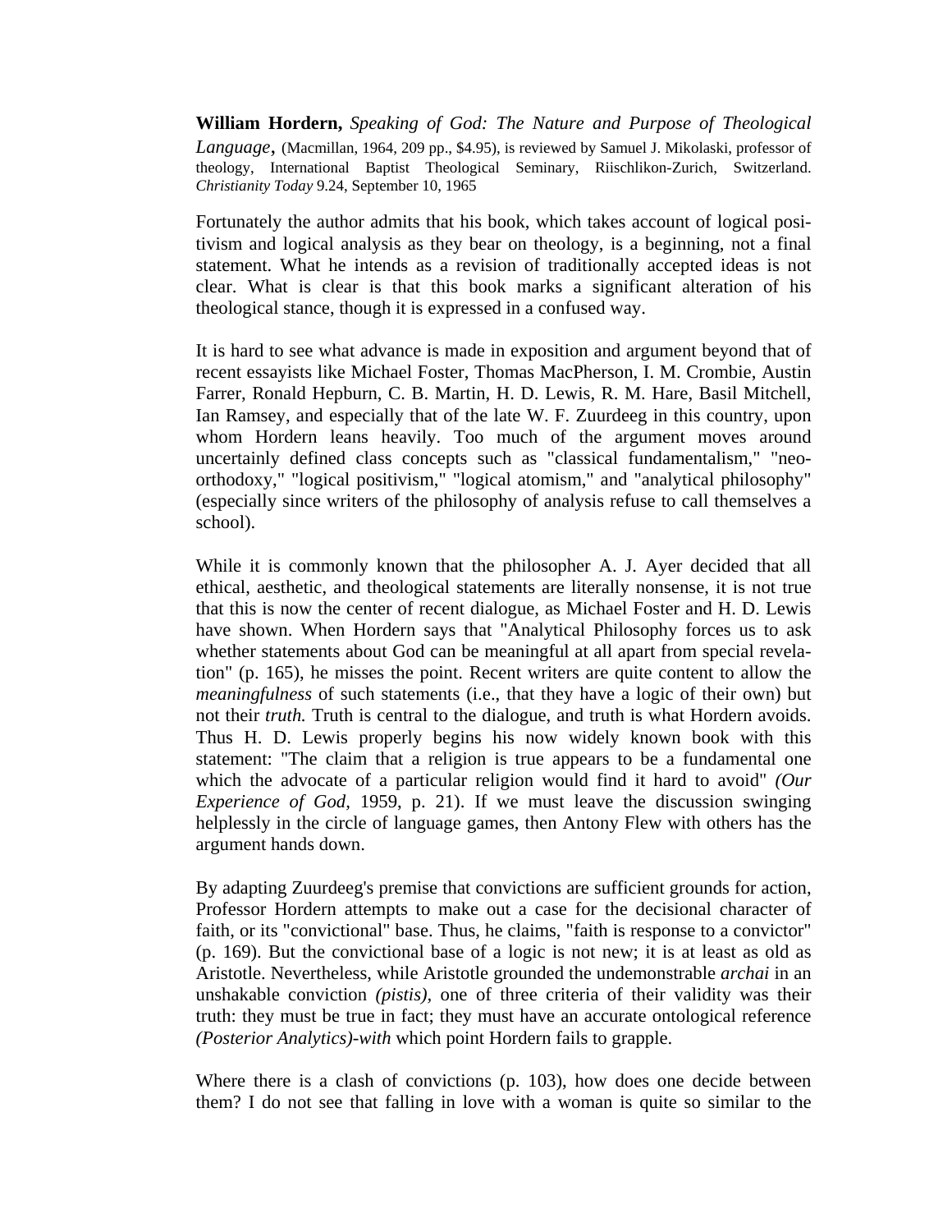**William Hordern,** *Speaking of God: The Nature and Purpose of Theological Language*, (Macmillan, 1964, 209 pp., $4.95), is reviewed by Samuel J. Mikolaski, professor of theology, International Baptist Theological Seminary, Riischlikon-Zurich, Switzerland. *Christianity Today* 9.24, September 10, 1965

Fortunately the author admits that his book, which takes account of logical positivism and logical analysis as they bear on theology, is a beginning, not a final statement. What he intends as a revision of traditionally accepted ideas is not clear. What is clear is that this book marks a significant alteration of his theological stance, though it is expressed in a confused way.

It is hard to see what advance is made in exposition and argument beyond that of recent essayists like Michael Foster, Thomas MacPherson, I. M. Crombie, Austin Farrer, Ronald Hepburn, C. B. Martin, H. D. Lewis, R. M. Hare, Basil Mitchell, Ian Ramsey, and especially that of the late W. F. Zuurdeeg in this country, upon whom Hordern leans heavily. Too much of the argument moves around uncertainly defined class concepts such as "classical fundamentalism," "neo-orthodoxy," "logical positivism," "logical atomism," and "analytical philosophy" (especially since writers of the philosophy of analysis refuse to call themselves a school).

While it is commonly known that the philosopher A. J. Ayer decided that all ethical, aesthetic, and theological statements are literally nonsense, it is not true that this is now the center of recent dialogue, as Michael Foster and H. D. Lewis have shown. When Hordern says that "Analytical Philosophy forces us to ask whether statements about God can be meaningful at all apart from special revelation" (p. 165), he misses the point. Recent writers are quite content to allow the *meaningfulness* of such statements (i.e., that they have a logic of their own) but not their *truth.* Truth is central to the dialogue, and truth is what Hordern avoids. Thus H. D. Lewis properly begins his now widely known book with this statement: "The claim that a religion is true appears to be a fundamental one which the advocate of a particular religion would find it hard to avoid" *(Our Experience of God,* 1959, p. 21). If we must leave the discussion swinging helplessly in the circle of language games, then Antony Flew with others has the argument hands down.

By adapting Zuurdeeg's premise that convictions are sufficient grounds for action, Professor Hordern attempts to make out a case for the decisional character of faith, or its "convictional" base. Thus, he claims, "faith is response to a convictor" (p. 169). But the convictional base of a logic is not new; it is at least as old as Aristotle. Nevertheless, while Aristotle grounded the undemonstrable *archai* in an unshakable conviction *(pistis),* one of three criteria of their validity was their truth: they must be true in fact; they must have an accurate ontological reference *(Posterior Analytics)-with* which point Hordern fails to grapple.

Where there is a clash of convictions (p. 103), how does one decide between them? I do not see that falling in love with a woman is quite so similar to the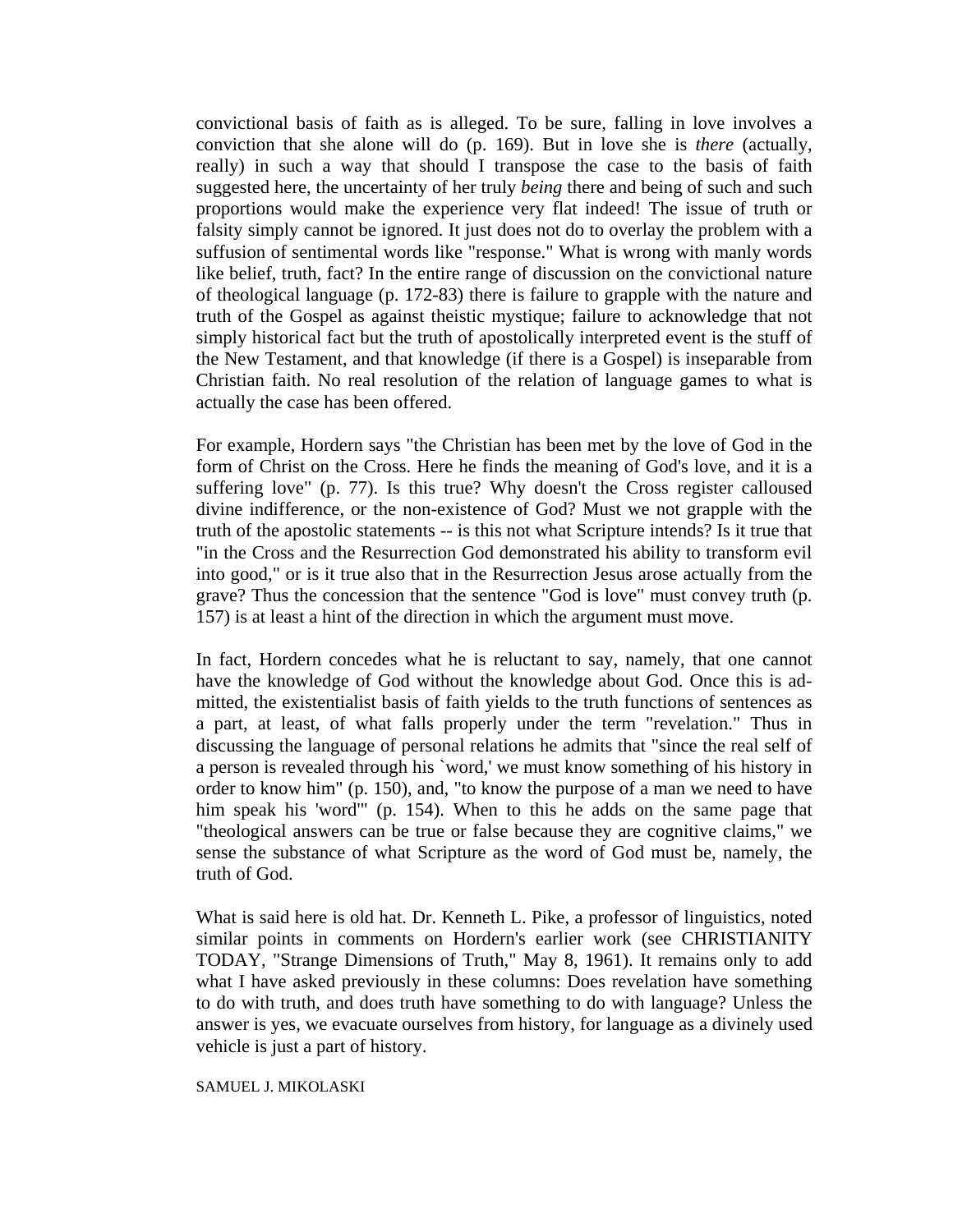convictional basis of faith as is alleged. To be sure, falling in love involves a conviction that she alone will do (p. 169). But in love she is *there* (actually, really) in such a way that should I transpose the case to the basis of faith suggested here, the uncertainty of her truly *being* there and being of such and such proportions would make the experience very flat indeed! The issue of truth or falsity simply cannot be ignored. It just does not do to overlay the problem with a suffusion of sentimental words like "response." What is wrong with manly words like belief, truth, fact? In the entire range of discussion on the convictional nature of theological language (p. 172-83) there is failure to grapple with the nature and truth of the Gospel as against theistic mystique; failure to acknowledge that not simply historical fact but the truth of apostolically interpreted event is the stuff of the New Testament, and that knowledge (if there is a Gospel) is inseparable from Christian faith. No real resolution of the relation of language games to what is actually the case has been offered.

For example, Hordern says "the Christian has been met by the love of God in the form of Christ on the Cross. Here he finds the meaning of God's love, and it is a suffering love" (p. 77). Is this true? Why doesn't the Cross register calloused divine indifference, or the non-existence of God? Must we not grapple with the truth of the apostolic statements -- is this not what Scripture intends? Is it true that "in the Cross and the Resurrection God demonstrated his ability to transform evil into good," or is it true also that in the Resurrection Jesus arose actually from the grave? Thus the concession that the sentence "God is love" must convey truth (p. 157) is at least a hint of the direction in which the argument must move.

In fact, Hordern concedes what he is reluctant to say, namely, that one cannot have the knowledge of God without the knowledge about God. Once this is admitted, the existentialist basis of faith yields to the truth functions of sentences as a part, at least, of what falls properly under the term "revelation." Thus in discussing the language of personal relations he admits that "since the real self of a person is revealed through his `word,' we must know something of his history in order to know him" (p. 150), and, "to know the purpose of a man we need to have him speak his 'word'" (p. 154). When to this he adds on the same page that "theological answers can be true or false because they are cognitive claims," we sense the substance of what Scripture as the word of God must be, namely, the truth of God.

What is said here is old hat. Dr. Kenneth L. Pike, a professor of linguistics, noted similar points in comments on Hordern's earlier work (see CHRISTIANITY TODAY, "Strange Dimensions of Truth," May 8, 1961). It remains only to add what I have asked previously in these columns: Does revelation have something to do with truth, and does truth have something to do with language? Unless the answer is yes, we evacuate ourselves from history, for language as a divinely used vehicle is just a part of history.

SAMUEL J. MIKOLASKI